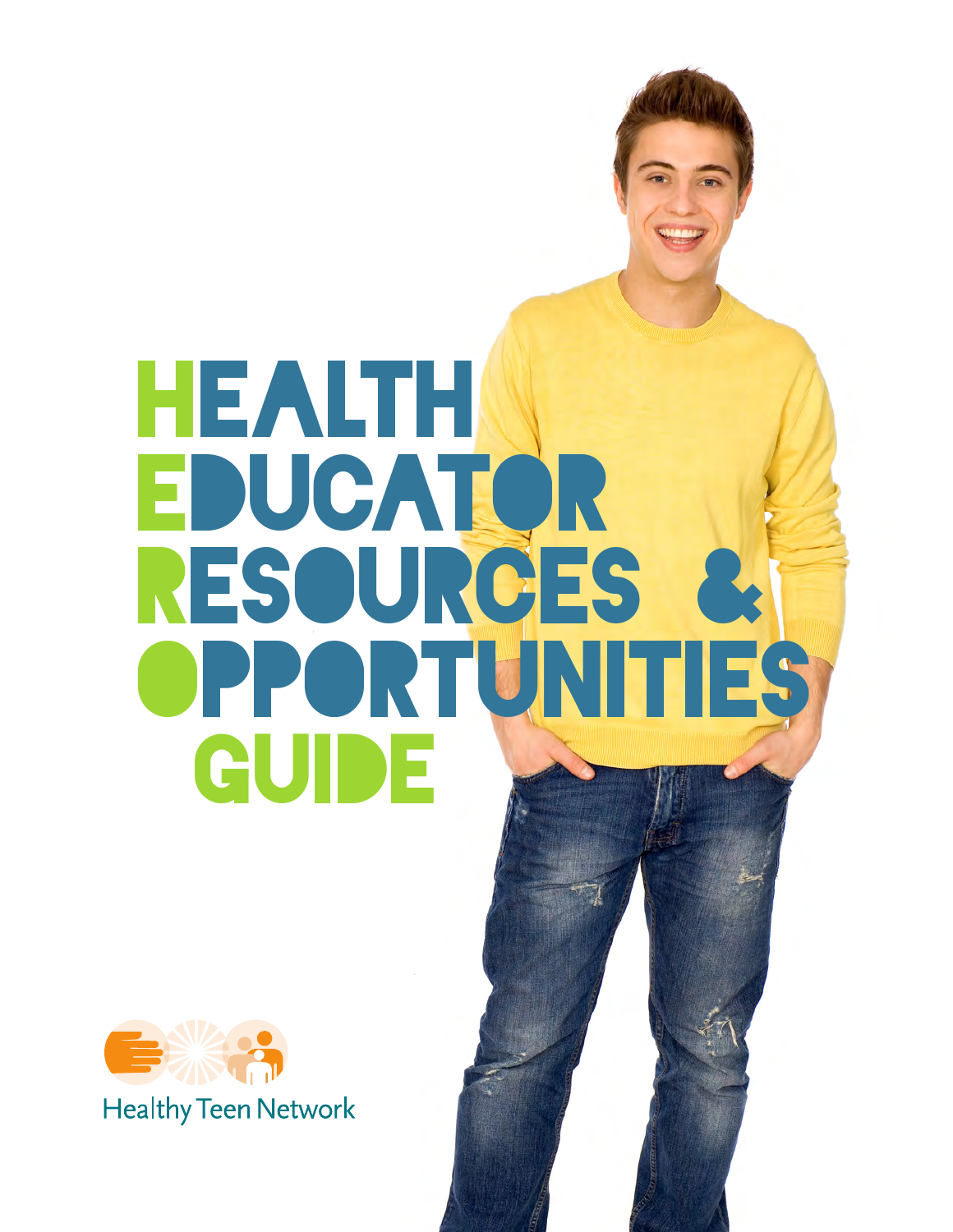# HEALTH EDUCATOR RESOURCES & OPPORTUNITIES GUIDE

Healthy Teen Network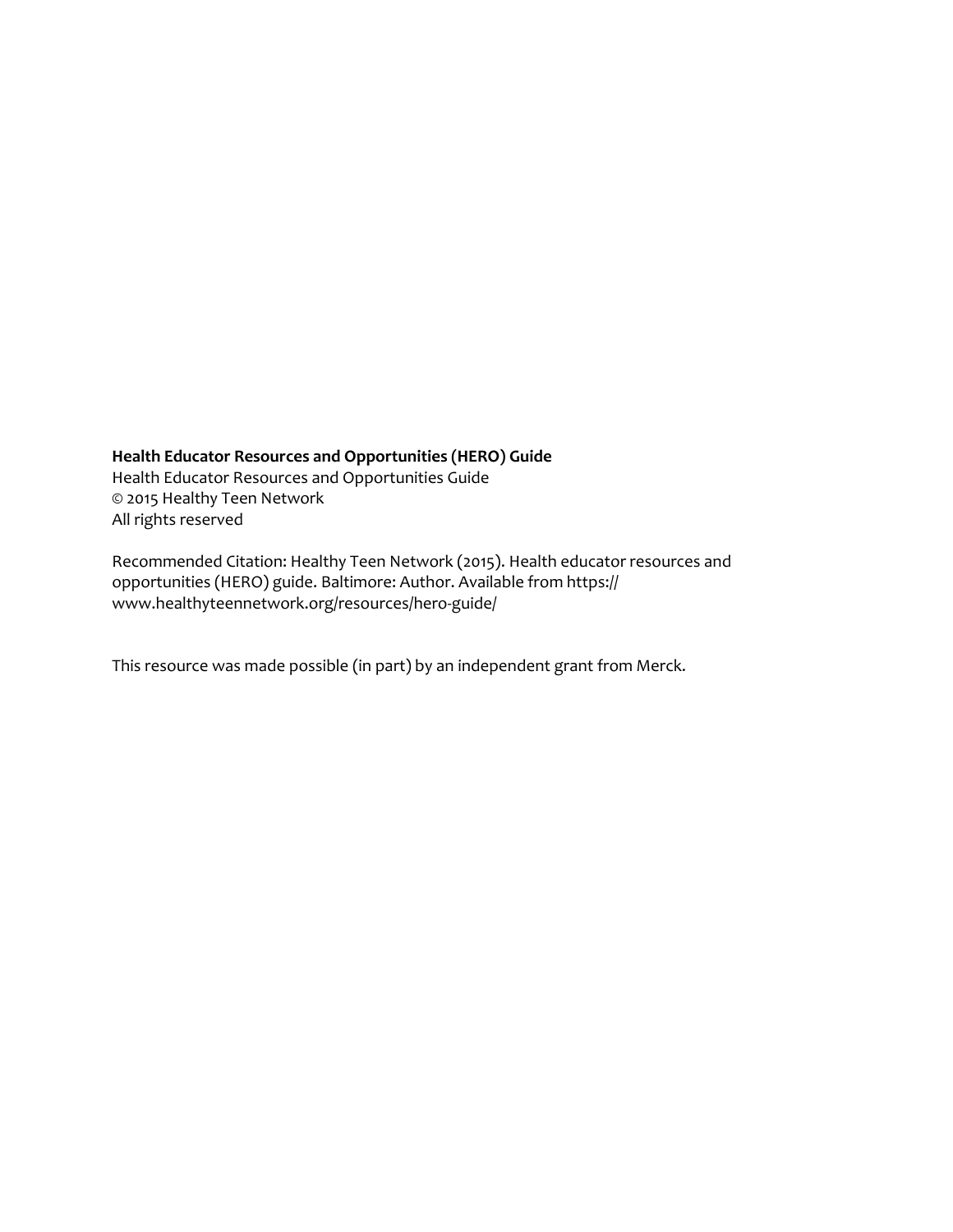**Health Educator Resources and Opportunities (HERO) Guide**
Health Educator Resources and Opportunities Guide
© 2015 Healthy Teen Network
All rights reserved

Recommended Citation: Healthy Teen Network (2015). Health educator resources and opportunities (HERO) guide. Baltimore: Author. Available from https://www.healthyteennetwork.org/resources/hero-guide/

This resource was made possible (in part) by an independent grant from Merck.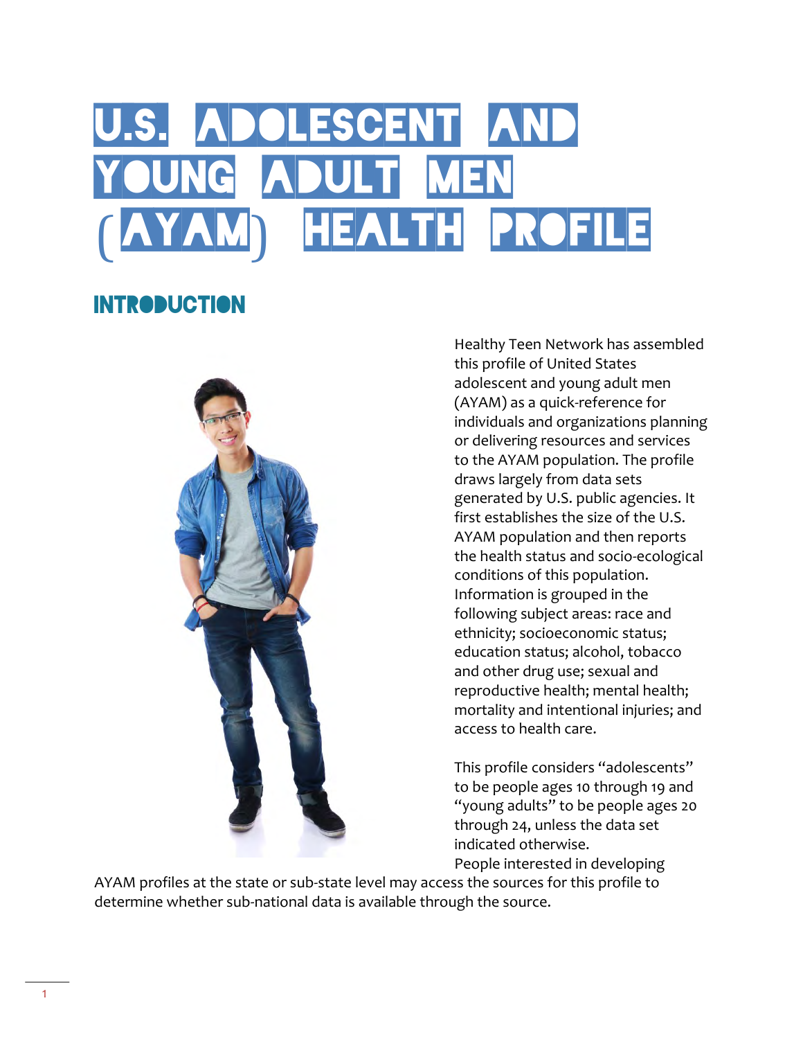# U.S. Adolescent and Young Adult Men (AYAM) Health Profile

## Introduction

Healthy Teen Network has assembled this profile of United States adolescent and young adult men (AYAM) as a quick-reference for individuals and organizations planning or delivering resources and services to the AYAM population. The profile draws largely from data sets generated by U.S. public agencies. It first establishes the size of the U.S. AYAM population and then reports the health status and socio-ecological conditions of this population. Information is grouped in the following subject areas: race and ethnicity; socioeconomic status; education status; alcohol, tobacco and other drug use; sexual and reproductive health; mental health; mortality and intentional injuries; and access to health care.

This profile considers "adolescents" to be people ages 10 through 19 and "young adults" to be people ages 20 through 24, unless the data set indicated otherwise.
People interested in developing AYAM profiles at the state or sub-state level may access the sources for this profile to determine whether sub-national data is available through the source.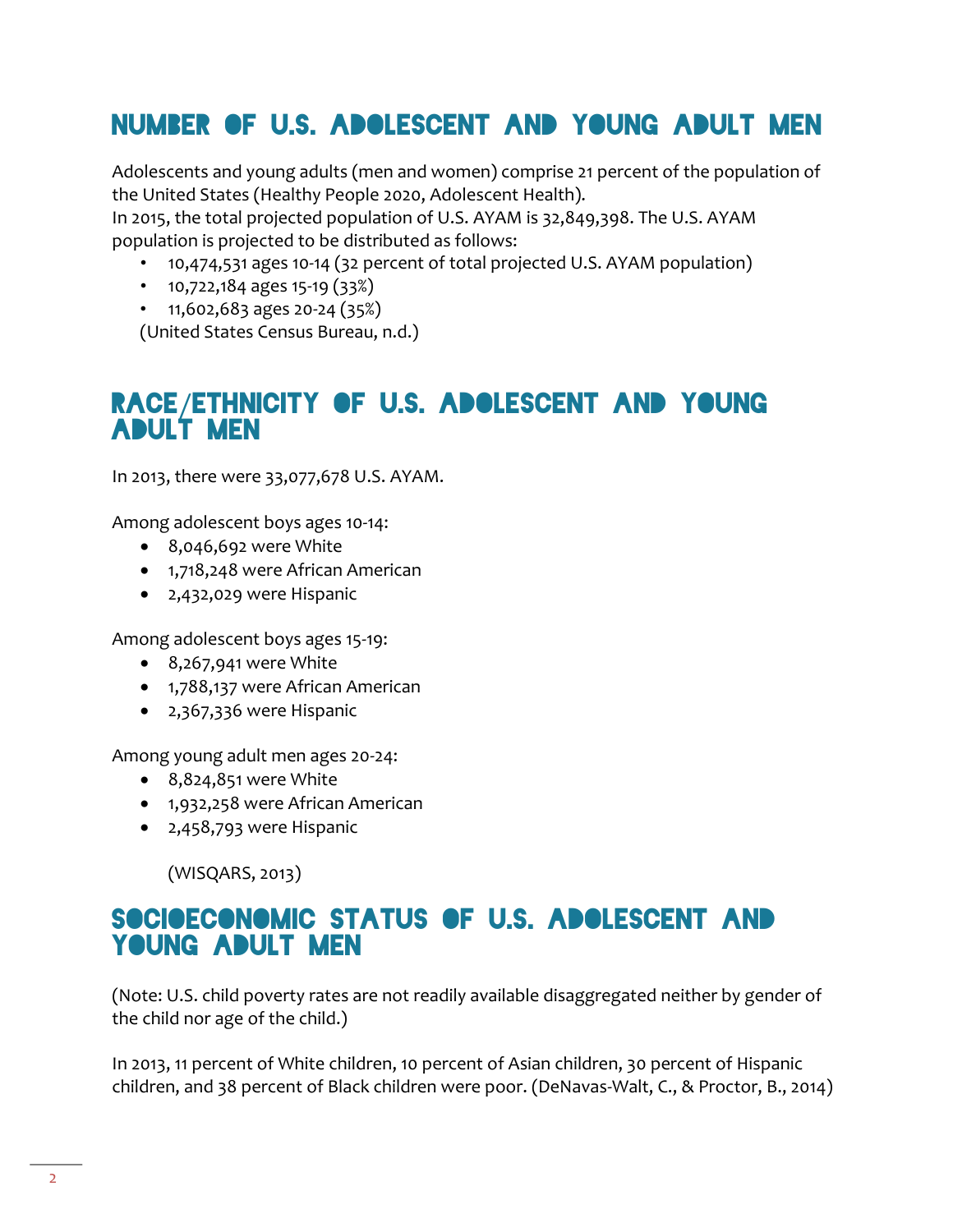## NUMBER OF U.S. ADOLESCENT AND YOUNG ADULT MEN

Adolescents and young adults (men and women) comprise 21 percent of the population of the United States (Healthy People 2020, Adolescent Health).
In 2015, the total projected population of U.S. AYAM is 32,849,398. The U.S. AYAM population is projected to be distributed as follows:

- 10,474,531 ages 10-14 (32 percent of total projected U.S. AYAM population)
- 10,722,184 ages 15-19 (33%)
- 11,602,683 ages 20-24 (35%)

(United States Census Bureau, n.d.)

## RACE/ETHNICITY OF U.S. ADOLESCENT AND YOUNG ADULT MEN

In 2013, there were 33,077,678 U.S. AYAM.

Among adolescent boys ages 10-14:

- 8,046,692 were White
- 1,718,248 were African American
- 2,432,029 were Hispanic

Among adolescent boys ages 15-19:

- 8,267,941 were White
- 1,788,137 were African American
- 2,367,336 were Hispanic

Among young adult men ages 20-24:

- 8,824,851 were White
- 1,932,258 were African American
- 2,458,793 were Hispanic

(WISQARS, 2013)

## SOCIOECONOMIC STATUS OF U.S. ADOLESCENT AND YOUNG ADULT MEN

(Note: U.S. child poverty rates are not readily available disaggregated neither by gender of the child nor age of the child.)

In 2013, 11 percent of White children, 10 percent of Asian children, 30 percent of Hispanic children, and 38 percent of Black children were poor. (DeNavas-Walt, C., & Proctor, B., 2014)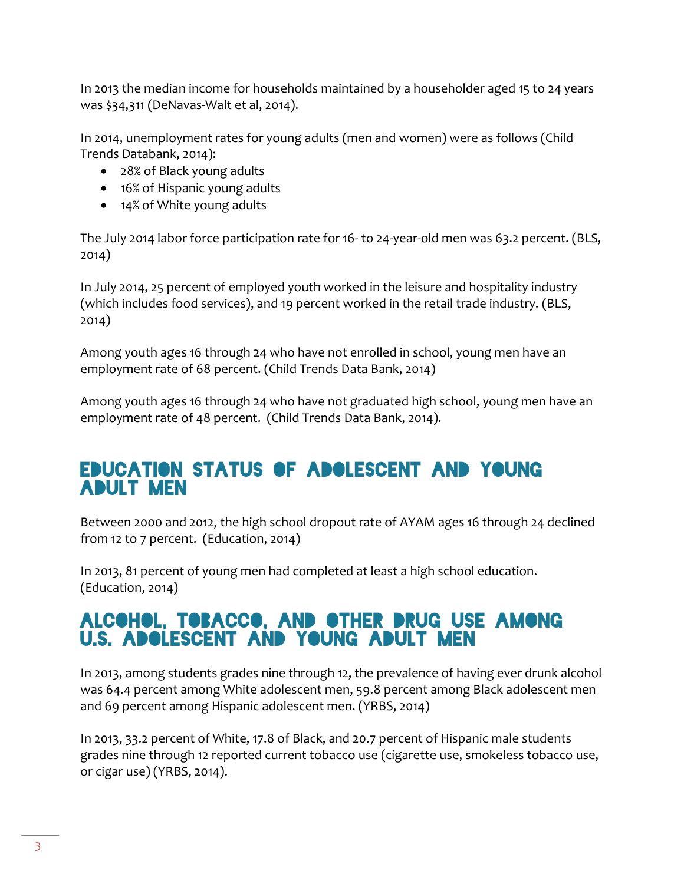In 2013 the median income for households maintained by a householder aged 15 to 24 years was $34,311 (DeNavas-Walt et al, 2014).

In 2014, unemployment rates for young adults (men and women) were as follows (Child Trends Databank, 2014):

- 28% of Black young adults
- 16% of Hispanic young adults
- 14% of White young adults

The July 2014 labor force participation rate for 16- to 24-year-old men was 63.2 percent. (BLS, 2014)

In July 2014, 25 percent of employed youth worked in the leisure and hospitality industry (which includes food services), and 19 percent worked in the retail trade industry. (BLS, 2014)

Among youth ages 16 through 24 who have not enrolled in school, young men have an employment rate of 68 percent. (Child Trends Data Bank, 2014)

Among youth ages 16 through 24 who have not graduated high school, young men have an employment rate of 48 percent. (Child Trends Data Bank, 2014).

## Education Status of Adolescent and Young Adult Men

Between 2000 and 2012, the high school dropout rate of AYAM ages 16 through 24 declined from 12 to 7 percent. (Education, 2014)

In 2013, 81 percent of young men had completed at least a high school education. (Education, 2014)

## Alcohol, Tobacco, and Other Drug Use Among U.S. Adolescent and Young Adult Men

In 2013, among students grades nine through 12, the prevalence of having ever drunk alcohol was 64.4 percent among White adolescent men, 59.8 percent among Black adolescent men and 69 percent among Hispanic adolescent men. (YRBS, 2014)

In 2013, 33.2 percent of White, 17.8 of Black, and 20.7 percent of Hispanic male students grades nine through 12 reported current tobacco use (cigarette use, smokeless tobacco use, or cigar use) (YRBS, 2014).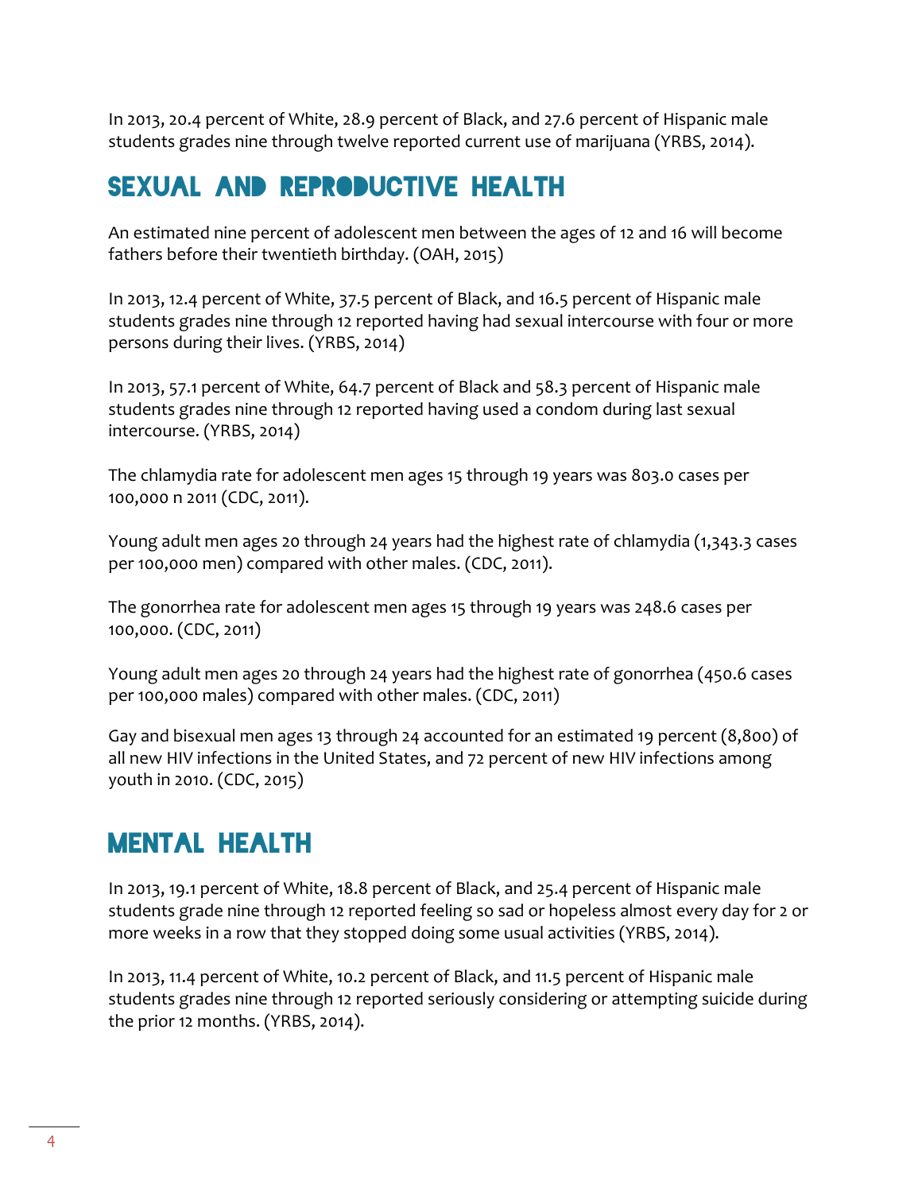In 2013, 20.4 percent of White, 28.9 percent of Black, and 27.6 percent of Hispanic male students grades nine through twelve reported current use of marijuana (YRBS, 2014).

## SEXUAL AND REPRODUCTIVE HEALTH

An estimated nine percent of adolescent men between the ages of 12 and 16 will become fathers before their twentieth birthday. (OAH, 2015)

In 2013, 12.4 percent of White, 37.5 percent of Black, and 16.5 percent of Hispanic male students grades nine through 12 reported having had sexual intercourse with four or more persons during their lives. (YRBS, 2014)

In 2013, 57.1 percent of White, 64.7 percent of Black and 58.3 percent of Hispanic male students grades nine through 12 reported having used a condom during last sexual intercourse. (YRBS, 2014)

The chlamydia rate for adolescent men ages 15 through 19 years was 803.0 cases per 100,000 n 2011 (CDC, 2011).

Young adult men ages 20 through 24 years had the highest rate of chlamydia (1,343.3 cases per 100,000 men) compared with other males. (CDC, 2011).

The gonorrhea rate for adolescent men ages 15 through 19 years was 248.6 cases per 100,000. (CDC, 2011)

Young adult men ages 20 through 24 years had the highest rate of gonorrhea (450.6 cases per 100,000 males) compared with other males. (CDC, 2011)

Gay and bisexual men ages 13 through 24 accounted for an estimated 19 percent (8,800) of all new HIV infections in the United States, and 72 percent of new HIV infections among youth in 2010. (CDC, 2015)

## MENTAL HEALTH

In 2013, 19.1 percent of White, 18.8 percent of Black, and 25.4 percent of Hispanic male students grade nine through 12 reported feeling so sad or hopeless almost every day for 2 or more weeks in a row that they stopped doing some usual activities (YRBS, 2014).

In 2013, 11.4 percent of White, 10.2 percent of Black, and 11.5 percent of Hispanic male students grades nine through 12 reported seriously considering or attempting suicide during the prior 12 months. (YRBS, 2014).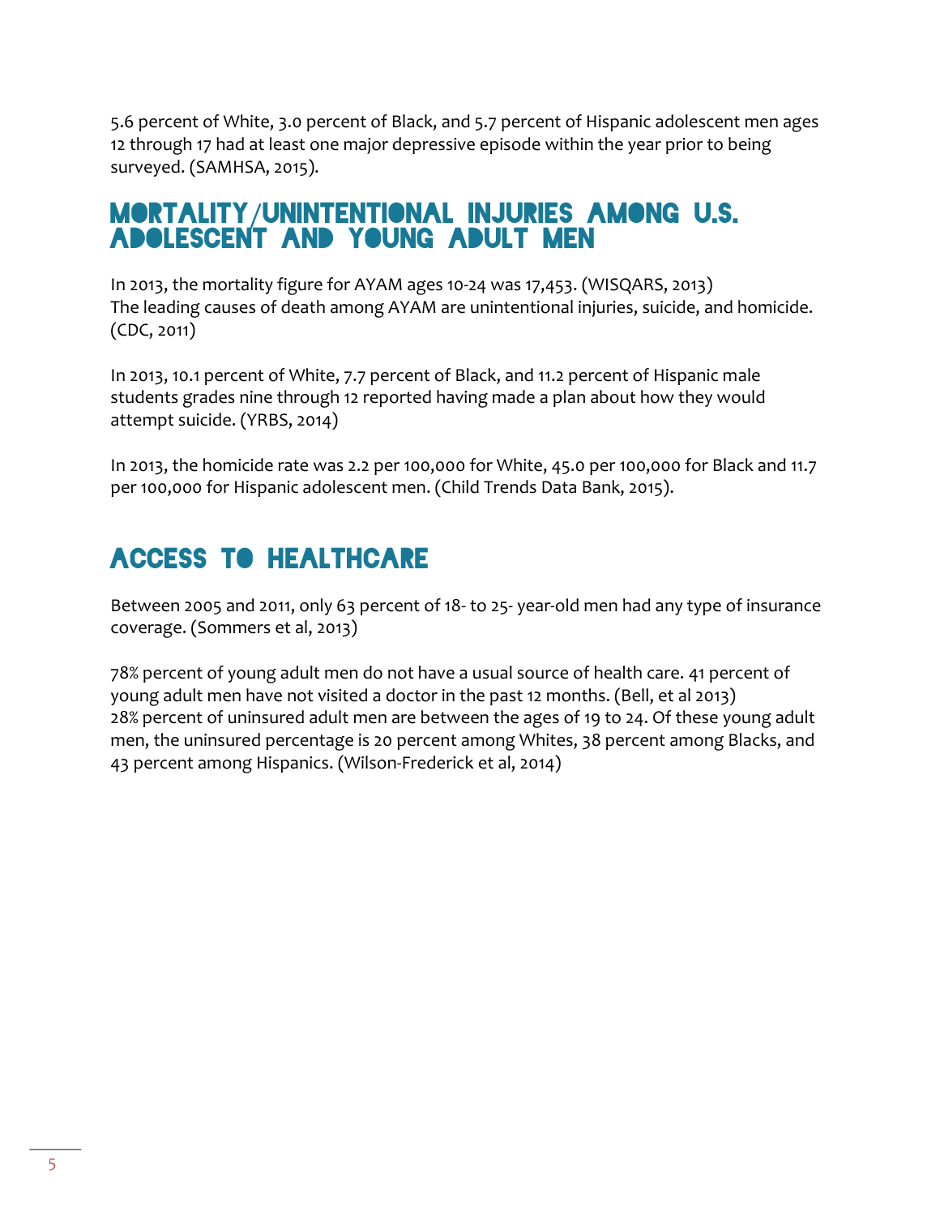5.6 percent of White, 3.0 percent of Black, and 5.7 percent of Hispanic adolescent men ages 12 through 17 had at least one major depressive episode within the year prior to being surveyed. (SAMHSA, 2015).

## MORTALITY/UNINTENTIONAL INJURIES AMONG U.S. ADOLESCENT AND YOUNG ADULT MEN

In 2013, the mortality figure for AYAM ages 10-24 was 17,453. (WISQARS, 2013)
The leading causes of death among AYAM are unintentional injuries, suicide, and homicide. (CDC, 2011)

In 2013, 10.1 percent of White, 7.7 percent of Black, and 11.2 percent of Hispanic male students grades nine through 12 reported having made a plan about how they would attempt suicide. (YRBS, 2014)

In 2013, the homicide rate was 2.2 per 100,000 for White, 45.0 per 100,000 for Black and 11.7 per 100,000 for Hispanic adolescent men. (Child Trends Data Bank, 2015).

## ACCESS TO HEALTHCARE

Between 2005 and 2011, only 63 percent of 18- to 25- year-old men had any type of insurance coverage. (Sommers et al, 2013)

78% percent of young adult men do not have a usual source of health care. 41 percent of young adult men have not visited a doctor in the past 12 months. (Bell, et al 2013)
28% percent of uninsured adult men are between the ages of 19 to 24. Of these young adult men, the uninsured percentage is 20 percent among Whites, 38 percent among Blacks, and 43 percent among Hispanics. (Wilson-Frederick et al, 2014)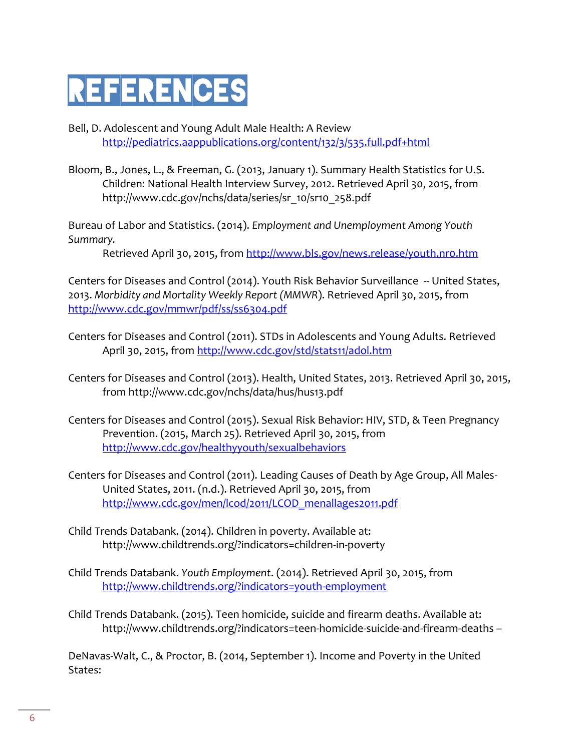# REFERENCES

Bell, D. Adolescent and Young Adult Male Health: A Review
http://pediatrics.aappublications.org/content/132/3/535.full.pdf+html

Bloom, B., Jones, L., & Freeman, G. (2013, January 1). Summary Health Statistics for U.S. Children: National Health Interview Survey, 2012. Retrieved April 30, 2015, from http://www.cdc.gov/nchs/data/series/sr_10/sr10_258.pdf

Bureau of Labor and Statistics. (2014). *Employment and Unemployment Among Youth Summary.*
Retrieved April 30, 2015, from http://www.bls.gov/news.release/youth.nr0.htm

Centers for Diseases and Control (2014). Youth Risk Behavior Surveillance -- United States, 2013. *Morbidity and Mortality Weekly Report (MMWR*). Retrieved April 30, 2015, from http://www.cdc.gov/mmwr/pdf/ss/ss6304.pdf

Centers for Diseases and Control (2011). STDs in Adolescents and Young Adults. Retrieved April 30, 2015, from http://www.cdc.gov/std/stats11/adol.htm

Centers for Diseases and Control (2013). Health, United States, 2013. Retrieved April 30, 2015, from http://www.cdc.gov/nchs/data/hus/hus13.pdf

Centers for Diseases and Control (2015). Sexual Risk Behavior: HIV, STD, & Teen Pregnancy Prevention. (2015, March 25). Retrieved April 30, 2015, from http://www.cdc.gov/healthyyouth/sexualbehaviors

Centers for Diseases and Control (2011). Leading Causes of Death by Age Group, All Males-United States, 2011. (n.d.). Retrieved April 30, 2015, from http://www.cdc.gov/men/lcod/2011/LCOD_menallages2011.pdf

Child Trends Databank. (2014). Children in poverty. Available at: http://www.childtrends.org/?indicators=children-in-poverty

Child Trends Databank. *Youth Employment*. (2014). Retrieved April 30, 2015, from http://www.childtrends.org/?indicators=youth-employment

Child Trends Databank. (2015). Teen homicide, suicide and firearm deaths. Available at: http://www.childtrends.org/?indicators=teen-homicide-suicide-and-firearm-deaths –

DeNavas-Walt, C., & Proctor, B. (2014, September 1). Income and Poverty in the United States: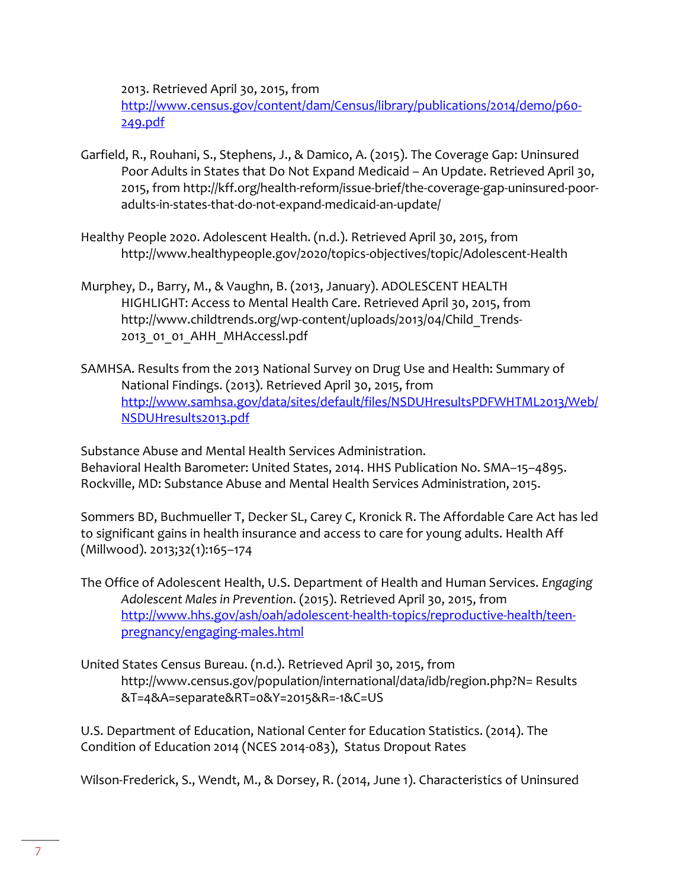2013. Retrieved April 30, 2015, from http://www.census.gov/content/dam/Census/library/publications/2014/demo/p60-249.pdf

Garfield, R., Rouhani, S., Stephens, J., & Damico, A. (2015). The Coverage Gap: Uninsured Poor Adults in States that Do Not Expand Medicaid – An Update. Retrieved April 30, 2015, from http://kff.org/health-reform/issue-brief/the-coverage-gap-uninsured-poor-adults-in-states-that-do-not-expand-medicaid-an-update/

Healthy People 2020. Adolescent Health. (n.d.). Retrieved April 30, 2015, from http://www.healthypeople.gov/2020/topics-objectives/topic/Adolescent-Health

Murphey, D., Barry, M., & Vaughn, B. (2013, January). ADOLESCENT HEALTH HIGHLIGHT: Access to Mental Health Care. Retrieved April 30, 2015, from http://www.childtrends.org/wp-content/uploads/2013/04/Child_Trends-2013_01_01_AHH_MHAccessl.pdf

SAMHSA. Results from the 2013 National Survey on Drug Use and Health: Summary of National Findings. (2013). Retrieved April 30, 2015, from http://www.samhsa.gov/data/sites/default/files/NSDUHresultsPDFWHTML2013/Web/NSDUHresults2013.pdf

Substance Abuse and Mental Health Services Administration.
Behavioral Health Barometer: United States, 2014. HHS Publication No. SMA–15–4895. Rockville, MD: Substance Abuse and Mental Health Services Administration, 2015.

Sommers BD, Buchmueller T, Decker SL, Carey C, Kronick R. The Affordable Care Act has led to significant gains in health insurance and access to care for young adults. Health Aff (Millwood). 2013;32(1):165–174

The Office of Adolescent Health, U.S. Department of Health and Human Services. *Engaging Adolescent Males in Prevention*. (2015). Retrieved April 30, 2015, from http://www.hhs.gov/ash/oah/adolescent-health-topics/reproductive-health/teen-pregnancy/engaging-males.html

United States Census Bureau. (n.d.). Retrieved April 30, 2015, from http://www.census.gov/population/international/data/idb/region.php?N= Results &T=4&A=separate&RT=0&Y=2015&R=-1&C=US

U.S. Department of Education, National Center for Education Statistics. (2014). The Condition of Education 2014 (NCES 2014-083), Status Dropout Rates

Wilson-Frederick, S., Wendt, M., & Dorsey, R. (2014, June 1). Characteristics of Uninsured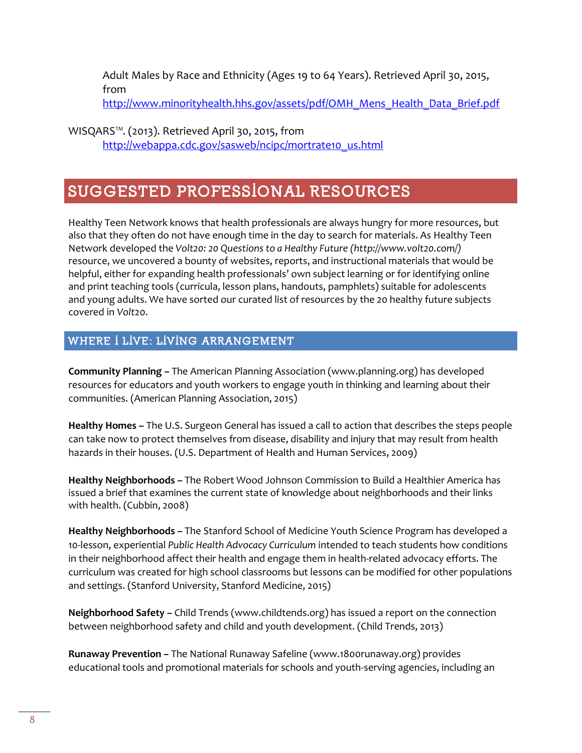Adult Males by Race and Ethnicity (Ages 19 to 64 Years). Retrieved April 30, 2015, from http://www.minorityhealth.hhs.gov/assets/pdf/OMH_Mens_Health_Data_Brief.pdf

WISQARS™. (2013). Retrieved April 30, 2015, from http://webappa.cdc.gov/sasweb/ncipc/mortrate10_us.html

# SUGGESTED PROFESSIONAL RESOURCES

Healthy Teen Network knows that health professionals are always hungry for more resources, but also that they often do not have enough time in the day to search for materials. As Healthy Teen Network developed the *Volt20: 20 Questions to a Healthy Future (http://www.volt20.com/)* resource, we uncovered a bounty of websites, reports, and instructional materials that would be helpful, either for expanding health professionals' own subject learning or for identifying online and print teaching tools (curricula, lesson plans, handouts, pamphlets) suitable for adolescents and young adults. We have sorted our curated list of resources by the 20 healthy future subjects covered in *Volt20*.

## WHERE I LIVE: LIVING ARRANGEMENT

**Community Planning –** The American Planning Association (www.planning.org) has developed resources for educators and youth workers to engage youth in thinking and learning about their communities. (American Planning Association, 2015)

**Healthy Homes –** The U.S. Surgeon General has issued a call to action that describes the steps people can take now to protect themselves from disease, disability and injury that may result from health hazards in their houses. (U.S. Department of Health and Human Services, 2009)

**Healthy Neighborhoods –** The Robert Wood Johnson Commission to Build a Healthier America has issued a brief that examines the current state of knowledge about neighborhoods and their links with health. (Cubbin, 2008)

**Healthy Neighborhoods –** The Stanford School of Medicine Youth Science Program has developed a 10-lesson, experiential *Public Health Advocacy Curriculum* intended to teach students how conditions in their neighborhood affect their health and engage them in health-related advocacy efforts. The curriculum was created for high school classrooms but lessons can be modified for other populations and settings. (Stanford University, Stanford Medicine, 2015)

**Neighborhood Safety –** Child Trends (www.childtends.org) has issued a report on the connection between neighborhood safety and child and youth development. (Child Trends, 2013)

**Runaway Prevention –** The National Runaway Safeline (www.1800runaway.org) provides educational tools and promotional materials for schools and youth-serving agencies, including an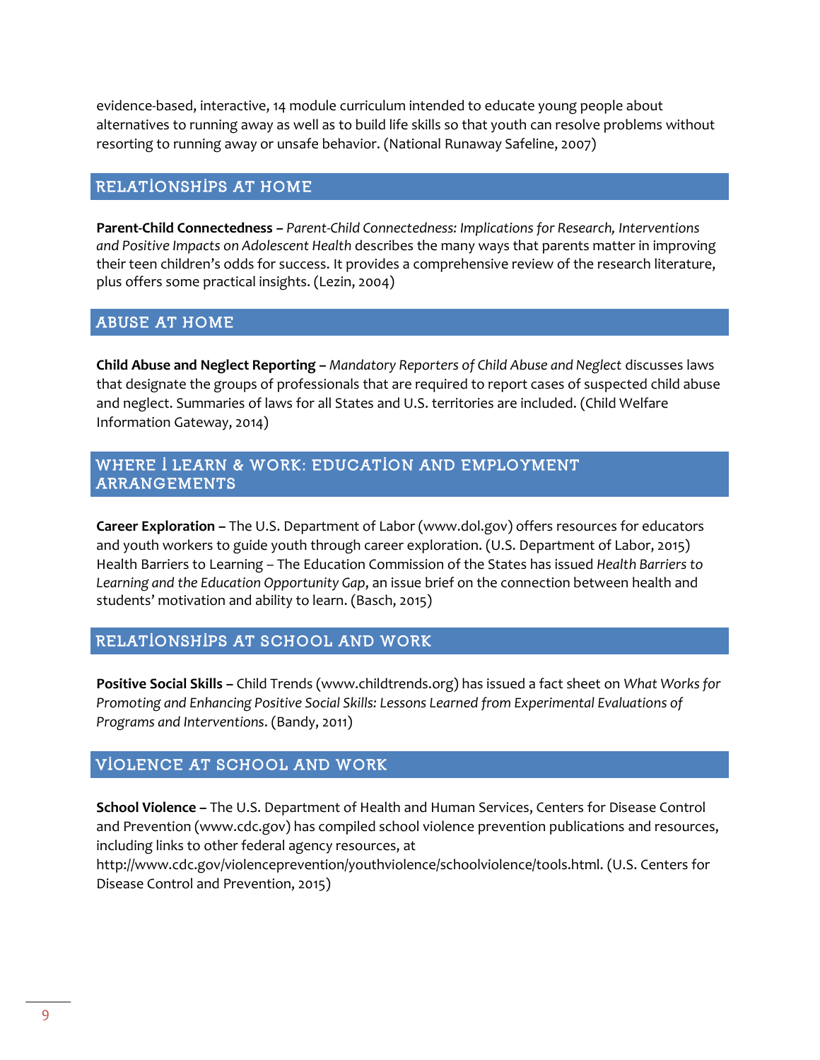evidence-based, interactive, 14 module curriculum intended to educate young people about alternatives to running away as well as to build life skills so that youth can resolve problems without resorting to running away or unsafe behavior. (National Runaway Safeline, 2007)

## RELATIONSHIPS AT HOME

**Parent-Child Connectedness –** *Parent-Child Connectedness: Implications for Research, Interventions and Positive Impacts on Adolescent Health* describes the many ways that parents matter in improving their teen children's odds for success. It provides a comprehensive review of the research literature, plus offers some practical insights. (Lezin, 2004)

## ABUSE AT HOME

**Child Abuse and Neglect Reporting –** *Mandatory Reporters of Child Abuse and Neglect* discusses laws that designate the groups of professionals that are required to report cases of suspected child abuse and neglect. Summaries of laws for all States and U.S. territories are included. (Child Welfare Information Gateway, 2014)

## WHERE I LEARN & WORK: EDUCATION AND EMPLOYMENT ARRANGEMENTS

**Career Exploration –** The U.S. Department of Labor (www.dol.gov) offers resources for educators and youth workers to guide youth through career exploration. (U.S. Department of Labor, 2015) Health Barriers to Learning – The Education Commission of the States has issued *Health Barriers to Learning and the Education Opportunity Gap*, an issue brief on the connection between health and students' motivation and ability to learn. (Basch, 2015)

## RELATIONSHIPS AT SCHOOL AND WORK

**Positive Social Skills –** Child Trends (www.childtrends.org) has issued a fact sheet on *What Works for Promoting and Enhancing Positive Social Skills: Lessons Learned from Experimental Evaluations of Programs and Interventions*. (Bandy, 2011)

## VIOLENCE AT SCHOOL AND WORK

**School Violence –** The U.S. Department of Health and Human Services, Centers for Disease Control and Prevention (www.cdc.gov) has compiled school violence prevention publications and resources, including links to other federal agency resources, at http://www.cdc.gov/violenceprevention/youthviolence/schoolviolence/tools.html. (U.S. Centers for Disease Control and Prevention, 2015)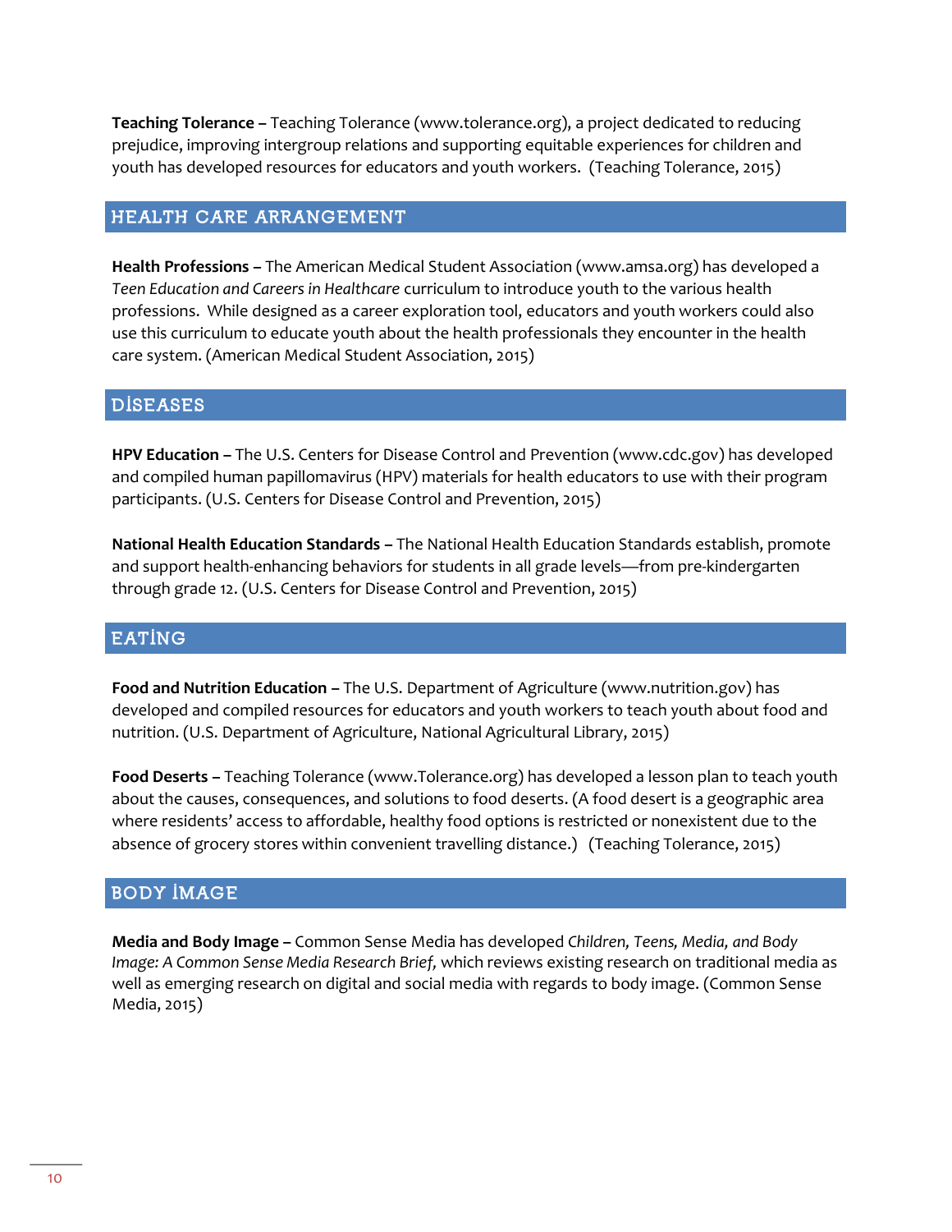**Teaching Tolerance –** Teaching Tolerance (www.tolerance.org), a project dedicated to reducing prejudice, improving intergroup relations and supporting equitable experiences for children and youth has developed resources for educators and youth workers. (Teaching Tolerance, 2015)

## HEALTH CARE ARRANGEMENT

**Health Professions –** The American Medical Student Association (www.amsa.org) has developed a *Teen Education and Careers in Healthcare* curriculum to introduce youth to the various health professions. While designed as a career exploration tool, educators and youth workers could also use this curriculum to educate youth about the health professionals they encounter in the health care system. (American Medical Student Association, 2015)

## DISEASES

**HPV Education –** The U.S. Centers for Disease Control and Prevention (www.cdc.gov) has developed and compiled human papillomavirus (HPV) materials for health educators to use with their program participants. (U.S. Centers for Disease Control and Prevention, 2015)

**National Health Education Standards –** The National Health Education Standards establish, promote and support health-enhancing behaviors for students in all grade levels—from pre-kindergarten through grade 12. (U.S. Centers for Disease Control and Prevention, 2015)

## EATING

**Food and Nutrition Education –** The U.S. Department of Agriculture (www.nutrition.gov) has developed and compiled resources for educators and youth workers to teach youth about food and nutrition. (U.S. Department of Agriculture, National Agricultural Library, 2015)

**Food Deserts –** Teaching Tolerance (www.Tolerance.org) has developed a lesson plan to teach youth about the causes, consequences, and solutions to food deserts. (A food desert is a geographic area where residents' access to affordable, healthy food options is restricted or nonexistent due to the absence of grocery stores within convenient travelling distance.) (Teaching Tolerance, 2015)

## BODY IMAGE

**Media and Body Image –** Common Sense Media has developed *Children, Teens, Media, and Body Image: A Common Sense Media Research Brief,* which reviews existing research on traditional media as well as emerging research on digital and social media with regards to body image. (Common Sense Media, 2015)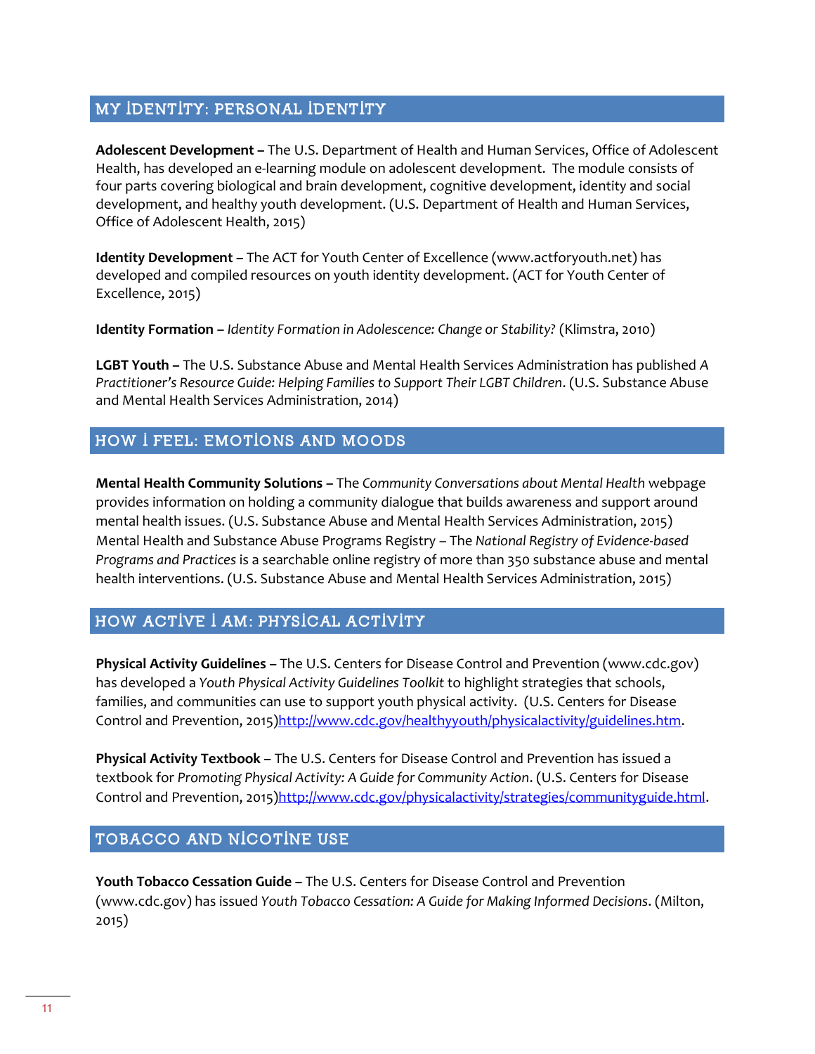## MY IDENTITY: PERSONAL IDENTITY

**Adolescent Development –** The U.S. Department of Health and Human Services, Office of Adolescent Health, has developed an e-learning module on adolescent development. The module consists of four parts covering biological and brain development, cognitive development, identity and social development, and healthy youth development. (U.S. Department of Health and Human Services, Office of Adolescent Health, 2015)

**Identity Development –** The ACT for Youth Center of Excellence (www.actforyouth.net) has developed and compiled resources on youth identity development. (ACT for Youth Center of Excellence, 2015)

**Identity Formation –** *Identity Formation in Adolescence: Change or Stability?* (Klimstra, 2010)

**LGBT Youth –** The U.S. Substance Abuse and Mental Health Services Administration has published *A Practitioner's Resource Guide: Helping Families to Support Their LGBT Children*. (U.S. Substance Abuse and Mental Health Services Administration, 2014)

## HOW I FEEL: EMOTIONS AND MOODS

**Mental Health Community Solutions –** The *Community Conversations about Mental Health* webpage provides information on holding a community dialogue that builds awareness and support around mental health issues. (U.S. Substance Abuse and Mental Health Services Administration, 2015)
Mental Health and Substance Abuse Programs Registry – The *National Registry of Evidence-based Programs and Practices* is a searchable online registry of more than 350 substance abuse and mental health interventions. (U.S. Substance Abuse and Mental Health Services Administration, 2015)

## HOW ACTIVE I AM: PHYSICAL ACTIVITY

**Physical Activity Guidelines –** The U.S. Centers for Disease Control and Prevention (www.cdc.gov) has developed a *Youth Physical Activity Guidelines Toolkit* to highlight strategies that schools, families, and communities can use to support youth physical activity. (U.S. Centers for Disease Control and Prevention, 2015)http://www.cdc.gov/healthyyouth/physicalactivity/guidelines.htm.

**Physical Activity Textbook –** The U.S. Centers for Disease Control and Prevention has issued a textbook for *Promoting Physical Activity: A Guide for Community Action*. (U.S. Centers for Disease Control and Prevention, 2015)http://www.cdc.gov/physicalactivity/strategies/communityguide.html.

## TOBACCO AND NICOTINE USE

**Youth Tobacco Cessation Guide –** The U.S. Centers for Disease Control and Prevention (www.cdc.gov) has issued *Youth Tobacco Cessation: A Guide for Making Informed Decisions*. (Milton, 2015)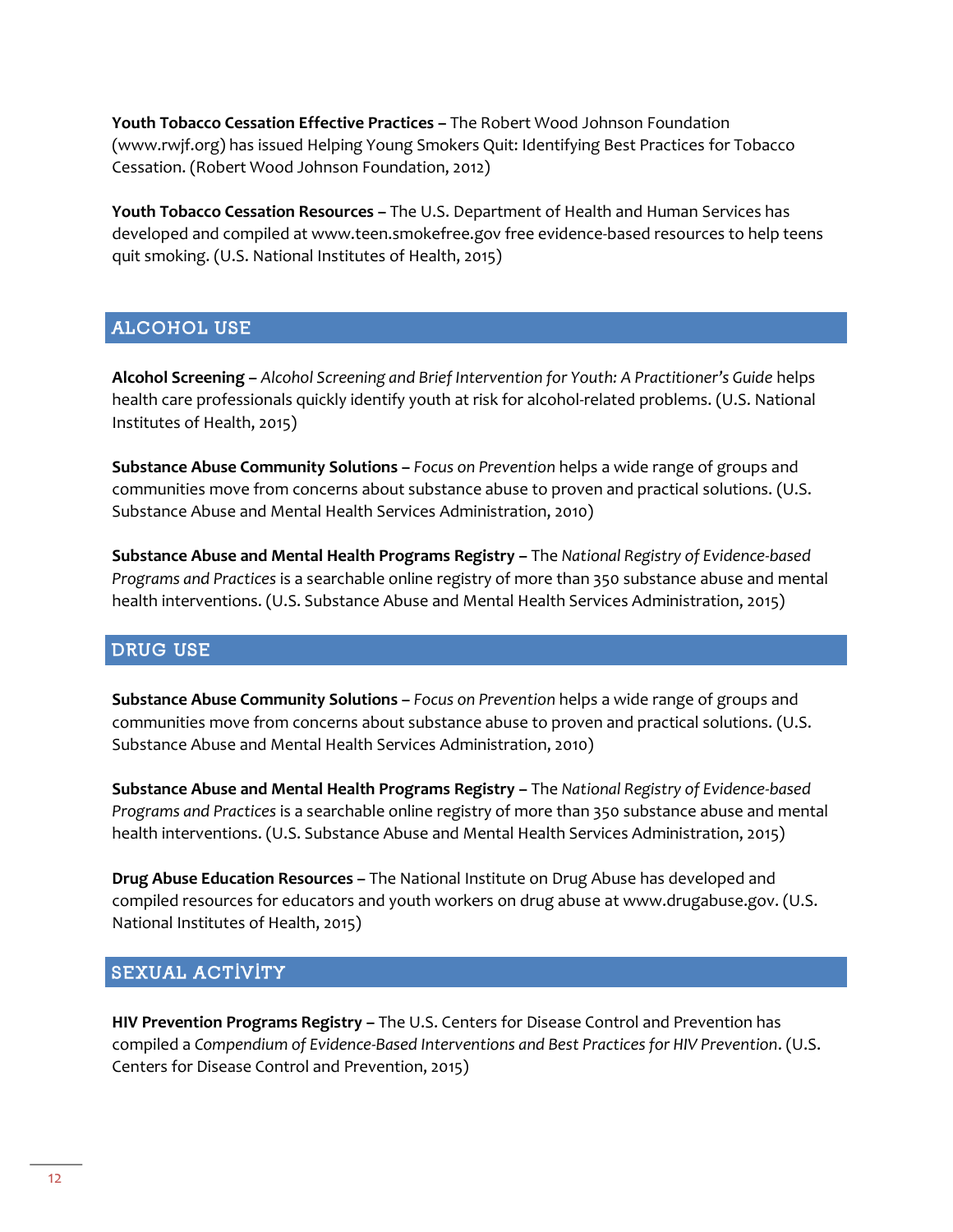**Youth Tobacco Cessation Effective Practices –** The Robert Wood Johnson Foundation (www.rwjf.org) has issued Helping Young Smokers Quit: Identifying Best Practices for Tobacco Cessation. (Robert Wood Johnson Foundation, 2012)

**Youth Tobacco Cessation Resources –** The U.S. Department of Health and Human Services has developed and compiled at www.teen.smokefree.gov free evidence-based resources to help teens quit smoking. (U.S. National Institutes of Health, 2015)

## ALCOHOL USE

**Alcohol Screening –** *Alcohol Screening and Brief Intervention for Youth: A Practitioner's Guide* helps health care professionals quickly identify youth at risk for alcohol-related problems. (U.S. National Institutes of Health, 2015)

**Substance Abuse Community Solutions –** *Focus on Prevention* helps a wide range of groups and communities move from concerns about substance abuse to proven and practical solutions. (U.S. Substance Abuse and Mental Health Services Administration, 2010)

**Substance Abuse and Mental Health Programs Registry –** The *National Registry of Evidence-based Programs and Practices* is a searchable online registry of more than 350 substance abuse and mental health interventions. (U.S. Substance Abuse and Mental Health Services Administration, 2015)

## DRUG USE

**Substance Abuse Community Solutions –** *Focus on Prevention* helps a wide range of groups and communities move from concerns about substance abuse to proven and practical solutions. (U.S. Substance Abuse and Mental Health Services Administration, 2010)

**Substance Abuse and Mental Health Programs Registry –** The *National Registry of Evidence-based Programs and Practices* is a searchable online registry of more than 350 substance abuse and mental health interventions. (U.S. Substance Abuse and Mental Health Services Administration, 2015)

**Drug Abuse Education Resources –** The National Institute on Drug Abuse has developed and compiled resources for educators and youth workers on drug abuse at www.drugabuse.gov. (U.S. National Institutes of Health, 2015)

## SEXUAL ACTIVITY

**HIV Prevention Programs Registry –** The U.S. Centers for Disease Control and Prevention has compiled a *Compendium of Evidence-Based Interventions and Best Practices for HIV Prevention*. (U.S. Centers for Disease Control and Prevention, 2015)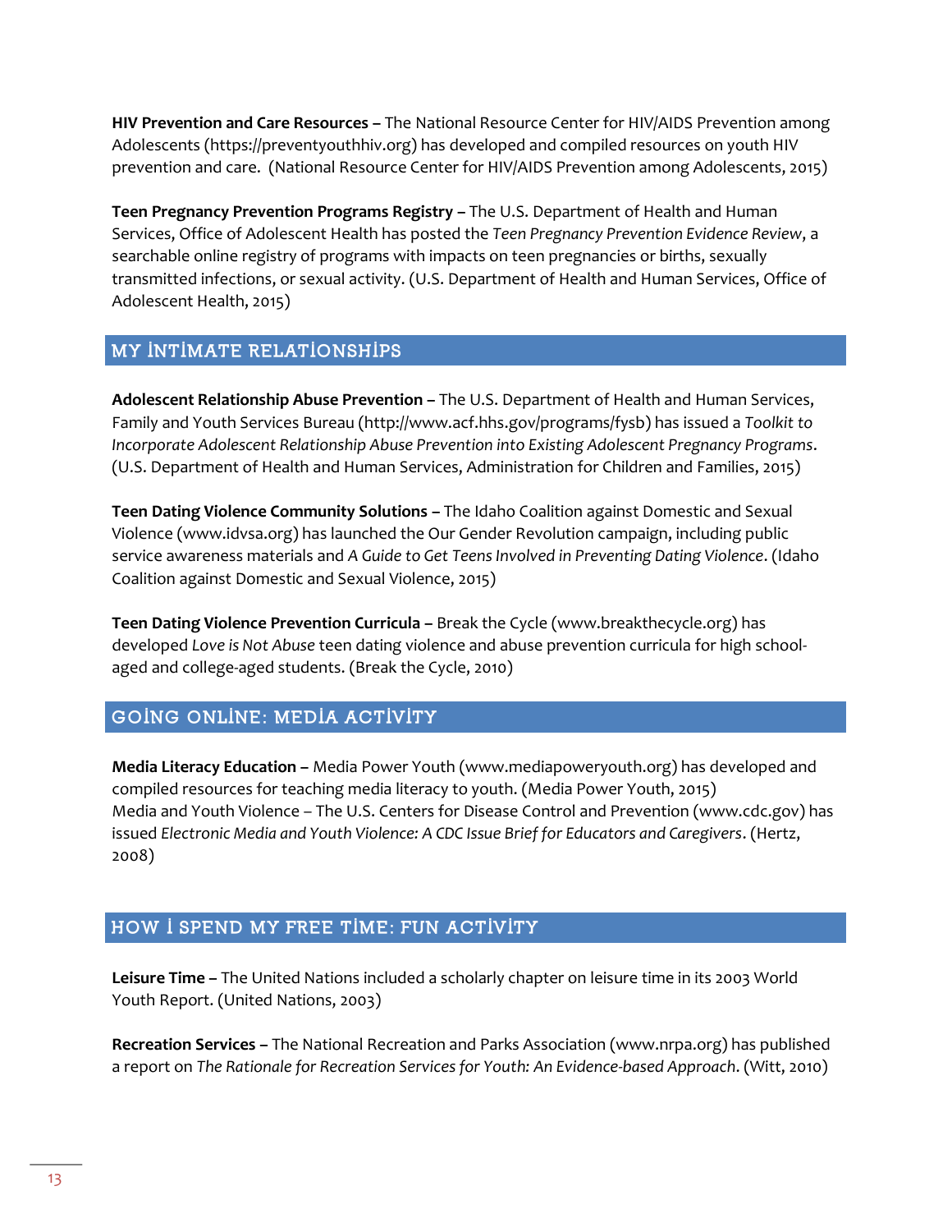**HIV Prevention and Care Resources –** The National Resource Center for HIV/AIDS Prevention among Adolescents (https://preventyouthhiv.org) has developed and compiled resources on youth HIV prevention and care. (National Resource Center for HIV/AIDS Prevention among Adolescents, 2015)

**Teen Pregnancy Prevention Programs Registry –** The U.S. Department of Health and Human Services, Office of Adolescent Health has posted the *Teen Pregnancy Prevention Evidence Review*, a searchable online registry of programs with impacts on teen pregnancies or births, sexually transmitted infections, or sexual activity. (U.S. Department of Health and Human Services, Office of Adolescent Health, 2015)

## MY INTIMATE RELATIONSHIPS

**Adolescent Relationship Abuse Prevention –** The U.S. Department of Health and Human Services, Family and Youth Services Bureau (http://www.acf.hhs.gov/programs/fysb) has issued a *Toolkit to Incorporate Adolescent Relationship Abuse Prevention into Existing Adolescent Pregnancy Programs*. (U.S. Department of Health and Human Services, Administration for Children and Families, 2015)

**Teen Dating Violence Community Solutions –** The Idaho Coalition against Domestic and Sexual Violence (www.idvsa.org) has launched the Our Gender Revolution campaign, including public service awareness materials and *A Guide to Get Teens Involved in Preventing Dating Violence*. (Idaho Coalition against Domestic and Sexual Violence, 2015)

**Teen Dating Violence Prevention Curricula –** Break the Cycle (www.breakthecycle.org) has developed *Love is Not Abuse* teen dating violence and abuse prevention curricula for high school-aged and college-aged students. (Break the Cycle, 2010)

## GOING ONLINE: MEDIA ACTIVITY

**Media Literacy Education –** Media Power Youth (www.mediapoweryouth.org) has developed and compiled resources for teaching media literacy to youth. (Media Power Youth, 2015)
Media and Youth Violence – The U.S. Centers for Disease Control and Prevention (www.cdc.gov) has issued *Electronic Media and Youth Violence: A CDC Issue Brief for Educators and Caregivers*. (Hertz, 2008)

## HOW I SPEND MY FREE TIME: FUN ACTIVITY

**Leisure Time –** The United Nations included a scholarly chapter on leisure time in its 2003 World Youth Report. (United Nations, 2003)

**Recreation Services –** The National Recreation and Parks Association (www.nrpa.org) has published a report on *The Rationale for Recreation Services for Youth: An Evidence-based Approach*. (Witt, 2010)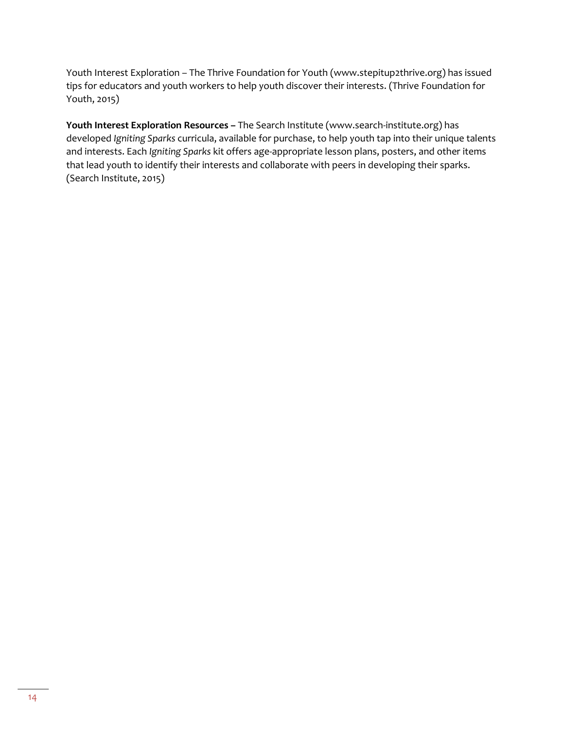Youth Interest Exploration – The Thrive Foundation for Youth (www.stepitup2thrive.org) has issued tips for educators and youth workers to help youth discover their interests. (Thrive Foundation for Youth, 2015)

**Youth Interest Exploration Resources –** The Search Institute (www.search-institute.org) has developed *Igniting Sparks* curricula, available for purchase, to help youth tap into their unique talents and interests. Each *Igniting Sparks* kit offers age-appropriate lesson plans, posters, and other items that lead youth to identify their interests and collaborate with peers in developing their sparks. (Search Institute, 2015)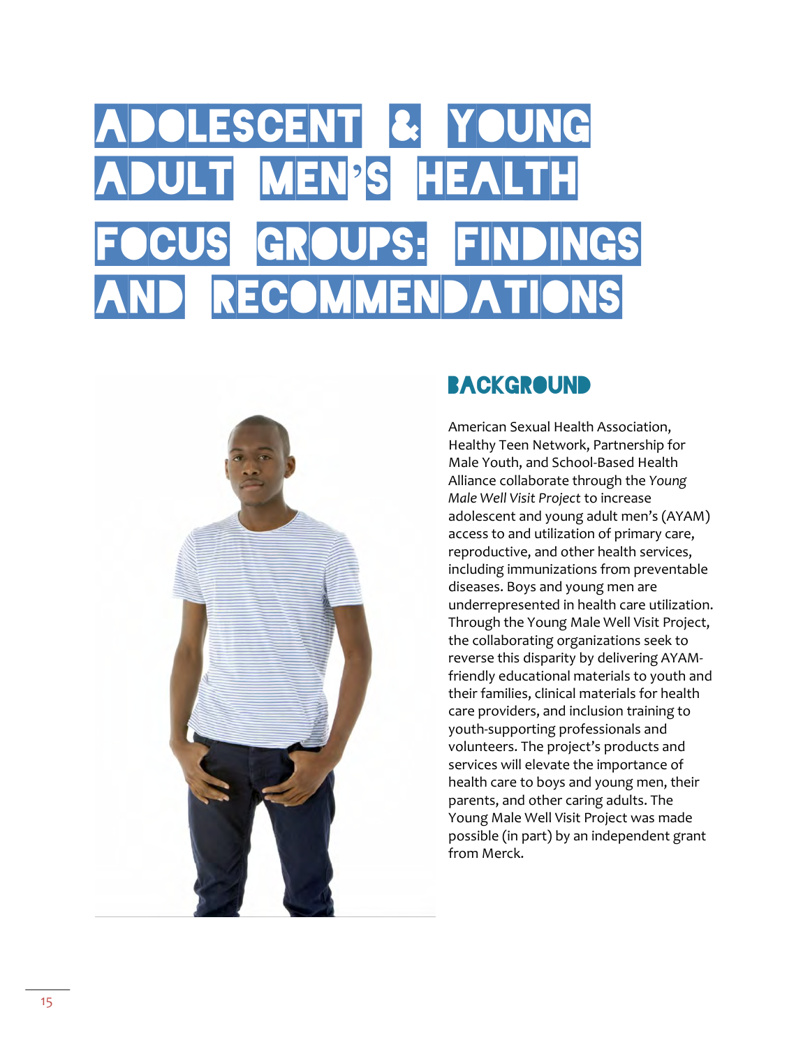# Adolescent & Young Adult Men's Health Focus Groups: Findings and Recommendations

## Background

American Sexual Health Association, Healthy Teen Network, Partnership for Male Youth, and School-Based Health Alliance collaborate through the *Young Male Well Visit Project* to increase adolescent and young adult men's (AYAM) access to and utilization of primary care, reproductive, and other health services, including immunizations from preventable diseases. Boys and young men are underrepresented in health care utilization. Through the Young Male Well Visit Project, the collaborating organizations seek to reverse this disparity by delivering AYAM-friendly educational materials to youth and their families, clinical materials for health care providers, and inclusion training to youth-supporting professionals and volunteers. The project's products and services will elevate the importance of health care to boys and young men, their parents, and other caring adults. The Young Male Well Visit Project was made possible (in part) by an independent grant from Merck.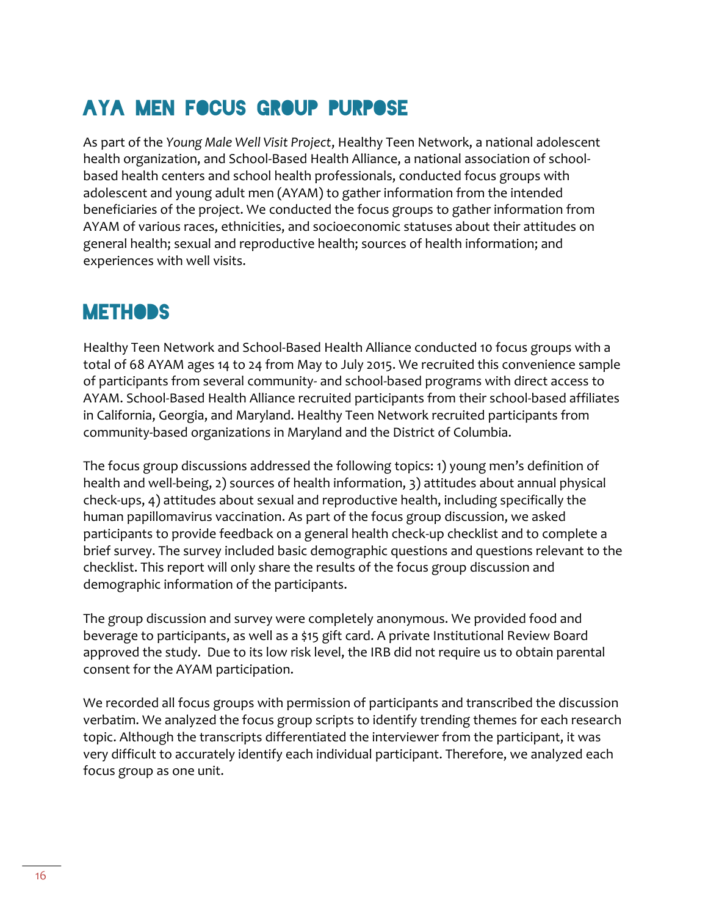## AYA Men Focus Group Purpose

As part of the *Young Male Well Visit Project*, Healthy Teen Network, a national adolescent health organization, and School-Based Health Alliance, a national association of school-based health centers and school health professionals, conducted focus groups with adolescent and young adult men (AYAM) to gather information from the intended beneficiaries of the project. We conducted the focus groups to gather information from AYAM of various races, ethnicities, and socioeconomic statuses about their attitudes on general health; sexual and reproductive health; sources of health information; and experiences with well visits.

## Methods

Healthy Teen Network and School-Based Health Alliance conducted 10 focus groups with a total of 68 AYAM ages 14 to 24 from May to July 2015. We recruited this convenience sample of participants from several community- and school-based programs with direct access to AYAM. School-Based Health Alliance recruited participants from their school-based affiliates in California, Georgia, and Maryland. Healthy Teen Network recruited participants from community-based organizations in Maryland and the District of Columbia.

The focus group discussions addressed the following topics: 1) young men's definition of health and well-being, 2) sources of health information, 3) attitudes about annual physical check-ups, 4) attitudes about sexual and reproductive health, including specifically the human papillomavirus vaccination. As part of the focus group discussion, we asked participants to provide feedback on a general health check-up checklist and to complete a brief survey. The survey included basic demographic questions and questions relevant to the checklist. This report will only share the results of the focus group discussion and demographic information of the participants.

The group discussion and survey were completely anonymous. We provided food and beverage to participants, as well as a $15 gift card. A private Institutional Review Board approved the study. Due to its low risk level, the IRB did not require us to obtain parental consent for the AYAM participation.

We recorded all focus groups with permission of participants and transcribed the discussion verbatim. We analyzed the focus group scripts to identify trending themes for each research topic. Although the transcripts differentiated the interviewer from the participant, it was very difficult to accurately identify each individual participant. Therefore, we analyzed each focus group as one unit.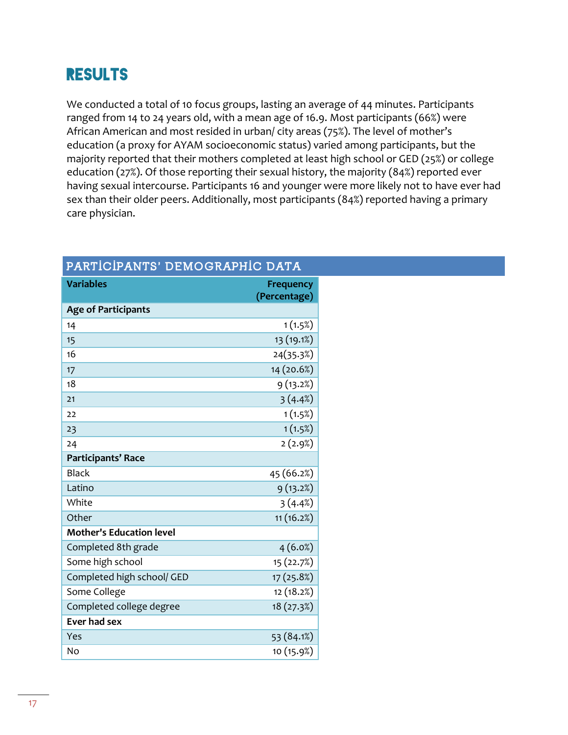# RESULTS

We conducted a total of 10 focus groups, lasting an average of 44 minutes. Participants ranged from 14 to 24 years old, with a mean age of 16.9. Most participants (66%) were African American and most resided in urban/ city areas (75%). The level of mother's education (a proxy for AYAM socioeconomic status) varied among participants, but the majority reported that their mothers completed at least high school or GED (25%) or college education (27%). Of those reporting their sexual history, the majority (84%) reported ever having sexual intercourse. Participants 16 and younger were more likely not to have ever had sex than their older peers. Additionally, most participants (84%) reported having a primary care physician.

## PARTICIPANTS' DEMOGRAPHIC DATA

| Variables | Frequency (Percentage) |
|---|---|
| **Age of Participants** | |
| 14 | 1 (1.5%) |
| 15 | 13 (19.1%) |
| 16 | 24(35.3%) |
| 17 | 14 (20.6%) |
| 18 | 9 (13.2%) |
| 21 | 3 (4.4%) |
| 22 | 1 (1.5%) |
| 23 | 1 (1.5%) |
| 24 | 2 (2.9%) |
| **Participants' Race** | |
| Black | 45 (66.2%) |
| Latino | 9 (13.2%) |
| White | 3 (4.4%) |
| Other | 11 (16.2%) |
| **Mother's Education level** | |
| Completed 8th grade | 4 (6.0%) |
| Some high school | 15 (22.7%) |
| Completed high school/ GED | 17 (25.8%) |
| Some College | 12 (18.2%) |
| Completed college degree | 18 (27.3%) |
| **Ever had sex** | |
| Yes | 53 (84.1%) |
| No | 10 (15.9%) |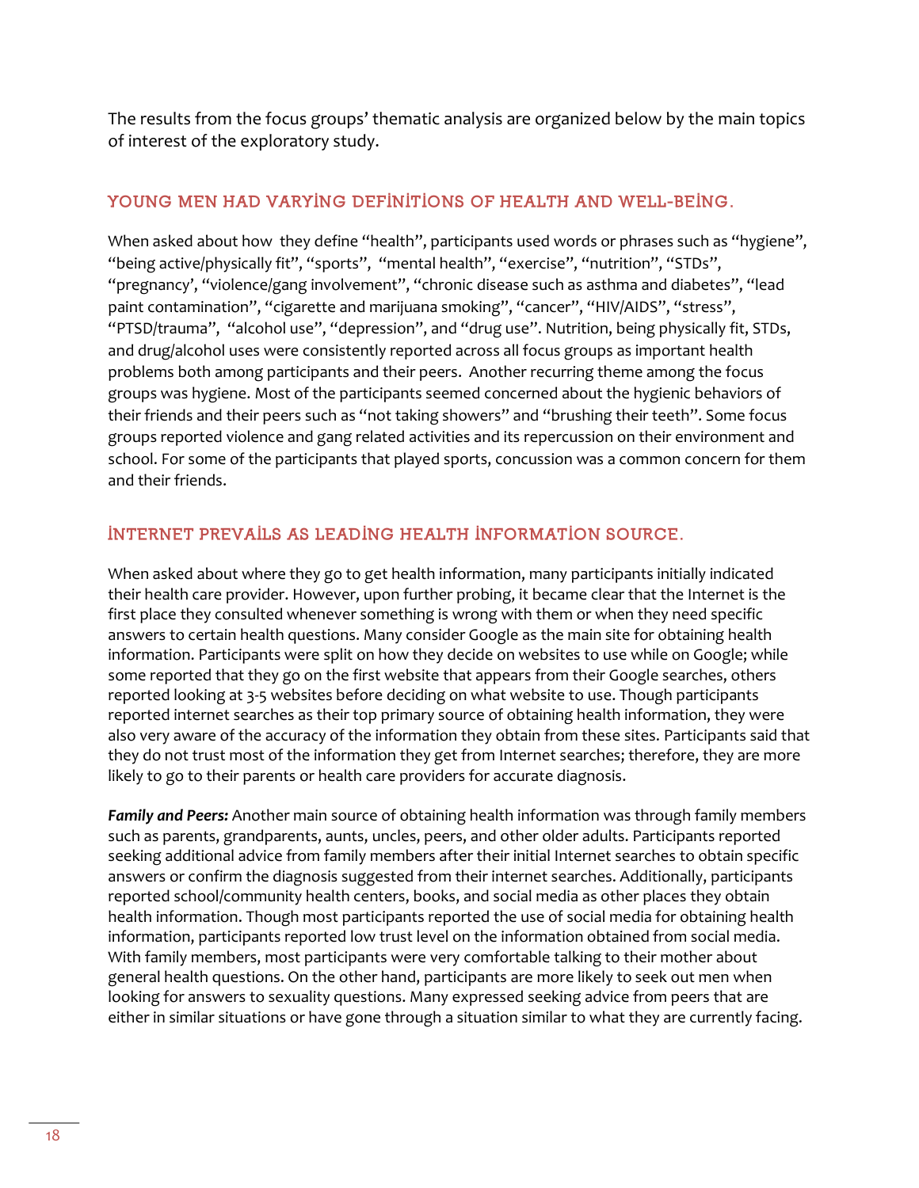The results from the focus groups' thematic analysis are organized below by the main topics of interest of the exploratory study.

## YOUNG MEN HAD VARYING DEFINITIONS OF HEALTH AND WELL-BEING.

When asked about how they define "health", participants used words or phrases such as "hygiene", "being active/physically fit", "sports", "mental health", "exercise", "nutrition", "STDs", "pregnancy', "violence/gang involvement", "chronic disease such as asthma and diabetes", "lead paint contamination", "cigarette and marijuana smoking", "cancer", "HIV/AIDS", "stress", "PTSD/trauma", "alcohol use", "depression", and "drug use". Nutrition, being physically fit, STDs, and drug/alcohol uses were consistently reported across all focus groups as important health problems both among participants and their peers. Another recurring theme among the focus groups was hygiene. Most of the participants seemed concerned about the hygienic behaviors of their friends and their peers such as "not taking showers" and "brushing their teeth". Some focus groups reported violence and gang related activities and its repercussion on their environment and school. For some of the participants that played sports, concussion was a common concern for them and their friends.

## INTERNET PREVAILS AS LEADING HEALTH INFORMATION SOURCE.

When asked about where they go to get health information, many participants initially indicated their health care provider. However, upon further probing, it became clear that the Internet is the first place they consulted whenever something is wrong with them or when they need specific answers to certain health questions. Many consider Google as the main site for obtaining health information. Participants were split on how they decide on websites to use while on Google; while some reported that they go on the first website that appears from their Google searches, others reported looking at 3-5 websites before deciding on what website to use. Though participants reported internet searches as their top primary source of obtaining health information, they were also very aware of the accuracy of the information they obtain from these sites. Participants said that they do not trust most of the information they get from Internet searches; therefore, they are more likely to go to their parents or health care providers for accurate diagnosis.

***Family and Peers:*** Another main source of obtaining health information was through family members such as parents, grandparents, aunts, uncles, peers, and other older adults. Participants reported seeking additional advice from family members after their initial Internet searches to obtain specific answers or confirm the diagnosis suggested from their internet searches. Additionally, participants reported school/community health centers, books, and social media as other places they obtain health information. Though most participants reported the use of social media for obtaining health information, participants reported low trust level on the information obtained from social media. With family members, most participants were very comfortable talking to their mother about general health questions. On the other hand, participants are more likely to seek out men when looking for answers to sexuality questions. Many expressed seeking advice from peers that are either in similar situations or have gone through a situation similar to what they are currently facing.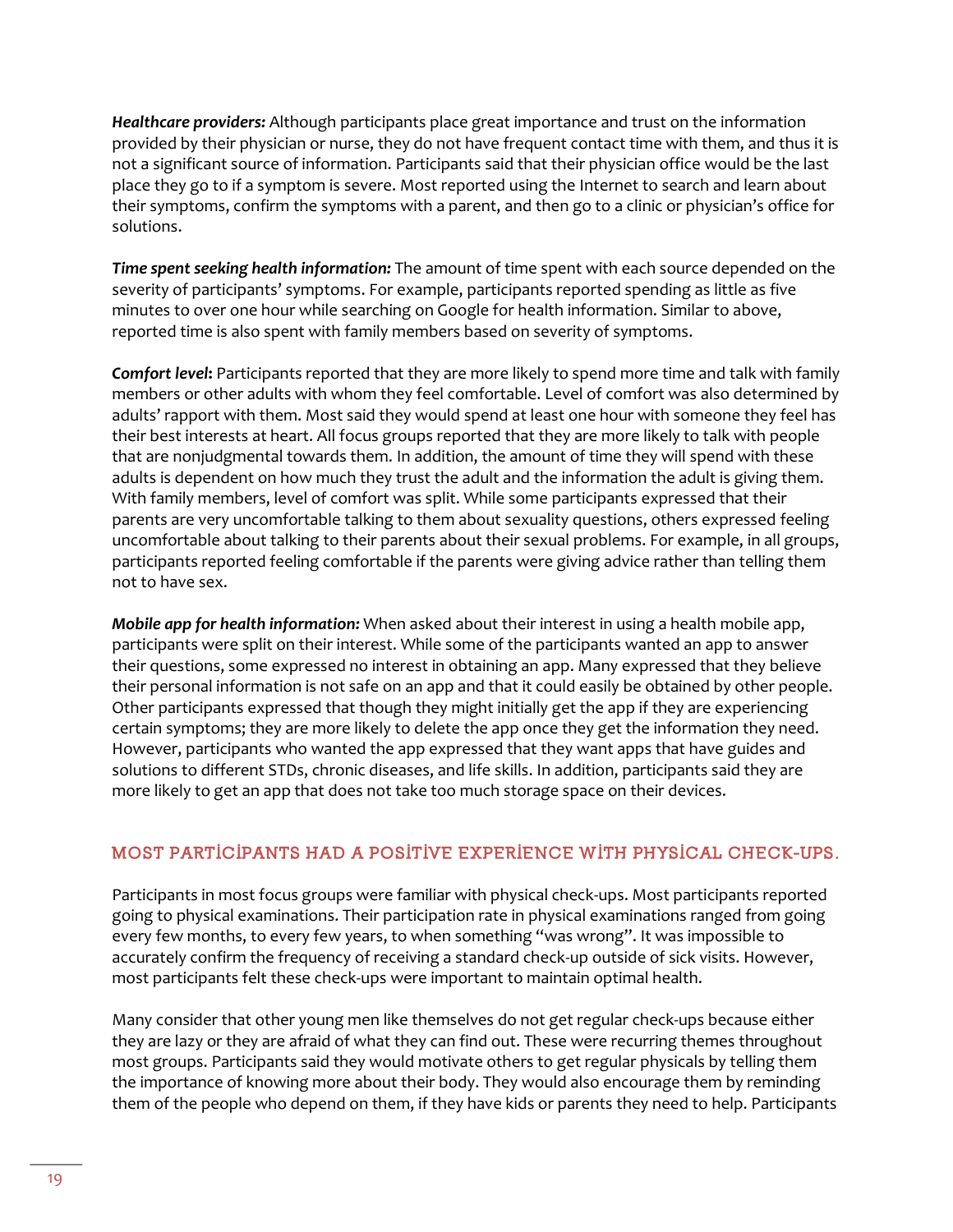***Healthcare providers:*** Although participants place great importance and trust on the information provided by their physician or nurse, they do not have frequent contact time with them, and thus it is not a significant source of information. Participants said that their physician office would be the last place they go to if a symptom is severe. Most reported using the Internet to search and learn about their symptoms, confirm the symptoms with a parent, and then go to a clinic or physician's office for solutions.

***Time spent seeking health information:*** The amount of time spent with each source depended on the severity of participants' symptoms. For example, participants reported spending as little as five minutes to over one hour while searching on Google for health information. Similar to above, reported time is also spent with family members based on severity of symptoms.

***Comfort level*:** Participants reported that they are more likely to spend more time and talk with family members or other adults with whom they feel comfortable. Level of comfort was also determined by adults' rapport with them. Most said they would spend at least one hour with someone they feel has their best interests at heart. All focus groups reported that they are more likely to talk with people that are nonjudgmental towards them. In addition, the amount of time they will spend with these adults is dependent on how much they trust the adult and the information the adult is giving them. With family members, level of comfort was split. While some participants expressed that their parents are very uncomfortable talking to them about sexuality questions, others expressed feeling uncomfortable about talking to their parents about their sexual problems. For example, in all groups, participants reported feeling comfortable if the parents were giving advice rather than telling them not to have sex.

***Mobile app for health information:*** When asked about their interest in using a health mobile app, participants were split on their interest. While some of the participants wanted an app to answer their questions, some expressed no interest in obtaining an app. Many expressed that they believe their personal information is not safe on an app and that it could easily be obtained by other people. Other participants expressed that though they might initially get the app if they are experiencing certain symptoms; they are more likely to delete the app once they get the information they need. However, participants who wanted the app expressed that they want apps that have guides and solutions to different STDs, chronic diseases, and life skills. In addition, participants said they are more likely to get an app that does not take too much storage space on their devices.

## MOST PARTICIPANTS HAD A POSITIVE EXPERIENCE WITH PHYSICAL CHECK-UPS.

Participants in most focus groups were familiar with physical check-ups. Most participants reported going to physical examinations. Their participation rate in physical examinations ranged from going every few months, to every few years, to when something "was wrong". It was impossible to accurately confirm the frequency of receiving a standard check-up outside of sick visits. However, most participants felt these check-ups were important to maintain optimal health.

Many consider that other young men like themselves do not get regular check-ups because either they are lazy or they are afraid of what they can find out. These were recurring themes throughout most groups. Participants said they would motivate others to get regular physicals by telling them the importance of knowing more about their body. They would also encourage them by reminding them of the people who depend on them, if they have kids or parents they need to help. Participants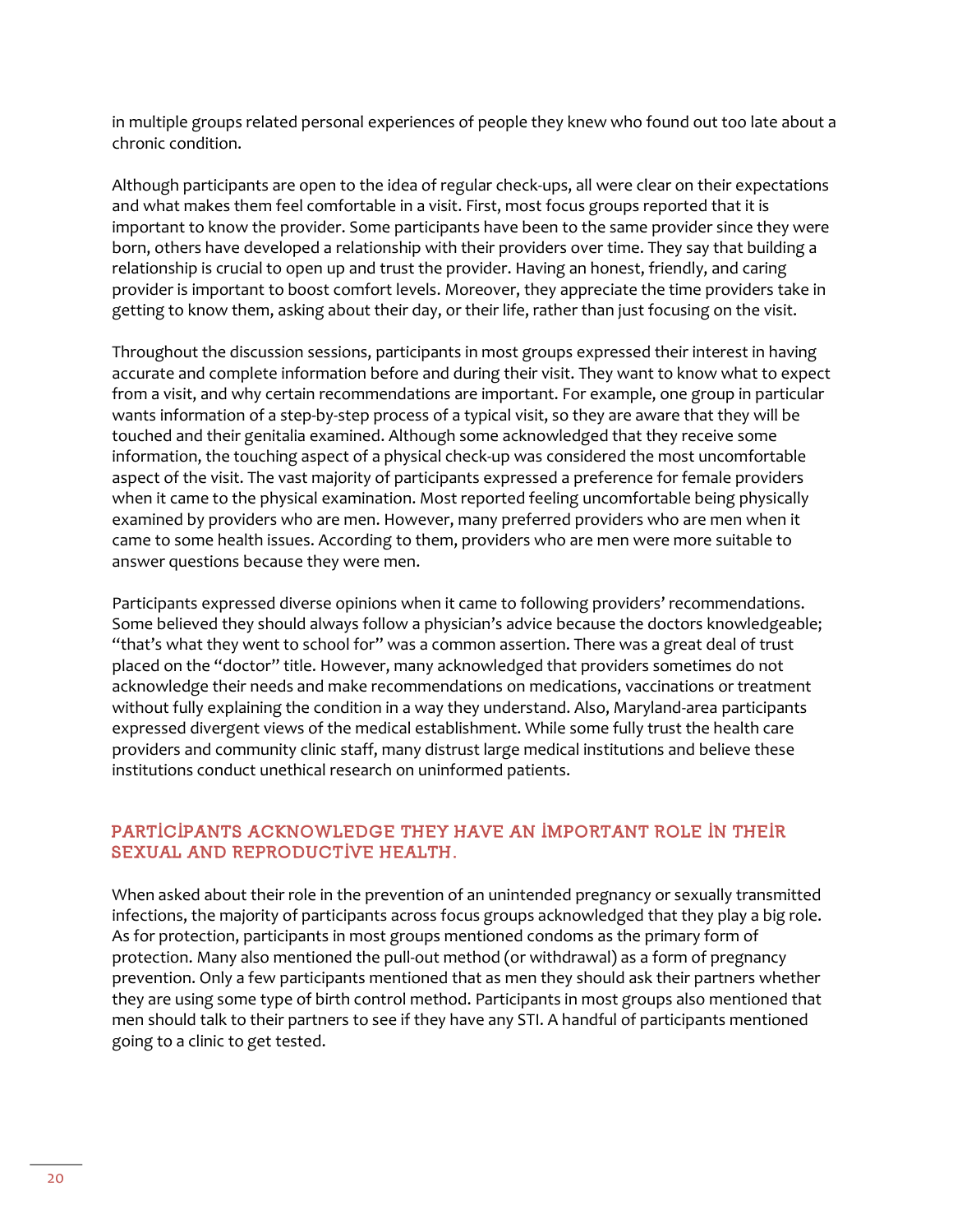in multiple groups related personal experiences of people they knew who found out too late about a chronic condition.

Although participants are open to the idea of regular check-ups, all were clear on their expectations and what makes them feel comfortable in a visit. First, most focus groups reported that it is important to know the provider. Some participants have been to the same provider since they were born, others have developed a relationship with their providers over time. They say that building a relationship is crucial to open up and trust the provider. Having an honest, friendly, and caring provider is important to boost comfort levels. Moreover, they appreciate the time providers take in getting to know them, asking about their day, or their life, rather than just focusing on the visit.

Throughout the discussion sessions, participants in most groups expressed their interest in having accurate and complete information before and during their visit. They want to know what to expect from a visit, and why certain recommendations are important. For example, one group in particular wants information of a step-by-step process of a typical visit, so they are aware that they will be touched and their genitalia examined. Although some acknowledged that they receive some information, the touching aspect of a physical check-up was considered the most uncomfortable aspect of the visit. The vast majority of participants expressed a preference for female providers when it came to the physical examination. Most reported feeling uncomfortable being physically examined by providers who are men. However, many preferred providers who are men when it came to some health issues. According to them, providers who are men were more suitable to answer questions because they were men.

Participants expressed diverse opinions when it came to following providers' recommendations. Some believed they should always follow a physician's advice because the doctors knowledgeable; "that's what they went to school for" was a common assertion. There was a great deal of trust placed on the "doctor" title. However, many acknowledged that providers sometimes do not acknowledge their needs and make recommendations on medications, vaccinations or treatment without fully explaining the condition in a way they understand. Also, Maryland-area participants expressed divergent views of the medical establishment. While some fully trust the health care providers and community clinic staff, many distrust large medical institutions and believe these institutions conduct unethical research on uninformed patients.

## PARTICIPANTS ACKNOWLEDGE THEY HAVE AN IMPORTANT ROLE IN THEIR SEXUAL AND REPRODUCTIVE HEALTH.

When asked about their role in the prevention of an unintended pregnancy or sexually transmitted infections, the majority of participants across focus groups acknowledged that they play a big role. As for protection, participants in most groups mentioned condoms as the primary form of protection. Many also mentioned the pull-out method (or withdrawal) as a form of pregnancy prevention. Only a few participants mentioned that as men they should ask their partners whether they are using some type of birth control method. Participants in most groups also mentioned that men should talk to their partners to see if they have any STI. A handful of participants mentioned going to a clinic to get tested.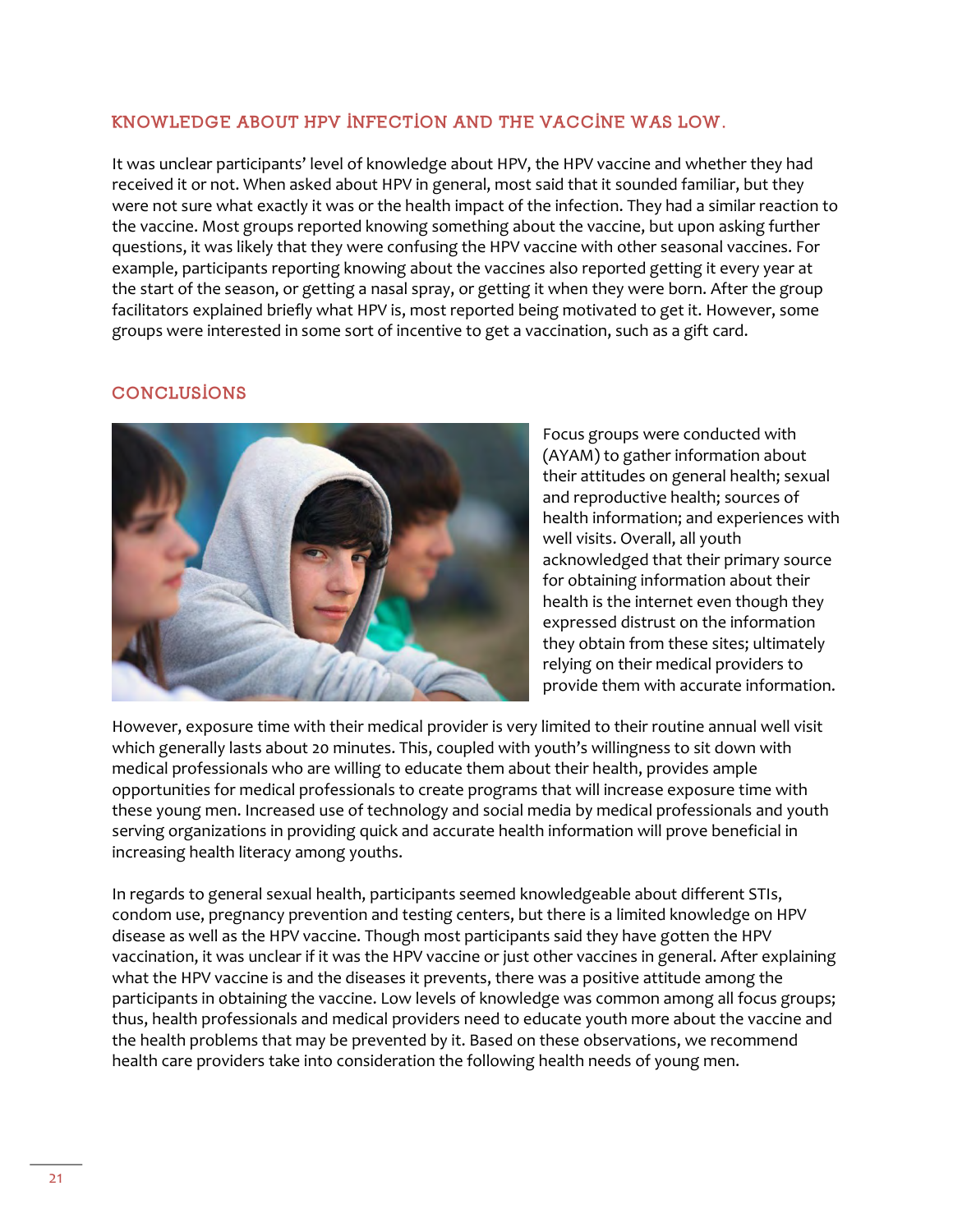## KNOWLEDGE ABOUT HPV INFECTION AND THE VACCINE WAS LOW.

It was unclear participants' level of knowledge about HPV, the HPV vaccine and whether they had received it or not. When asked about HPV in general, most said that it sounded familiar, but they were not sure what exactly it was or the health impact of the infection. They had a similar reaction to the vaccine. Most groups reported knowing something about the vaccine, but upon asking further questions, it was likely that they were confusing the HPV vaccine with other seasonal vaccines. For example, participants reporting knowing about the vaccines also reported getting it every year at the start of the season, or getting a nasal spray, or getting it when they were born. After the group facilitators explained briefly what HPV is, most reported being motivated to get it. However, some groups were interested in some sort of incentive to get a vaccination, such as a gift card.

## CONCLUSIONS

Focus groups were conducted with (AYAM) to gather information about their attitudes on general health; sexual and reproductive health; sources of health information; and experiences with well visits. Overall, all youth acknowledged that their primary source for obtaining information about their health is the internet even though they expressed distrust on the information they obtain from these sites; ultimately relying on their medical providers to provide them with accurate information. However, exposure time with their medical provider is very limited to their routine annual well visit which generally lasts about 20 minutes. This, coupled with youth's willingness to sit down with medical professionals who are willing to educate them about their health, provides ample opportunities for medical professionals to create programs that will increase exposure time with these young men. Increased use of technology and social media by medical professionals and youth serving organizations in providing quick and accurate health information will prove beneficial in increasing health literacy among youths.

In regards to general sexual health, participants seemed knowledgeable about different STIs, condom use, pregnancy prevention and testing centers, but there is a limited knowledge on HPV disease as well as the HPV vaccine. Though most participants said they have gotten the HPV vaccination, it was unclear if it was the HPV vaccine or just other vaccines in general. After explaining what the HPV vaccine is and the diseases it prevents, there was a positive attitude among the participants in obtaining the vaccine. Low levels of knowledge was common among all focus groups; thus, health professionals and medical providers need to educate youth more about the vaccine and the health problems that may be prevented by it. Based on these observations, we recommend health care providers take into consideration the following health needs of young men.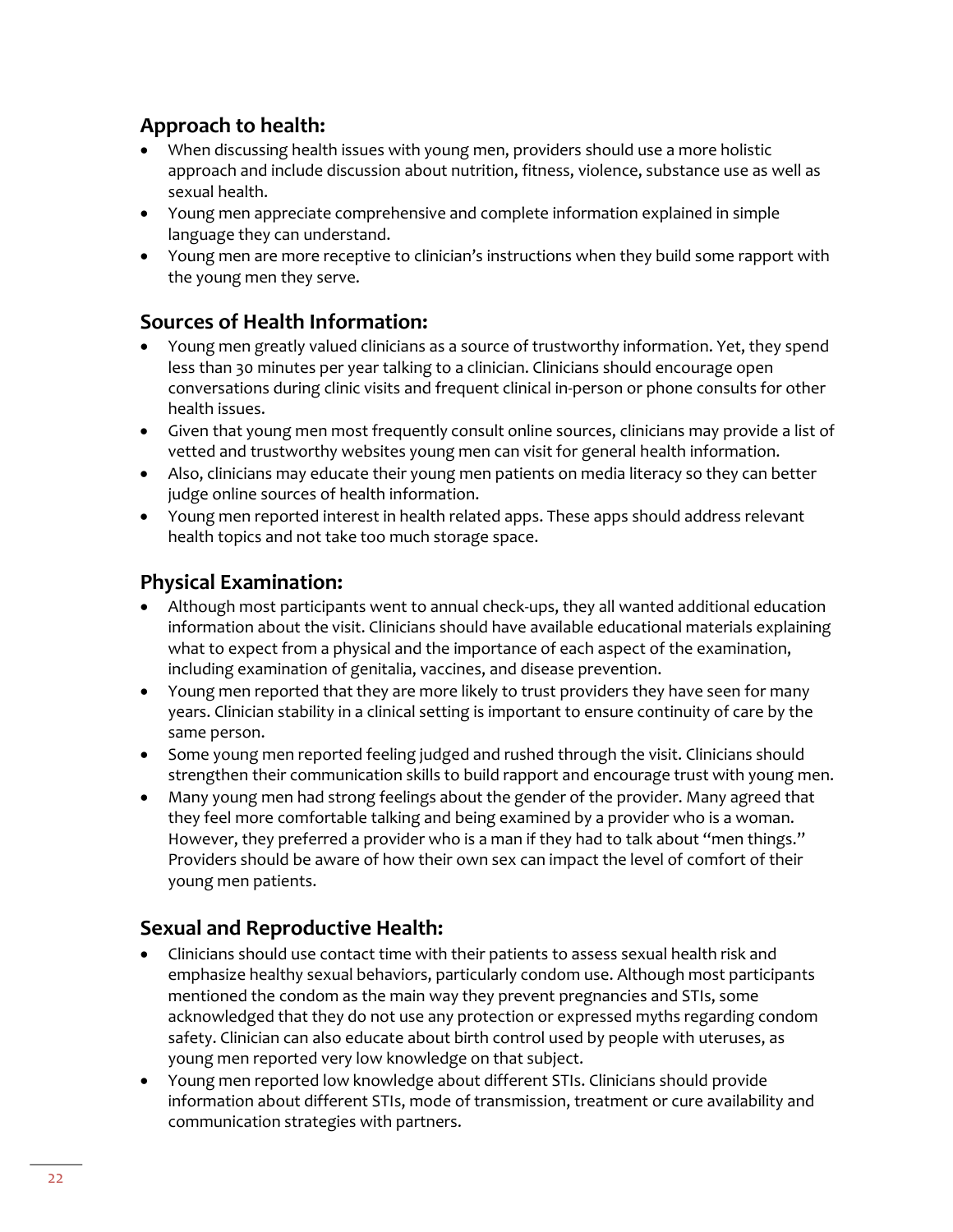## Approach to health:

- When discussing health issues with young men, providers should use a more holistic approach and include discussion about nutrition, fitness, violence, substance use as well as sexual health.
- Young men appreciate comprehensive and complete information explained in simple language they can understand.
- Young men are more receptive to clinician's instructions when they build some rapport with the young men they serve.

## Sources of Health Information:

- Young men greatly valued clinicians as a source of trustworthy information. Yet, they spend less than 30 minutes per year talking to a clinician. Clinicians should encourage open conversations during clinic visits and frequent clinical in-person or phone consults for other health issues.
- Given that young men most frequently consult online sources, clinicians may provide a list of vetted and trustworthy websites young men can visit for general health information.
- Also, clinicians may educate their young men patients on media literacy so they can better judge online sources of health information.
- Young men reported interest in health related apps. These apps should address relevant health topics and not take too much storage space.

## Physical Examination:

- Although most participants went to annual check-ups, they all wanted additional education information about the visit. Clinicians should have available educational materials explaining what to expect from a physical and the importance of each aspect of the examination, including examination of genitalia, vaccines, and disease prevention.
- Young men reported that they are more likely to trust providers they have seen for many years. Clinician stability in a clinical setting is important to ensure continuity of care by the same person.
- Some young men reported feeling judged and rushed through the visit. Clinicians should strengthen their communication skills to build rapport and encourage trust with young men.
- Many young men had strong feelings about the gender of the provider. Many agreed that they feel more comfortable talking and being examined by a provider who is a woman. However, they preferred a provider who is a man if they had to talk about "men things." Providers should be aware of how their own sex can impact the level of comfort of their young men patients.

## Sexual and Reproductive Health:

- Clinicians should use contact time with their patients to assess sexual health risk and emphasize healthy sexual behaviors, particularly condom use. Although most participants mentioned the condom as the main way they prevent pregnancies and STIs, some acknowledged that they do not use any protection or expressed myths regarding condom safety. Clinician can also educate about birth control used by people with uteruses, as young men reported very low knowledge on that subject.
- Young men reported low knowledge about different STIs. Clinicians should provide information about different STIs, mode of transmission, treatment or cure availability and communication strategies with partners.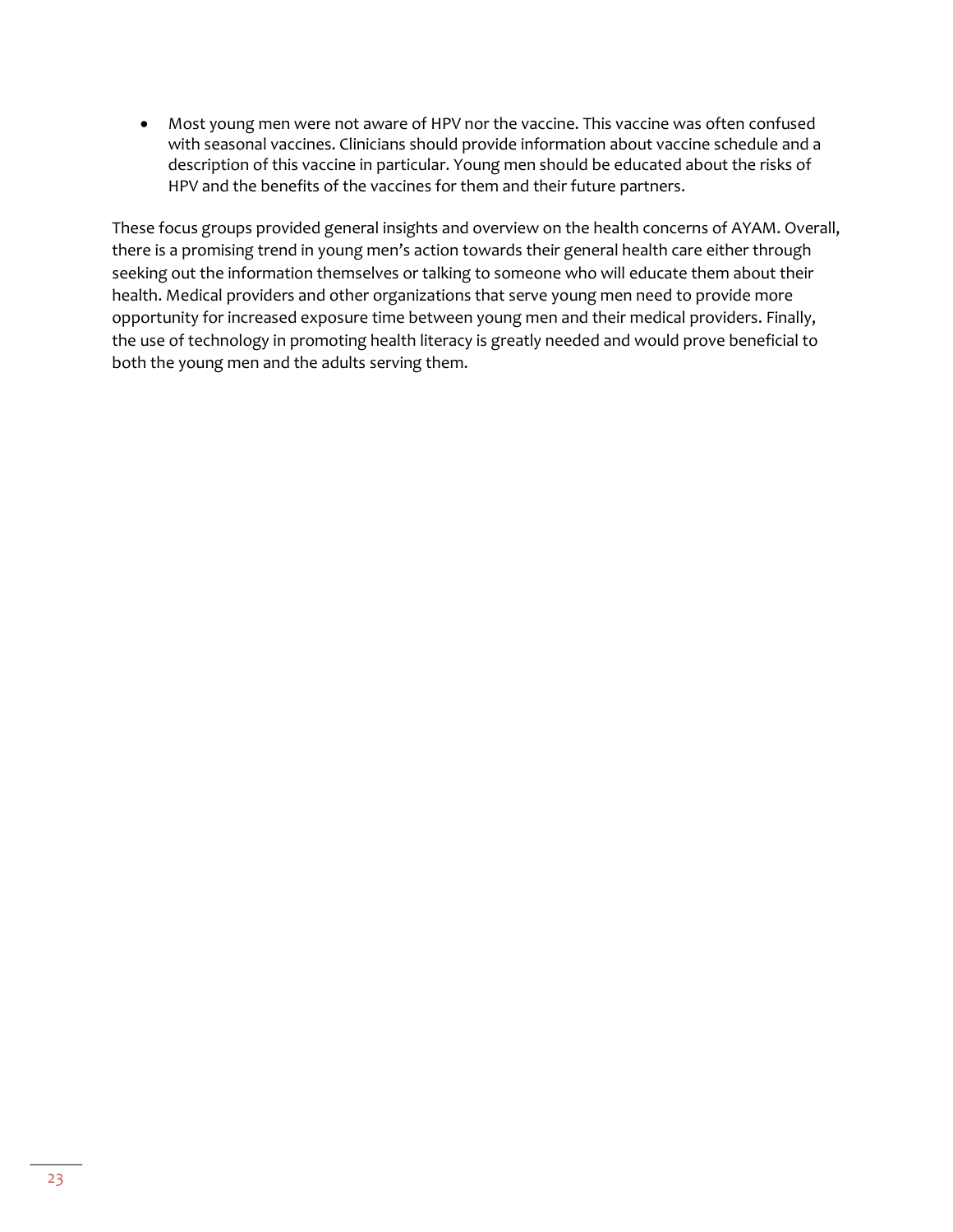- Most young men were not aware of HPV nor the vaccine. This vaccine was often confused with seasonal vaccines. Clinicians should provide information about vaccine schedule and a description of this vaccine in particular. Young men should be educated about the risks of HPV and the benefits of the vaccines for them and their future partners.

These focus groups provided general insights and overview on the health concerns of AYAM. Overall, there is a promising trend in young men's action towards their general health care either through seeking out the information themselves or talking to someone who will educate them about their health. Medical providers and other organizations that serve young men need to provide more opportunity for increased exposure time between young men and their medical providers. Finally, the use of technology in promoting health literacy is greatly needed and would prove beneficial to both the young men and the adults serving them.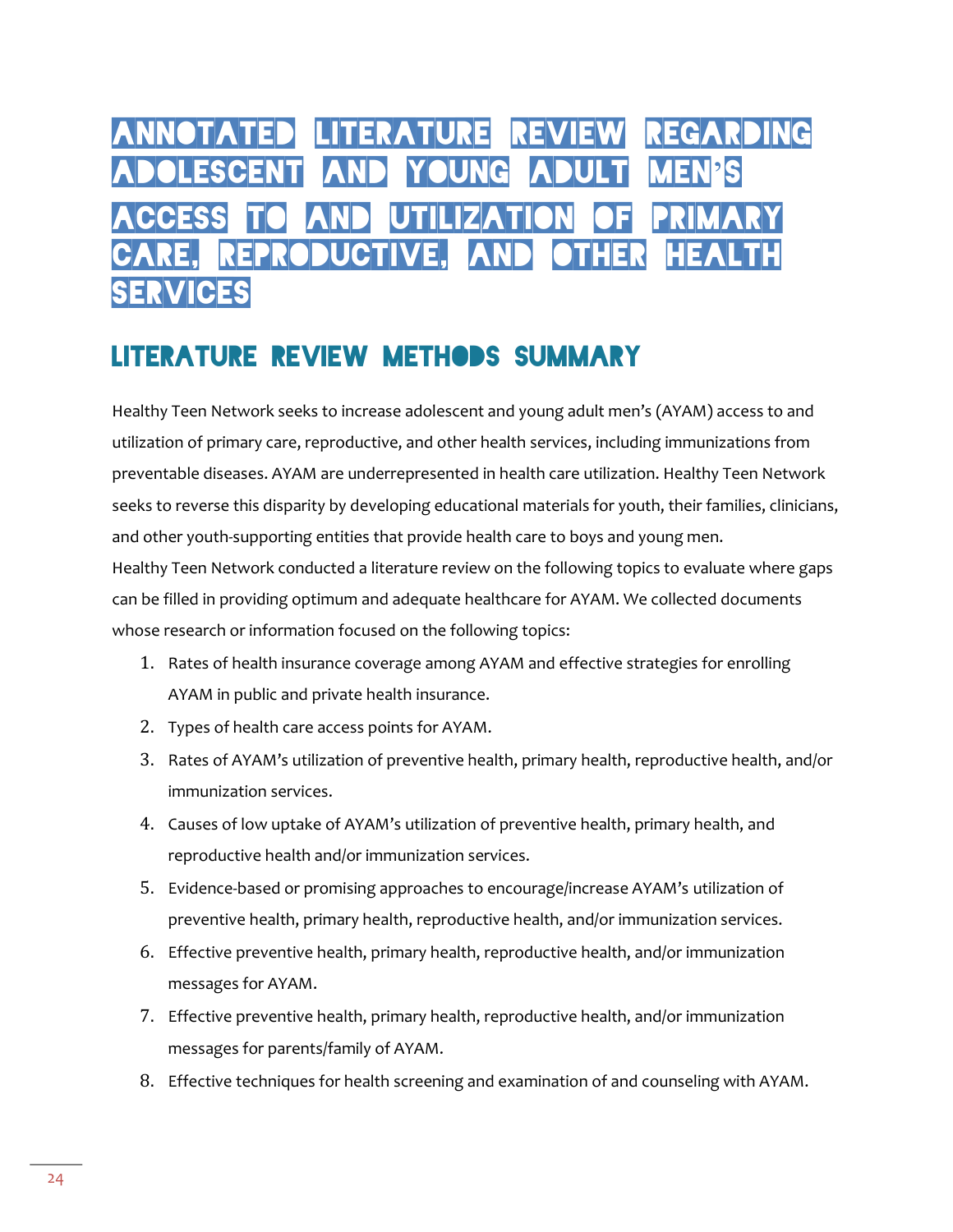# Annotated Literature Review Regarding Adolescent and Young Adult Men's Access to and Utilization of Primary Care, Reproductive, and Other Health Services

## Literature Review Methods Summary

Healthy Teen Network seeks to increase adolescent and young adult men's (AYAM) access to and utilization of primary care, reproductive, and other health services, including immunizations from preventable diseases. AYAM are underrepresented in health care utilization. Healthy Teen Network seeks to reverse this disparity by developing educational materials for youth, their families, clinicians, and other youth-supporting entities that provide health care to boys and young men.

Healthy Teen Network conducted a literature review on the following topics to evaluate where gaps can be filled in providing optimum and adequate healthcare for AYAM. We collected documents whose research or information focused on the following topics:

1. Rates of health insurance coverage among AYAM and effective strategies for enrolling AYAM in public and private health insurance.
2. Types of health care access points for AYAM.
3. Rates of AYAM's utilization of preventive health, primary health, reproductive health, and/or immunization services.
4. Causes of low uptake of AYAM's utilization of preventive health, primary health, and reproductive health and/or immunization services.
5. Evidence-based or promising approaches to encourage/increase AYAM's utilization of preventive health, primary health, reproductive health, and/or immunization services.
6. Effective preventive health, primary health, reproductive health, and/or immunization messages for AYAM.
7. Effective preventive health, primary health, reproductive health, and/or immunization messages for parents/family of AYAM.
8. Effective techniques for health screening and examination of and counseling with AYAM.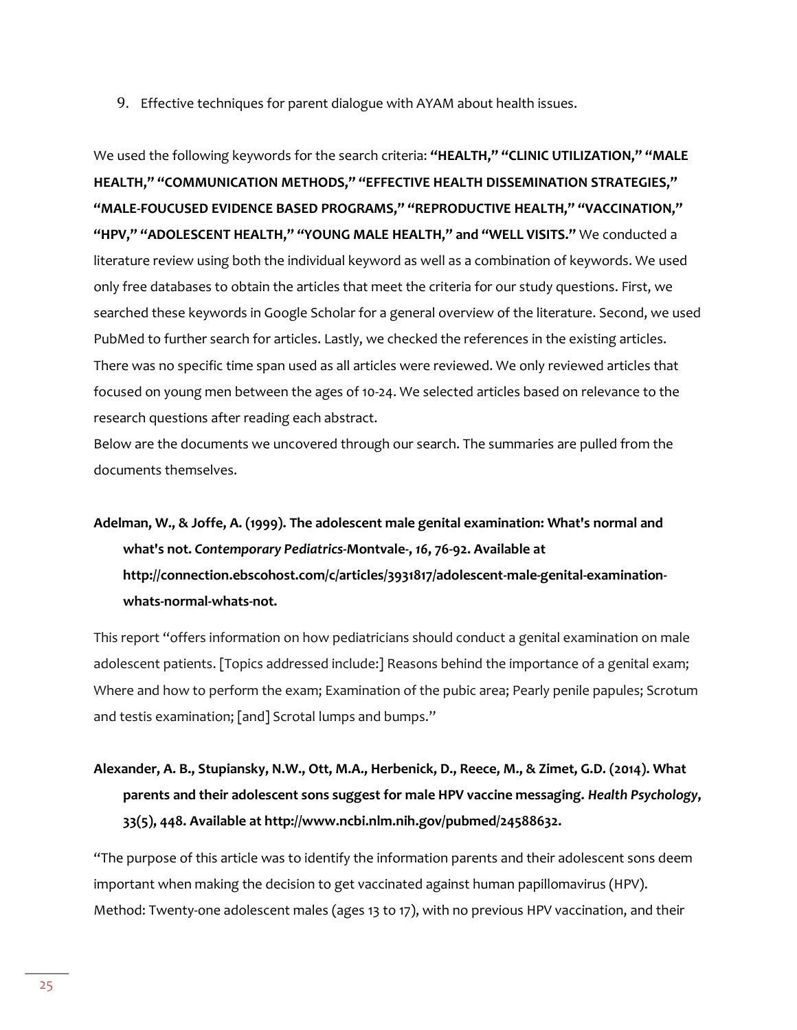9. Effective techniques for parent dialogue with AYAM about health issues.

We used the following keywords for the search criteria: **"HEALTH," "CLINIC UTILIZATION," "MALE HEALTH," "COMMUNICATION METHODS," "EFFECTIVE HEALTH DISSEMINATION STRATEGIES," "MALE-FOUCUSED EVIDENCE BASED PROGRAMS," "REPRODUCTIVE HEALTH," "VACCINATION," "HPV," "ADOLESCENT HEALTH," "YOUNG MALE HEALTH," and "WELL VISITS."** We conducted a literature review using both the individual keyword as well as a combination of keywords. We used only free databases to obtain the articles that meet the criteria for our study questions. First, we searched these keywords in Google Scholar for a general overview of the literature. Second, we used PubMed to further search for articles. Lastly, we checked the references in the existing articles. There was no specific time span used as all articles were reviewed. We only reviewed articles that focused on young men between the ages of 10-24. We selected articles based on relevance to the research questions after reading each abstract.
Below are the documents we uncovered through our search. The summaries are pulled from the documents themselves.

**Adelman, W., & Joffe, A. (1999). The adolescent male genital examination: What's normal and what's not. *Contemporary Pediatrics*-Montvale-, *16*, 76-92. Available at http://connection.ebscohost.com/c/articles/3931817/adolescent-male-genital-examination-whats-normal-whats-not.**

This report "offers information on how pediatricians should conduct a genital examination on male adolescent patients. [Topics addressed include:] Reasons behind the importance of a genital exam; Where and how to perform the exam; Examination of the pubic area; Pearly penile papules; Scrotum and testis examination; [and] Scrotal lumps and bumps."

**Alexander, A. B., Stupiansky, N.W., Ott, M.A., Herbenick, D., Reece, M., & Zimet, G.D. (2014). What parents and their adolescent sons suggest for male HPV vaccine messaging. *Health Psychology*, 33(5), 448. Available at http://www.ncbi.nlm.nih.gov/pubmed/24588632.**

"The purpose of this article was to identify the information parents and their adolescent sons deem important when making the decision to get vaccinated against human papillomavirus (HPV). Method: Twenty-one adolescent males (ages 13 to 17), with no previous HPV vaccination, and their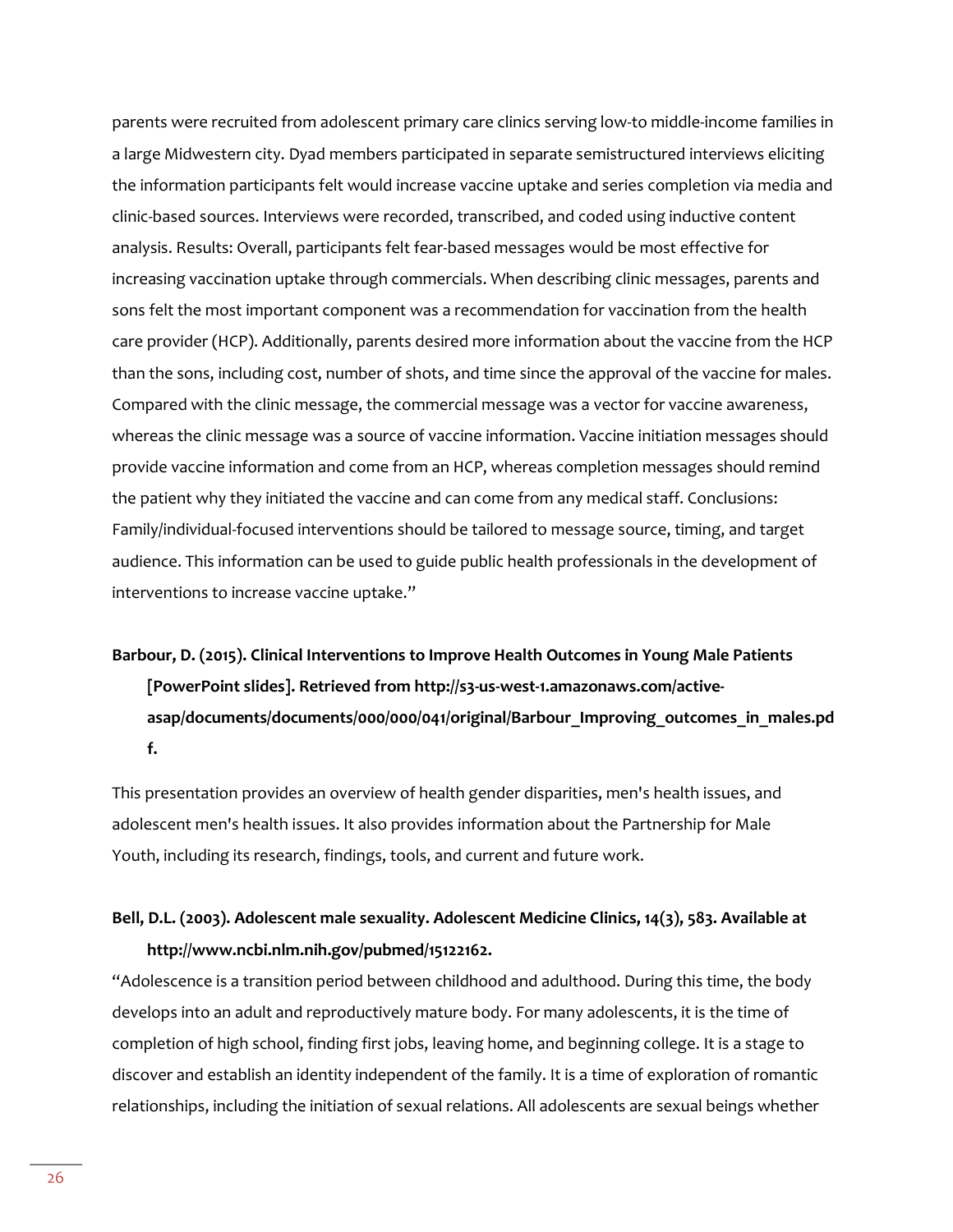parents were recruited from adolescent primary care clinics serving low-to middle-income families in a large Midwestern city. Dyad members participated in separate semistructured interviews eliciting the information participants felt would increase vaccine uptake and series completion via media and clinic-based sources. Interviews were recorded, transcribed, and coded using inductive content analysis. Results: Overall, participants felt fear-based messages would be most effective for increasing vaccination uptake through commercials. When describing clinic messages, parents and sons felt the most important component was a recommendation for vaccination from the health care provider (HCP). Additionally, parents desired more information about the vaccine from the HCP than the sons, including cost, number of shots, and time since the approval of the vaccine for males. Compared with the clinic message, the commercial message was a vector for vaccine awareness, whereas the clinic message was a source of vaccine information. Vaccine initiation messages should provide vaccine information and come from an HCP, whereas completion messages should remind the patient why they initiated the vaccine and can come from any medical staff. Conclusions: Family/individual-focused interventions should be tailored to message source, timing, and target audience. This information can be used to guide public health professionals in the development of interventions to increase vaccine uptake."

**Barbour, D. (2015). Clinical Interventions to Improve Health Outcomes in Young Male Patients [PowerPoint slides]. Retrieved from http://s3-us-west-1.amazonaws.com/active-asap/documents/documents/000/000/041/original/Barbour_Improving_outcomes_in_males.pdf.**

This presentation provides an overview of health gender disparities, men's health issues, and adolescent men's health issues. It also provides information about the Partnership for Male Youth, including its research, findings, tools, and current and future work.

**Bell, D.L. (2003). Adolescent male sexuality. Adolescent Medicine Clinics, 14(3), 583. Available at http://www.ncbi.nlm.nih.gov/pubmed/15122162.**

"Adolescence is a transition period between childhood and adulthood. During this time, the body develops into an adult and reproductively mature body. For many adolescents, it is the time of completion of high school, finding first jobs, leaving home, and beginning college. It is a stage to discover and establish an identity independent of the family. It is a time of exploration of romantic relationships, including the initiation of sexual relations. All adolescents are sexual beings whether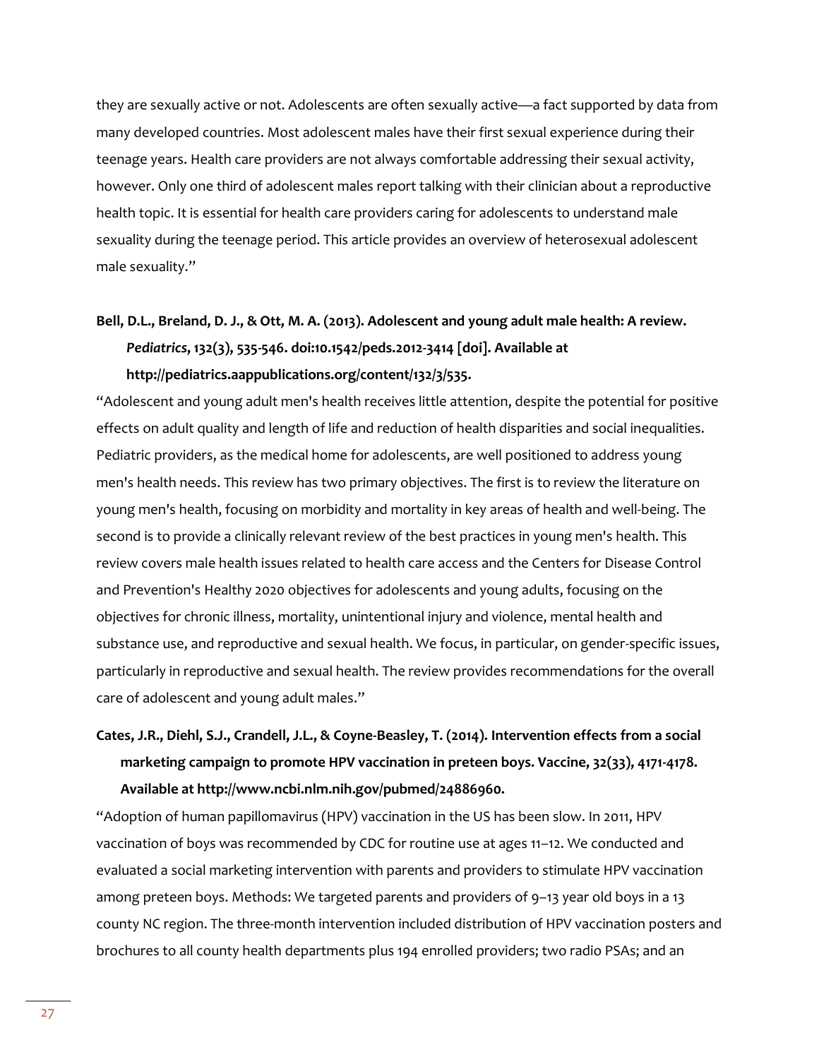they are sexually active or not. Adolescents are often sexually active—a fact supported by data from many developed countries. Most adolescent males have their first sexual experience during their teenage years. Health care providers are not always comfortable addressing their sexual activity, however. Only one third of adolescent males report talking with their clinician about a reproductive health topic. It is essential for health care providers caring for adolescents to understand male sexuality during the teenage period. This article provides an overview of heterosexual adolescent male sexuality."

**Bell, D.L., Breland, D. J., & Ott, M. A. (2013). Adolescent and young adult male health: A review. *Pediatrics*, 132(3), 535-546. doi:10.1542/peds.2012-3414 [doi]. Available at http://pediatrics.aappublications.org/content/132/3/535.**

"Adolescent and young adult men's health receives little attention, despite the potential for positive effects on adult quality and length of life and reduction of health disparities and social inequalities. Pediatric providers, as the medical home for adolescents, are well positioned to address young men's health needs. This review has two primary objectives. The first is to review the literature on young men's health, focusing on morbidity and mortality in key areas of health and well-being. The second is to provide a clinically relevant review of the best practices in young men's health. This review covers male health issues related to health care access and the Centers for Disease Control and Prevention's Healthy 2020 objectives for adolescents and young adults, focusing on the objectives for chronic illness, mortality, unintentional injury and violence, mental health and substance use, and reproductive and sexual health. We focus, in particular, on gender-specific issues, particularly in reproductive and sexual health. The review provides recommendations for the overall care of adolescent and young adult males."

**Cates, J.R., Diehl, S.J., Crandell, J.L., & Coyne-Beasley, T. (2014). Intervention effects from a social marketing campaign to promote HPV vaccination in preteen boys. Vaccine, 32(33), 4171-4178. Available at http://www.ncbi.nlm.nih.gov/pubmed/24886960.**

"Adoption of human papillomavirus (HPV) vaccination in the US has been slow. In 2011, HPV vaccination of boys was recommended by CDC for routine use at ages 11–12. We conducted and evaluated a social marketing intervention with parents and providers to stimulate HPV vaccination among preteen boys. Methods: We targeted parents and providers of 9–13 year old boys in a 13 county NC region. The three-month intervention included distribution of HPV vaccination posters and brochures to all county health departments plus 194 enrolled providers; two radio PSAs; and an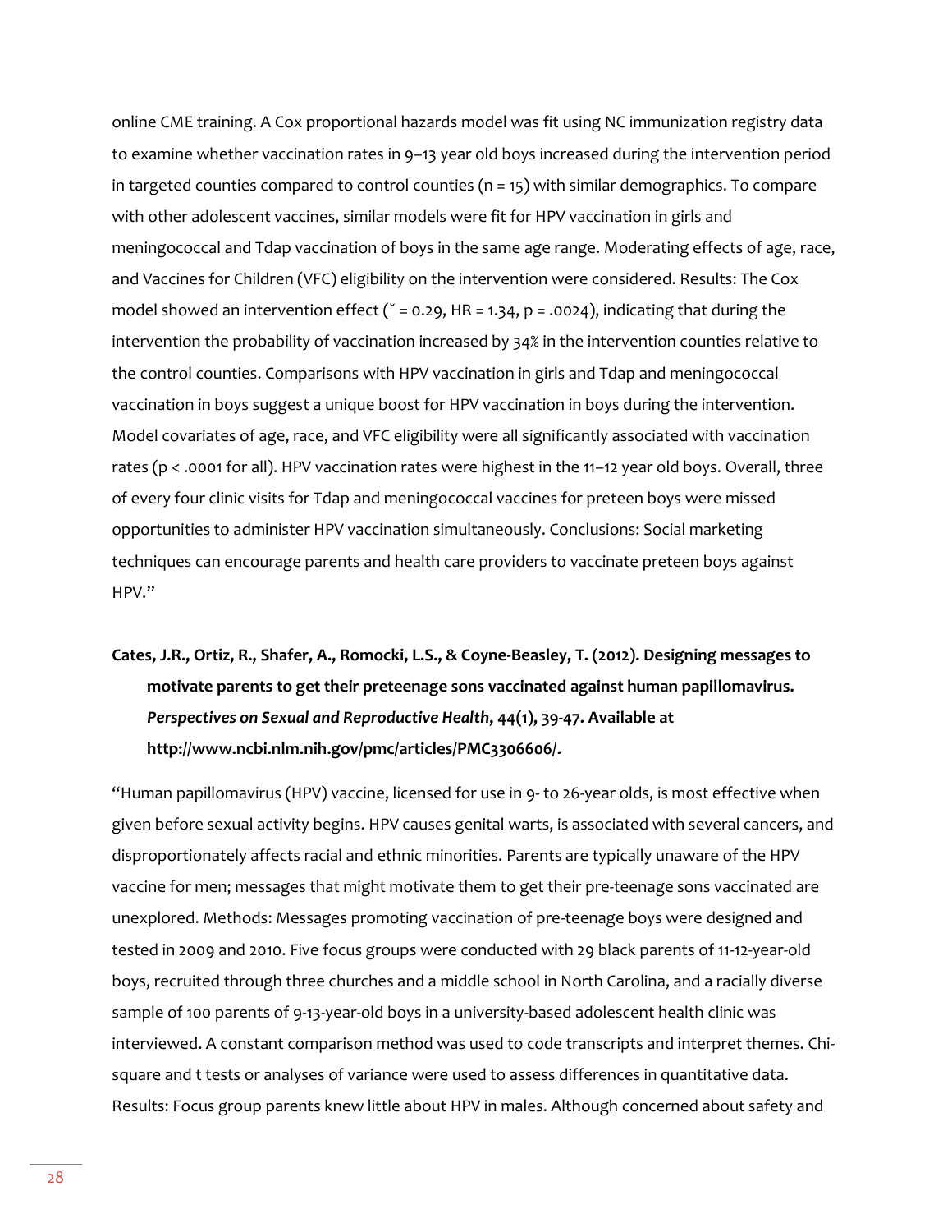online CME training. A Cox proportional hazards model was fit using NC immunization registry data to examine whether vaccination rates in 9–13 year old boys increased during the intervention period in targeted counties compared to control counties (n = 15) with similar demographics. To compare with other adolescent vaccines, similar models were fit for HPV vaccination in girls and meningococcal and Tdap vaccination of boys in the same age range. Moderating effects of age, race, and Vaccines for Children (VFC) eligibility on the intervention were considered. Results: The Cox model showed an intervention effect (ˇ = 0.29, HR = 1.34, p = .0024), indicating that during the intervention the probability of vaccination increased by 34% in the intervention counties relative to the control counties. Comparisons with HPV vaccination in girls and Tdap and meningococcal vaccination in boys suggest a unique boost for HPV vaccination in boys during the intervention. Model covariates of age, race, and VFC eligibility were all significantly associated with vaccination rates (p < .0001 for all). HPV vaccination rates were highest in the 11–12 year old boys. Overall, three of every four clinic visits for Tdap and meningococcal vaccines for preteen boys were missed opportunities to administer HPV vaccination simultaneously. Conclusions: Social marketing techniques can encourage parents and health care providers to vaccinate preteen boys against HPV."

**Cates, J.R., Ortiz, R., Shafer, A., Romocki, L.S., & Coyne-Beasley, T. (2012). Designing messages to motivate parents to get their preteenage sons vaccinated against human papillomavirus. *Perspectives on Sexual and Reproductive Health*, 44(1), 39-47. Available at http://www.ncbi.nlm.nih.gov/pmc/articles/PMC3306606/.**

"Human papillomavirus (HPV) vaccine, licensed for use in 9- to 26-year olds, is most effective when given before sexual activity begins. HPV causes genital warts, is associated with several cancers, and disproportionately affects racial and ethnic minorities. Parents are typically unaware of the HPV vaccine for men; messages that might motivate them to get their pre-teenage sons vaccinated are unexplored. Methods: Messages promoting vaccination of pre-teenage boys were designed and tested in 2009 and 2010. Five focus groups were conducted with 29 black parents of 11-12-year-old boys, recruited through three churches and a middle school in North Carolina, and a racially diverse sample of 100 parents of 9-13-year-old boys in a university-based adolescent health clinic was interviewed. A constant comparison method was used to code transcripts and interpret themes. Chi-square and t tests or analyses of variance were used to assess differences in quantitative data. Results: Focus group parents knew little about HPV in males. Although concerned about safety and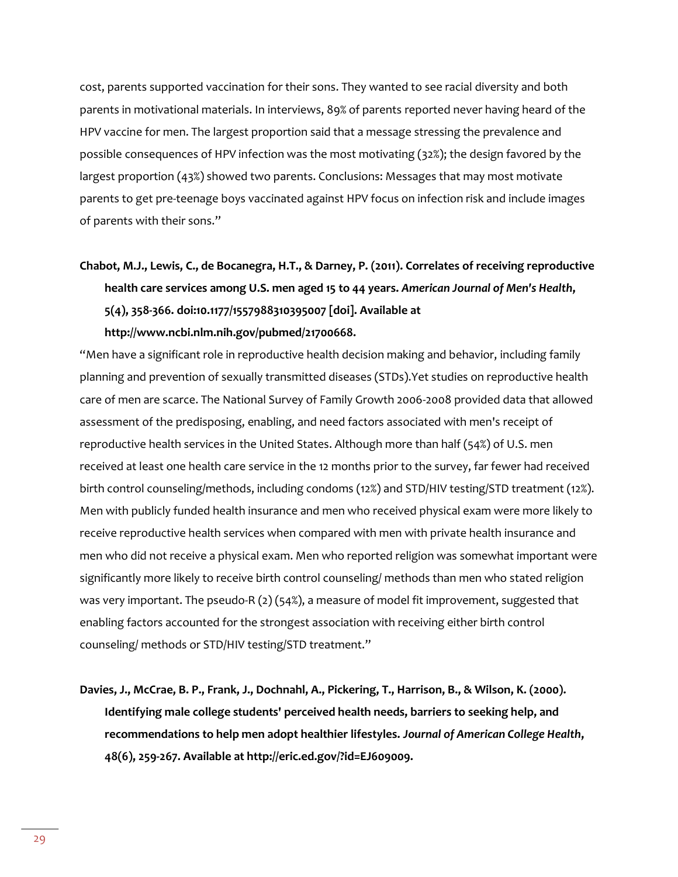cost, parents supported vaccination for their sons. They wanted to see racial diversity and both parents in motivational materials. In interviews, 89% of parents reported never having heard of the HPV vaccine for men. The largest proportion said that a message stressing the prevalence and possible consequences of HPV infection was the most motivating (32%); the design favored by the largest proportion (43%) showed two parents. Conclusions: Messages that may most motivate parents to get pre-teenage boys vaccinated against HPV focus on infection risk and include images of parents with their sons."

**Chabot, M.J., Lewis, C., de Bocanegra, H.T., & Darney, P. (2011). Correlates of receiving reproductive health care services among U.S. men aged 15 to 44 years. *American Journal of Men's Health*, 5(4), 358-366. doi:10.1177/1557988310395007 [doi]. Available at http://www.ncbi.nlm.nih.gov/pubmed/21700668.**

"Men have a significant role in reproductive health decision making and behavior, including family planning and prevention of sexually transmitted diseases (STDs).Yet studies on reproductive health care of men are scarce. The National Survey of Family Growth 2006-2008 provided data that allowed assessment of the predisposing, enabling, and need factors associated with men's receipt of reproductive health services in the United States. Although more than half (54%) of U.S. men received at least one health care service in the 12 months prior to the survey, far fewer had received birth control counseling/methods, including condoms (12%) and STD/HIV testing/STD treatment (12%). Men with publicly funded health insurance and men who received physical exam were more likely to receive reproductive health services when compared with men with private health insurance and men who did not receive a physical exam. Men who reported religion was somewhat important were significantly more likely to receive birth control counseling/ methods than men who stated religion was very important. The pseudo-R (2) (54%), a measure of model fit improvement, suggested that enabling factors accounted for the strongest association with receiving either birth control counseling/ methods or STD/HIV testing/STD treatment."

**Davies, J., McCrae, B. P., Frank, J., Dochnahl, A., Pickering, T., Harrison, B., & Wilson, K. (2000). Identifying male college students' perceived health needs, barriers to seeking help, and recommendations to help men adopt healthier lifestyles. *Journal of American College Health*, 48(6), 259-267. Available at http://eric.ed.gov/?id=EJ609009.**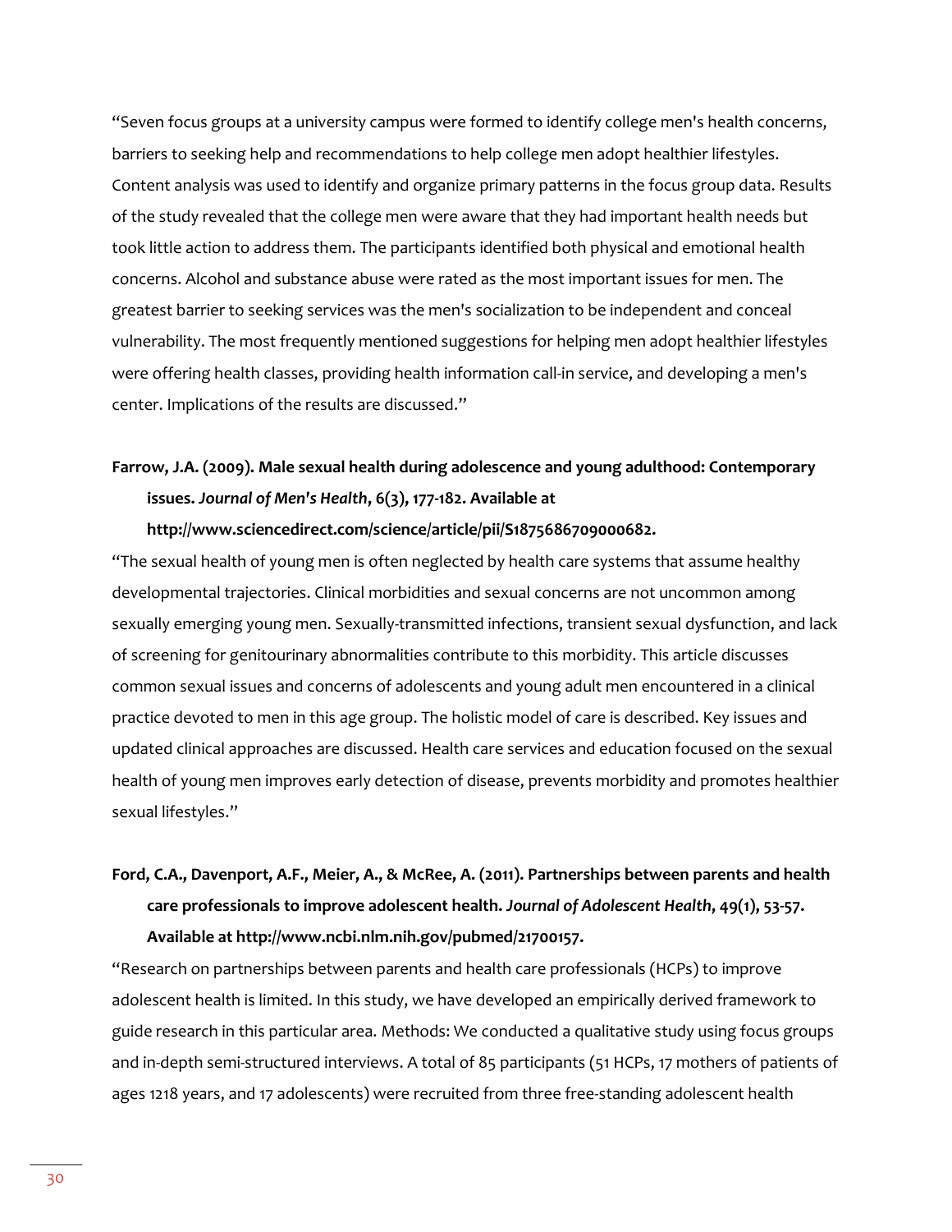"Seven focus groups at a university campus were formed to identify college men's health concerns, barriers to seeking help and recommendations to help college men adopt healthier lifestyles. Content analysis was used to identify and organize primary patterns in the focus group data. Results of the study revealed that the college men were aware that they had important health needs but took little action to address them. The participants identified both physical and emotional health concerns. Alcohol and substance abuse were rated as the most important issues for men. The greatest barrier to seeking services was the men's socialization to be independent and conceal vulnerability. The most frequently mentioned suggestions for helping men adopt healthier lifestyles were offering health classes, providing health information call-in service, and developing a men's center. Implications of the results are discussed."

**Farrow, J.A. (2009). Male sexual health during adolescence and young adulthood: Contemporary issues. *Journal of Men's Health*, 6(3), 177-182. Available at http://www.sciencedirect.com/science/article/pii/S1875686709000682.**

"The sexual health of young men is often neglected by health care systems that assume healthy developmental trajectories. Clinical morbidities and sexual concerns are not uncommon among sexually emerging young men. Sexually-transmitted infections, transient sexual dysfunction, and lack of screening for genitourinary abnormalities contribute to this morbidity. This article discusses common sexual issues and concerns of adolescents and young adult men encountered in a clinical practice devoted to men in this age group. The holistic model of care is described. Key issues and updated clinical approaches are discussed. Health care services and education focused on the sexual health of young men improves early detection of disease, prevents morbidity and promotes healthier sexual lifestyles."

**Ford, C.A., Davenport, A.F., Meier, A., & McRee, A. (2011). Partnerships between parents and health care professionals to improve adolescent health. *Journal of Adolescent Health*, 49(1), 53-57. Available at http://www.ncbi.nlm.nih.gov/pubmed/21700157.**

"Research on partnerships between parents and health care professionals (HCPs) to improve adolescent health is limited. In this study, we have developed an empirically derived framework to guide research in this particular area. Methods: We conducted a qualitative study using focus groups and in-depth semi-structured interviews. A total of 85 participants (51 HCPs, 17 mothers of patients of ages 1218 years, and 17 adolescents) were recruited from three free-standing adolescent health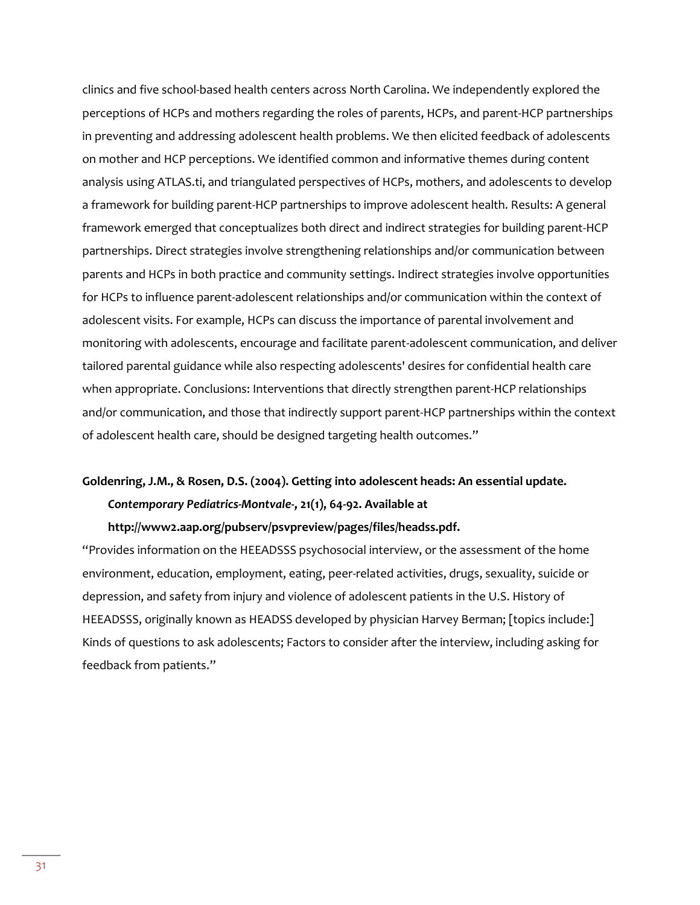clinics and five school-based health centers across North Carolina. We independently explored the perceptions of HCPs and mothers regarding the roles of parents, HCPs, and parent-HCP partnerships in preventing and addressing adolescent health problems. We then elicited feedback of adolescents on mother and HCP perceptions. We identified common and informative themes during content analysis using ATLAS.ti, and triangulated perspectives of HCPs, mothers, and adolescents to develop a framework for building parent-HCP partnerships to improve adolescent health. Results: A general framework emerged that conceptualizes both direct and indirect strategies for building parent-HCP partnerships. Direct strategies involve strengthening relationships and/or communication between parents and HCPs in both practice and community settings. Indirect strategies involve opportunities for HCPs to influence parent-adolescent relationships and/or communication within the context of adolescent visits. For example, HCPs can discuss the importance of parental involvement and monitoring with adolescents, encourage and facilitate parent-adolescent communication, and deliver tailored parental guidance while also respecting adolescents' desires for confidential health care when appropriate. Conclusions: Interventions that directly strengthen parent-HCP relationships and/or communication, and those that indirectly support parent-HCP partnerships within the context of adolescent health care, should be designed targeting health outcomes."

**Goldenring, J.M., & Rosen, D.S. (2004). Getting into adolescent heads: An essential update. *Contemporary Pediatrics-Montvale-*, 21(1), 64-92. Available at http://www2.aap.org/pubserv/psvpreview/pages/files/headss.pdf.**

"Provides information on the HEEADSSS psychosocial interview, or the assessment of the home environment, education, employment, eating, peer-related activities, drugs, sexuality, suicide or depression, and safety from injury and violence of adolescent patients in the U.S. History of HEEADSSS, originally known as HEADSS developed by physician Harvey Berman; [topics include:] Kinds of questions to ask adolescents; Factors to consider after the interview, including asking for feedback from patients."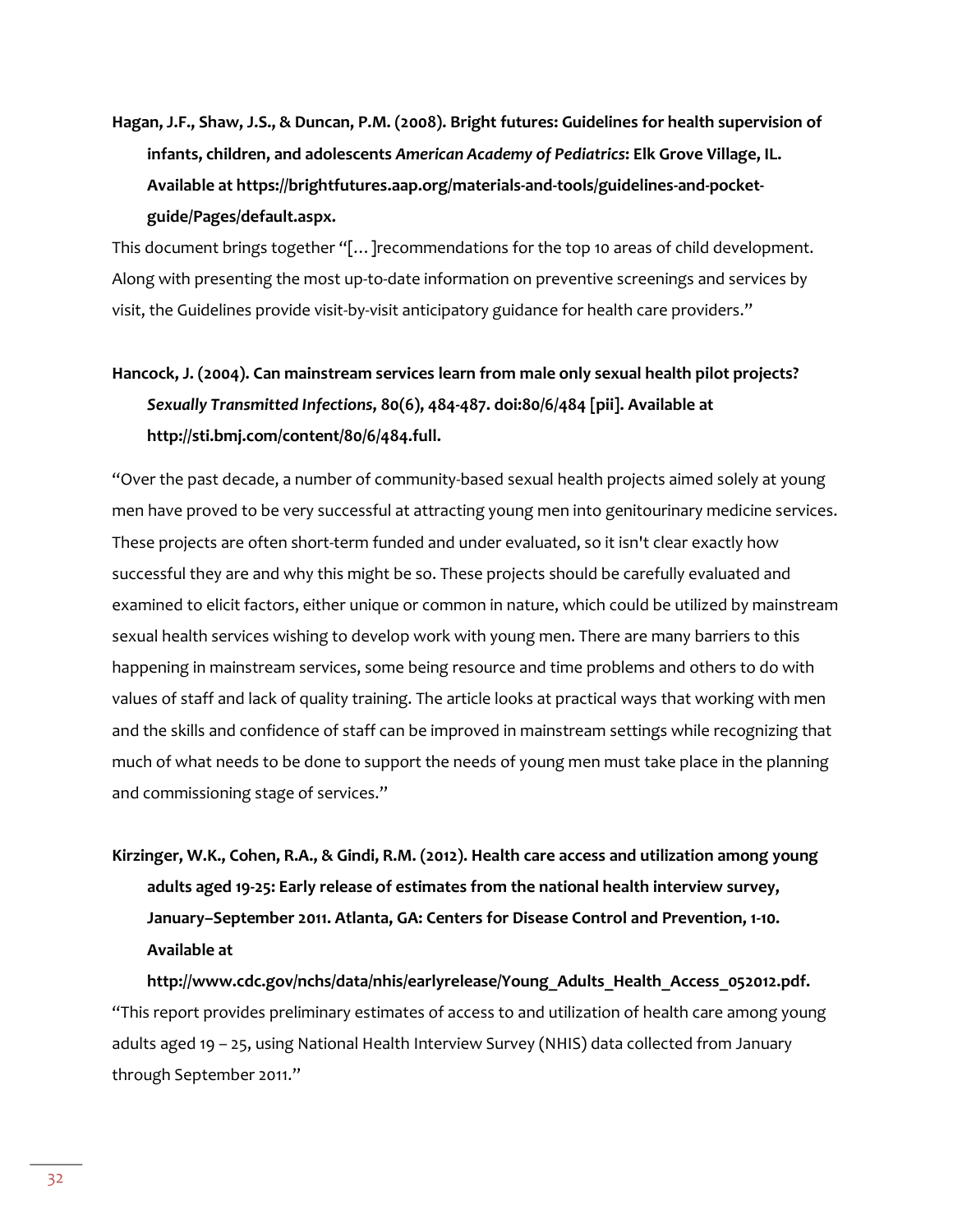**Hagan, J.F., Shaw, J.S., & Duncan, P.M. (2008). Bright futures: Guidelines for health supervision of infants, children, and adolescents *American Academy of Pediatrics*: Elk Grove Village, IL. Available at https://brightfutures.aap.org/materials-and-tools/guidelines-and-pocket-guide/Pages/default.aspx.**

This document brings together "[…]recommendations for the top 10 areas of child development. Along with presenting the most up-to-date information on preventive screenings and services by visit, the Guidelines provide visit-by-visit anticipatory guidance for health care providers."

**Hancock, J. (2004). Can mainstream services learn from male only sexual health pilot projects? *Sexually Transmitted Infections*, 80(6), 484-487. doi:80/6/484 [pii]. Available at http://sti.bmj.com/content/80/6/484.full.**

"Over the past decade, a number of community-based sexual health projects aimed solely at young men have proved to be very successful at attracting young men into genitourinary medicine services. These projects are often short-term funded and under evaluated, so it isn't clear exactly how successful they are and why this might be so. These projects should be carefully evaluated and examined to elicit factors, either unique or common in nature, which could be utilized by mainstream sexual health services wishing to develop work with young men. There are many barriers to this happening in mainstream services, some being resource and time problems and others to do with values of staff and lack of quality training. The article looks at practical ways that working with men and the skills and confidence of staff can be improved in mainstream settings while recognizing that much of what needs to be done to support the needs of young men must take place in the planning and commissioning stage of services."

**Kirzinger, W.K., Cohen, R.A., & Gindi, R.M. (2012). Health care access and utilization among young adults aged 19-25: Early release of estimates from the national health interview survey, January–September 2011. Atlanta, GA: Centers for Disease Control and Prevention, 1-10. Available at http://www.cdc.gov/nchs/data/nhis/earlyrelease/Young_Adults_Health_Access_052012.pdf.**

"This report provides preliminary estimates of access to and utilization of health care among young adults aged 19 – 25, using National Health Interview Survey (NHIS) data collected from January through September 2011."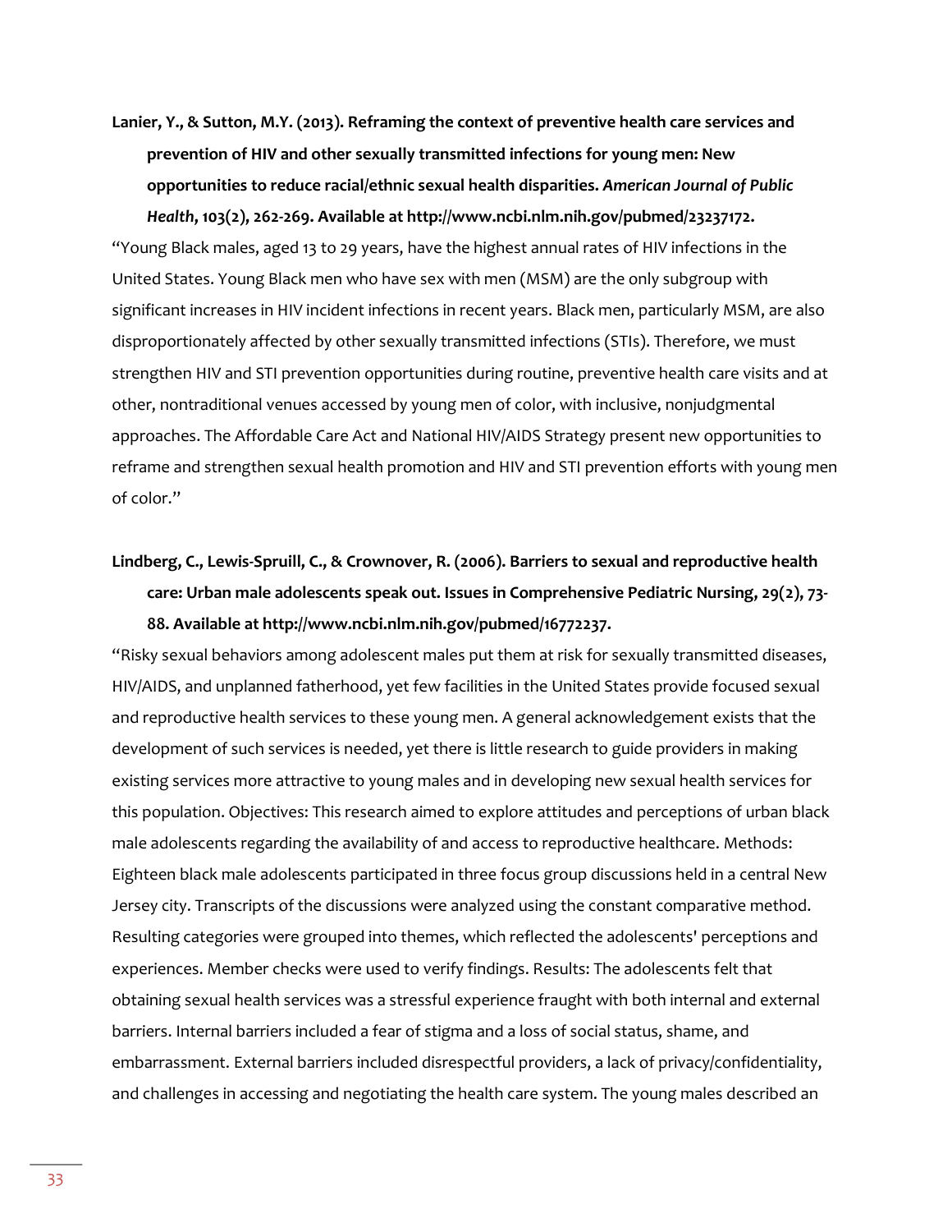**Lanier, Y., & Sutton, M.Y. (2013). Reframing the context of preventive health care services and prevention of HIV and other sexually transmitted infections for young men: New opportunities to reduce racial/ethnic sexual health disparities. *American Journal of Public Health*, 103(2), 262-269. Available at http://www.ncbi.nlm.nih.gov/pubmed/23237172.**

"Young Black males, aged 13 to 29 years, have the highest annual rates of HIV infections in the United States. Young Black men who have sex with men (MSM) are the only subgroup with significant increases in HIV incident infections in recent years. Black men, particularly MSM, are also disproportionately affected by other sexually transmitted infections (STIs). Therefore, we must strengthen HIV and STI prevention opportunities during routine, preventive health care visits and at other, nontraditional venues accessed by young men of color, with inclusive, nonjudgmental approaches. The Affordable Care Act and National HIV/AIDS Strategy present new opportunities to reframe and strengthen sexual health promotion and HIV and STI prevention efforts with young men of color."

**Lindberg, C., Lewis-Spruill, C., & Crownover, R. (2006). Barriers to sexual and reproductive health care: Urban male adolescents speak out. Issues in Comprehensive Pediatric Nursing, 29(2), 73-88. Available at http://www.ncbi.nlm.nih.gov/pubmed/16772237.**

"Risky sexual behaviors among adolescent males put them at risk for sexually transmitted diseases, HIV/AIDS, and unplanned fatherhood, yet few facilities in the United States provide focused sexual and reproductive health services to these young men. A general acknowledgement exists that the development of such services is needed, yet there is little research to guide providers in making existing services more attractive to young males and in developing new sexual health services for this population. Objectives: This research aimed to explore attitudes and perceptions of urban black male adolescents regarding the availability of and access to reproductive healthcare. Methods: Eighteen black male adolescents participated in three focus group discussions held in a central New Jersey city. Transcripts of the discussions were analyzed using the constant comparative method. Resulting categories were grouped into themes, which reflected the adolescents' perceptions and experiences. Member checks were used to verify findings. Results: The adolescents felt that obtaining sexual health services was a stressful experience fraught with both internal and external barriers. Internal barriers included a fear of stigma and a loss of social status, shame, and embarrassment. External barriers included disrespectful providers, a lack of privacy/confidentiality, and challenges in accessing and negotiating the health care system. The young males described an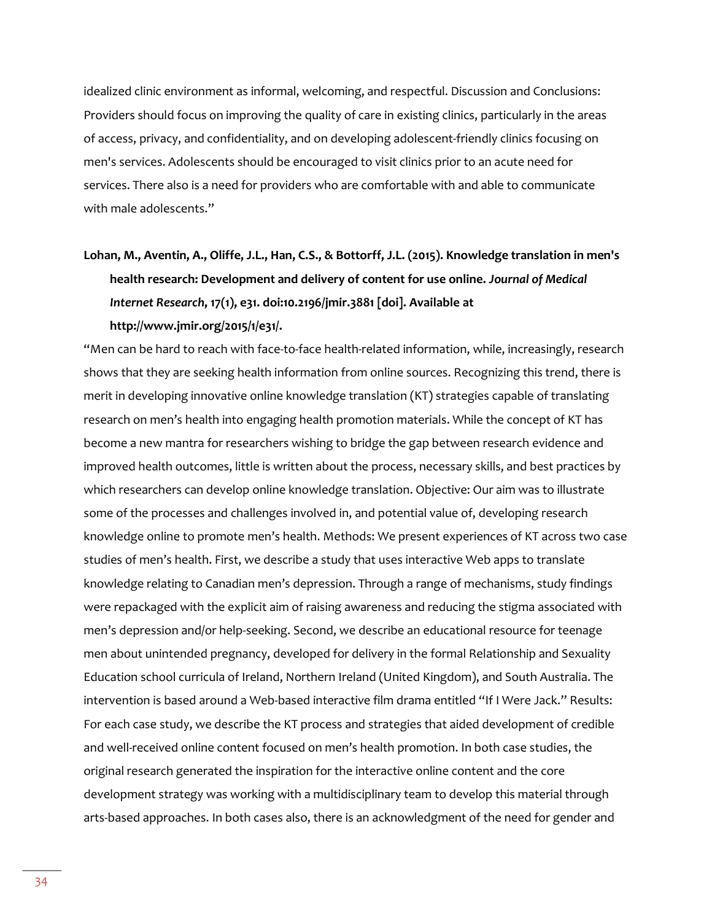idealized clinic environment as informal, welcoming, and respectful. Discussion and Conclusions: Providers should focus on improving the quality of care in existing clinics, particularly in the areas of access, privacy, and confidentiality, and on developing adolescent-friendly clinics focusing on men's services. Adolescents should be encouraged to visit clinics prior to an acute need for services. There also is a need for providers who are comfortable with and able to communicate with male adolescents."

**Lohan, M., Aventin, A., Oliffe, J.L., Han, C.S., & Bottorff, J.L. (2015). Knowledge translation in men's health research: Development and delivery of content for use online. *Journal of Medical Internet Research*, 17(1), e31. doi:10.2196/jmir.3881 [doi]. Available at http://www.jmir.org/2015/1/e31/.**

"Men can be hard to reach with face-to-face health-related information, while, increasingly, research shows that they are seeking health information from online sources. Recognizing this trend, there is merit in developing innovative online knowledge translation (KT) strategies capable of translating research on men's health into engaging health promotion materials. While the concept of KT has become a new mantra for researchers wishing to bridge the gap between research evidence and improved health outcomes, little is written about the process, necessary skills, and best practices by which researchers can develop online knowledge translation. Objective: Our aim was to illustrate some of the processes and challenges involved in, and potential value of, developing research knowledge online to promote men's health. Methods: We present experiences of KT across two case studies of men's health. First, we describe a study that uses interactive Web apps to translate knowledge relating to Canadian men's depression. Through a range of mechanisms, study findings were repackaged with the explicit aim of raising awareness and reducing the stigma associated with men's depression and/or help-seeking. Second, we describe an educational resource for teenage men about unintended pregnancy, developed for delivery in the formal Relationship and Sexuality Education school curricula of Ireland, Northern Ireland (United Kingdom), and South Australia. The intervention is based around a Web-based interactive film drama entitled "If I Were Jack." Results: For each case study, we describe the KT process and strategies that aided development of credible and well-received online content focused on men's health promotion. In both case studies, the original research generated the inspiration for the interactive online content and the core development strategy was working with a multidisciplinary team to develop this material through arts-based approaches. In both cases also, there is an acknowledgment of the need for gender and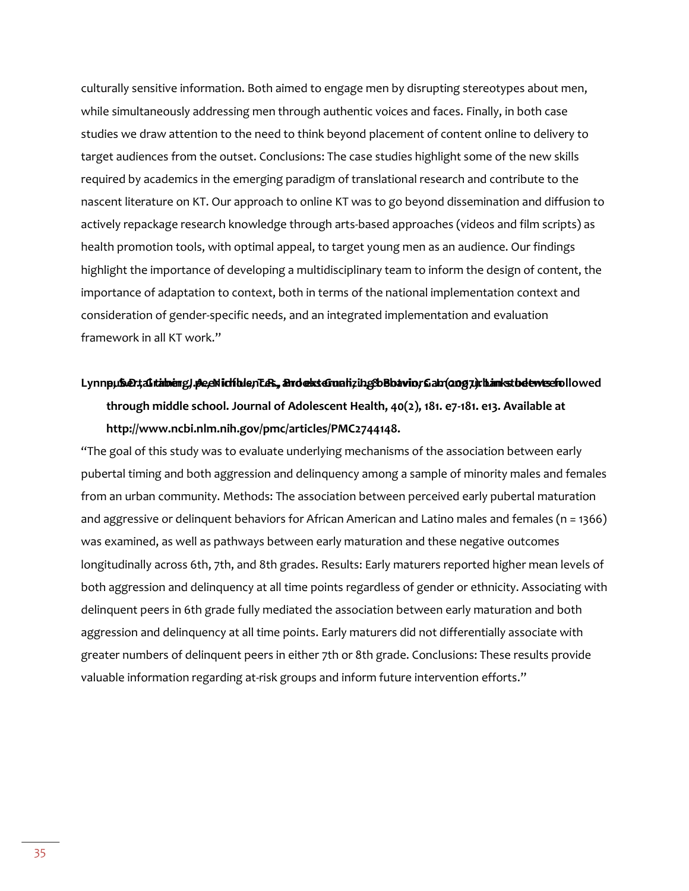culturally sensitive information. Both aimed to engage men by disrupting stereotypes about men, while simultaneously addressing men through authentic voices and faces. Finally, in both case studies we draw attention to the need to think beyond placement of content online to delivery to target audiences from the outset. Conclusions: The case studies highlight some of the new skills required by academics in the emerging paradigm of translational research and contribute to the nascent literature on KT. Our approach to online KT was to go beyond dissemination and diffusion to actively repackage research knowledge through arts-based approaches (videos and film scripts) as health promotion tools, with optimal appeal, to target young men as an audience. Our findings highlight the importance of developing a multidisciplinary team to inform the design of content, the importance of adaptation to context, both in terms of the national implementation context and consideration of gender-specific needs, and an integrated implementation and evaluation framework in all KT work."

**Lynne, S.D., Graber, J.A., Nichols, T.R., Brooks-Gunn, J., & Botvin, G.J. (2007). Links between pubertal timing, peer influences, and externalizing behaviors among urban students followed through middle school. Journal of Adolescent Health, 40(2), 181. e7-181. e13. Available at http://www.ncbi.nlm.nih.gov/pmc/articles/PMC2744148.**

"The goal of this study was to evaluate underlying mechanisms of the association between early pubertal timing and both aggression and delinquency among a sample of minority males and females from an urban community. Methods: The association between perceived early pubertal maturation and aggressive or delinquent behaviors for African American and Latino males and females (n = 1366) was examined, as well as pathways between early maturation and these negative outcomes longitudinally across 6th, 7th, and 8th grades. Results: Early maturers reported higher mean levels of both aggression and delinquency at all time points regardless of gender or ethnicity. Associating with delinquent peers in 6th grade fully mediated the association between early maturation and both aggression and delinquency at all time points. Early maturers did not differentially associate with greater numbers of delinquent peers in either 7th or 8th grade. Conclusions: These results provide valuable information regarding at-risk groups and inform future intervention efforts."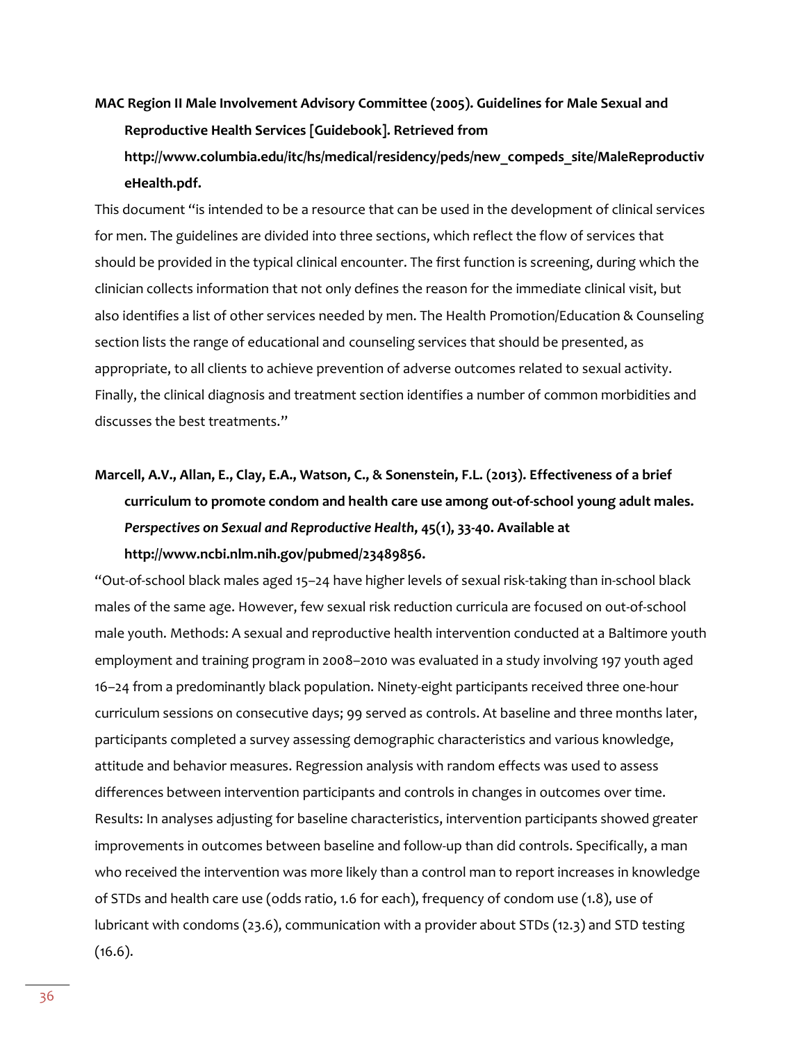**MAC Region II Male Involvement Advisory Committee (2005). Guidelines for Male Sexual and Reproductive Health Services [Guidebook]. Retrieved from http://www.columbia.edu/itc/hs/medical/residency/peds/new_compeds_site/MaleReproductiveHealth.pdf.**

This document "is intended to be a resource that can be used in the development of clinical services for men. The guidelines are divided into three sections, which reflect the flow of services that should be provided in the typical clinical encounter. The first function is screening, during which the clinician collects information that not only defines the reason for the immediate clinical visit, but also identifies a list of other services needed by men. The Health Promotion/Education & Counseling section lists the range of educational and counseling services that should be presented, as appropriate, to all clients to achieve prevention of adverse outcomes related to sexual activity. Finally, the clinical diagnosis and treatment section identifies a number of common morbidities and discusses the best treatments."

**Marcell, A.V., Allan, E., Clay, E.A., Watson, C., & Sonenstein, F.L. (2013). Effectiveness of a brief curriculum to promote condom and health care use among out-of-school young adult males. *Perspectives on Sexual and Reproductive Health*, 45(1), 33-40. Available at http://www.ncbi.nlm.nih.gov/pubmed/23489856.**

"Out-of-school black males aged 15–24 have higher levels of sexual risk-taking than in-school black males of the same age. However, few sexual risk reduction curricula are focused on out-of-school male youth. Methods: A sexual and reproductive health intervention conducted at a Baltimore youth employment and training program in 2008–2010 was evaluated in a study involving 197 youth aged 16–24 from a predominantly black population. Ninety-eight participants received three one-hour curriculum sessions on consecutive days; 99 served as controls. At baseline and three months later, participants completed a survey assessing demographic characteristics and various knowledge, attitude and behavior measures. Regression analysis with random effects was used to assess differences between intervention participants and controls in changes in outcomes over time. Results: In analyses adjusting for baseline characteristics, intervention participants showed greater improvements in outcomes between baseline and follow-up than did controls. Specifically, a man who received the intervention was more likely than a control man to report increases in knowledge of STDs and health care use (odds ratio, 1.6 for each), frequency of condom use (1.8), use of lubricant with condoms (23.6), communication with a provider about STDs (12.3) and STD testing (16.6).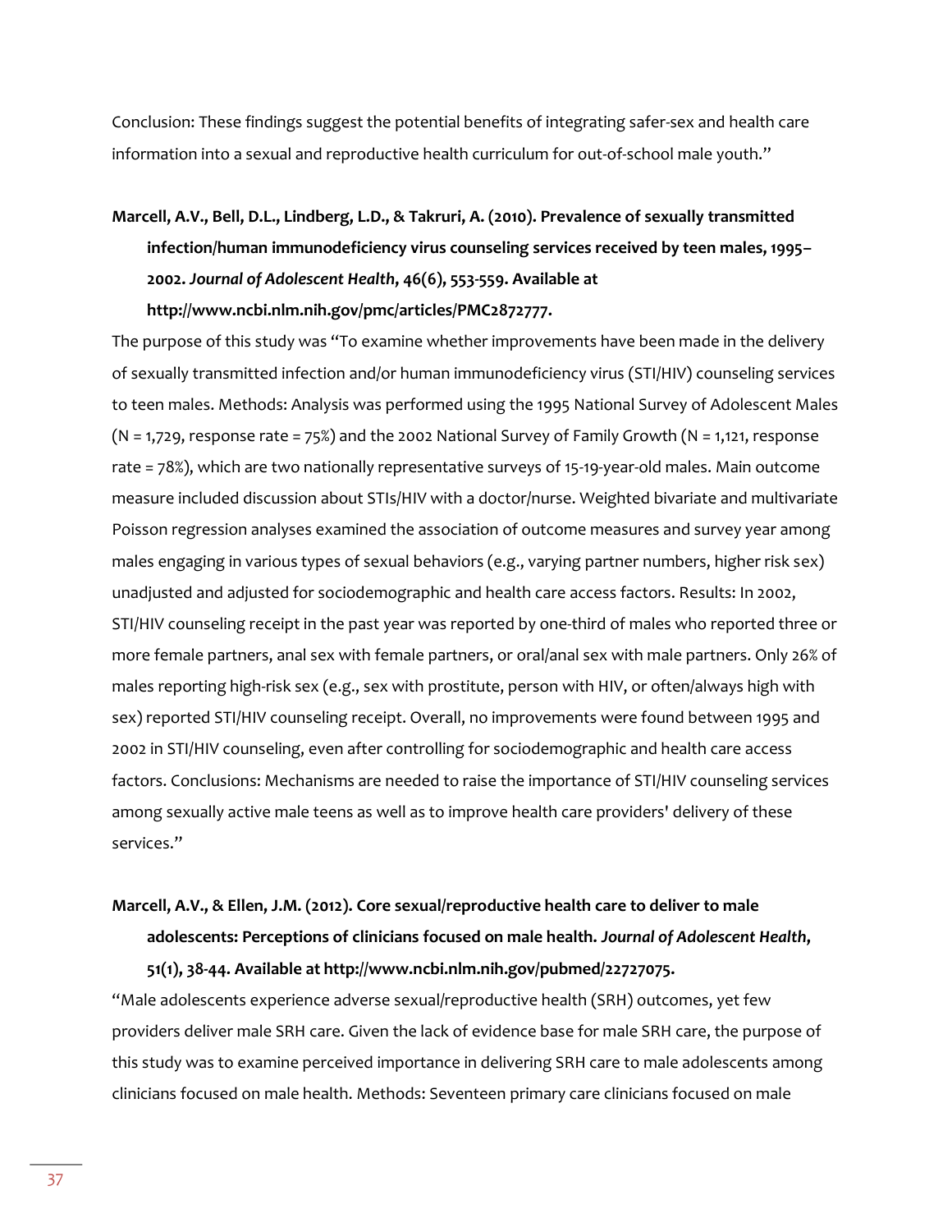Conclusion: These findings suggest the potential benefits of integrating safer-sex and health care information into a sexual and reproductive health curriculum for out-of-school male youth."

**Marcell, A.V., Bell, D.L., Lindberg, L.D., & Takruri, A. (2010). Prevalence of sexually transmitted infection/human immunodeficiency virus counseling services received by teen males, 1995–2002. *Journal of Adolescent Health*, 46(6), 553-559. Available at http://www.ncbi.nlm.nih.gov/pmc/articles/PMC2872777.**

The purpose of this study was "To examine whether improvements have been made in the delivery of sexually transmitted infection and/or human immunodeficiency virus (STI/HIV) counseling services to teen males. Methods: Analysis was performed using the 1995 National Survey of Adolescent Males (N = 1,729, response rate = 75%) and the 2002 National Survey of Family Growth (N = 1,121, response rate = 78%), which are two nationally representative surveys of 15-19-year-old males. Main outcome measure included discussion about STIs/HIV with a doctor/nurse. Weighted bivariate and multivariate Poisson regression analyses examined the association of outcome measures and survey year among males engaging in various types of sexual behaviors (e.g., varying partner numbers, higher risk sex) unadjusted and adjusted for sociodemographic and health care access factors. Results: In 2002, STI/HIV counseling receipt in the past year was reported by one-third of males who reported three or more female partners, anal sex with female partners, or oral/anal sex with male partners. Only 26% of males reporting high-risk sex (e.g., sex with prostitute, person with HIV, or often/always high with sex) reported STI/HIV counseling receipt. Overall, no improvements were found between 1995 and 2002 in STI/HIV counseling, even after controlling for sociodemographic and health care access factors. Conclusions: Mechanisms are needed to raise the importance of STI/HIV counseling services among sexually active male teens as well as to improve health care providers' delivery of these services."

**Marcell, A.V., & Ellen, J.M. (2012). Core sexual/reproductive health care to deliver to male adolescents: Perceptions of clinicians focused on male health. *Journal of Adolescent Health*, 51(1), 38-44. Available at http://www.ncbi.nlm.nih.gov/pubmed/22727075.**

"Male adolescents experience adverse sexual/reproductive health (SRH) outcomes, yet few providers deliver male SRH care. Given the lack of evidence base for male SRH care, the purpose of this study was to examine perceived importance in delivering SRH care to male adolescents among clinicians focused on male health. Methods: Seventeen primary care clinicians focused on male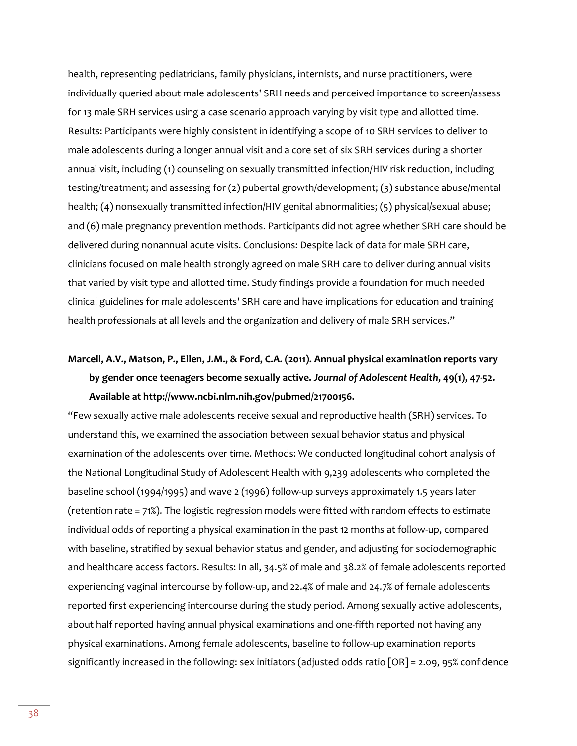health, representing pediatricians, family physicians, internists, and nurse practitioners, were individually queried about male adolescents' SRH needs and perceived importance to screen/assess for 13 male SRH services using a case scenario approach varying by visit type and allotted time. Results: Participants were highly consistent in identifying a scope of 10 SRH services to deliver to male adolescents during a longer annual visit and a core set of six SRH services during a shorter annual visit, including (1) counseling on sexually transmitted infection/HIV risk reduction, including testing/treatment; and assessing for (2) pubertal growth/development; (3) substance abuse/mental health; (4) nonsexually transmitted infection/HIV genital abnormalities; (5) physical/sexual abuse; and (6) male pregnancy prevention methods. Participants did not agree whether SRH care should be delivered during nonannual acute visits. Conclusions: Despite lack of data for male SRH care, clinicians focused on male health strongly agreed on male SRH care to deliver during annual visits that varied by visit type and allotted time. Study findings provide a foundation for much needed clinical guidelines for male adolescents' SRH care and have implications for education and training health professionals at all levels and the organization and delivery of male SRH services."

**Marcell, A.V., Matson, P., Ellen, J.M., & Ford, C.A. (2011). Annual physical examination reports vary by gender once teenagers become sexually active. *Journal of Adolescent Health*, 49(1), 47-52. Available at http://www.ncbi.nlm.nih.gov/pubmed/21700156.**

"Few sexually active male adolescents receive sexual and reproductive health (SRH) services. To understand this, we examined the association between sexual behavior status and physical examination of the adolescents over time. Methods: We conducted longitudinal cohort analysis of the National Longitudinal Study of Adolescent Health with 9,239 adolescents who completed the baseline school (1994/1995) and wave 2 (1996) follow-up surveys approximately 1.5 years later (retention rate = 71%). The logistic regression models were fitted with random effects to estimate individual odds of reporting a physical examination in the past 12 months at follow-up, compared with baseline, stratified by sexual behavior status and gender, and adjusting for sociodemographic and healthcare access factors. Results: In all, 34.5% of male and 38.2% of female adolescents reported experiencing vaginal intercourse by follow-up, and 22.4% of male and 24.7% of female adolescents reported first experiencing intercourse during the study period. Among sexually active adolescents, about half reported having annual physical examinations and one-fifth reported not having any physical examinations. Among female adolescents, baseline to follow-up examination reports significantly increased in the following: sex initiators (adjusted odds ratio [OR] = 2.09, 95% confidence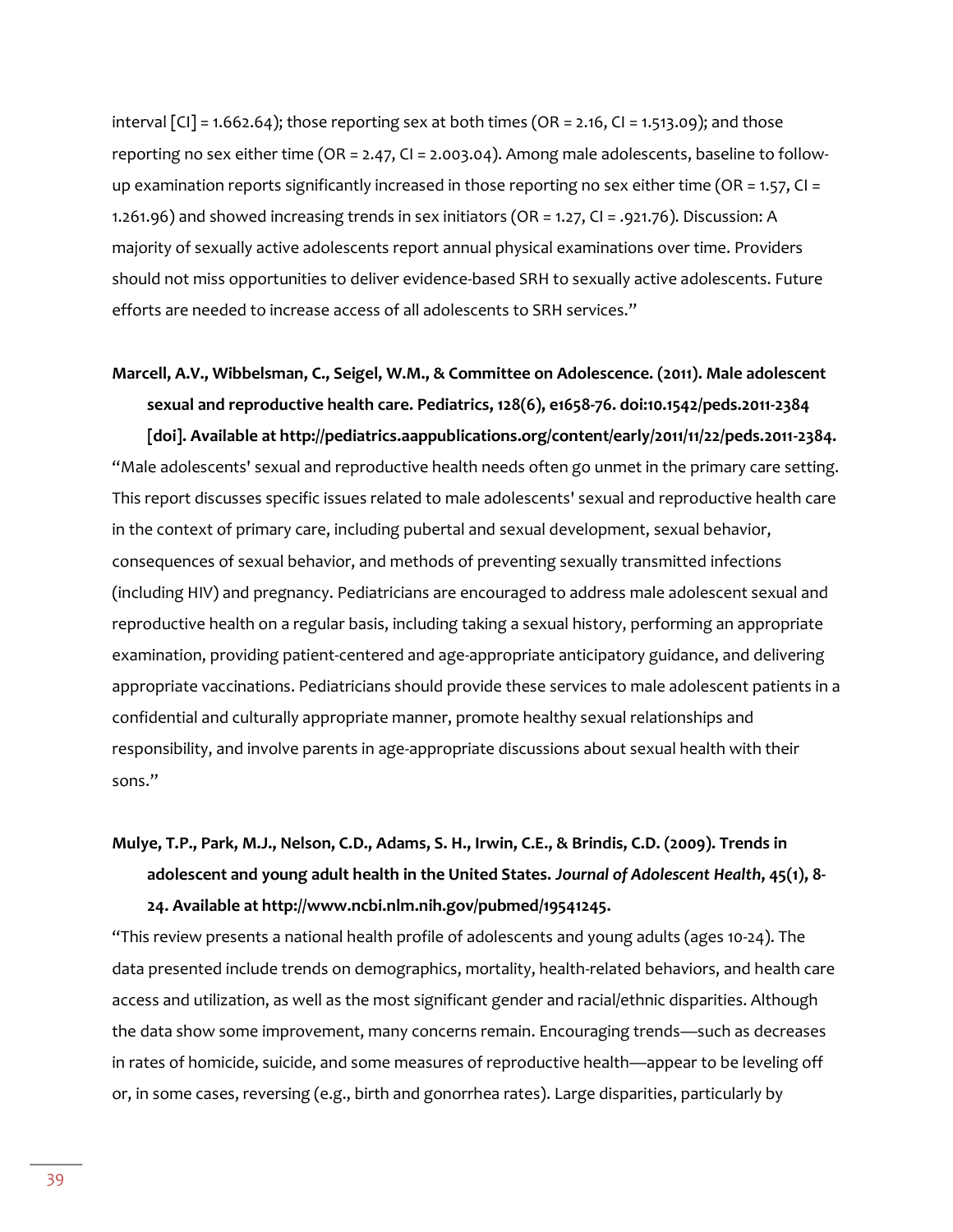interval [CI] = 1.662.64); those reporting sex at both times (OR = 2.16, CI = 1.513.09); and those reporting no sex either time (OR = 2.47, CI = 2.003.04). Among male adolescents, baseline to follow-up examination reports significantly increased in those reporting no sex either time (OR = 1.57, CI = 1.261.96) and showed increasing trends in sex initiators (OR = 1.27, CI = .921.76). Discussion: A majority of sexually active adolescents report annual physical examinations over time. Providers should not miss opportunities to deliver evidence-based SRH to sexually active adolescents. Future efforts are needed to increase access of all adolescents to SRH services."

**Marcell, A.V., Wibbelsman, C., Seigel, W.M., & Committee on Adolescence. (2011). Male adolescent sexual and reproductive health care. Pediatrics, 128(6), e1658-76. doi:10.1542/peds.2011-2384 [doi]. Available at http://pediatrics.aappublications.org/content/early/2011/11/22/peds.2011-2384.**

"Male adolescents' sexual and reproductive health needs often go unmet in the primary care setting. This report discusses specific issues related to male adolescents' sexual and reproductive health care in the context of primary care, including pubertal and sexual development, sexual behavior, consequences of sexual behavior, and methods of preventing sexually transmitted infections (including HIV) and pregnancy. Pediatricians are encouraged to address male adolescent sexual and reproductive health on a regular basis, including taking a sexual history, performing an appropriate examination, providing patient-centered and age-appropriate anticipatory guidance, and delivering appropriate vaccinations. Pediatricians should provide these services to male adolescent patients in a confidential and culturally appropriate manner, promote healthy sexual relationships and responsibility, and involve parents in age-appropriate discussions about sexual health with their sons."

**Mulye, T.P., Park, M.J., Nelson, C.D., Adams, S. H., Irwin, C.E., & Brindis, C.D. (2009). Trends in adolescent and young adult health in the United States. *Journal of Adolescent Health*, 45(1), 8-24. Available at http://www.ncbi.nlm.nih.gov/pubmed/19541245.**

"This review presents a national health profile of adolescents and young adults (ages 10-24). The data presented include trends on demographics, mortality, health-related behaviors, and health care access and utilization, as well as the most significant gender and racial/ethnic disparities. Although the data show some improvement, many concerns remain. Encouraging trends—such as decreases in rates of homicide, suicide, and some measures of reproductive health—appear to be leveling off or, in some cases, reversing (e.g., birth and gonorrhea rates). Large disparities, particularly by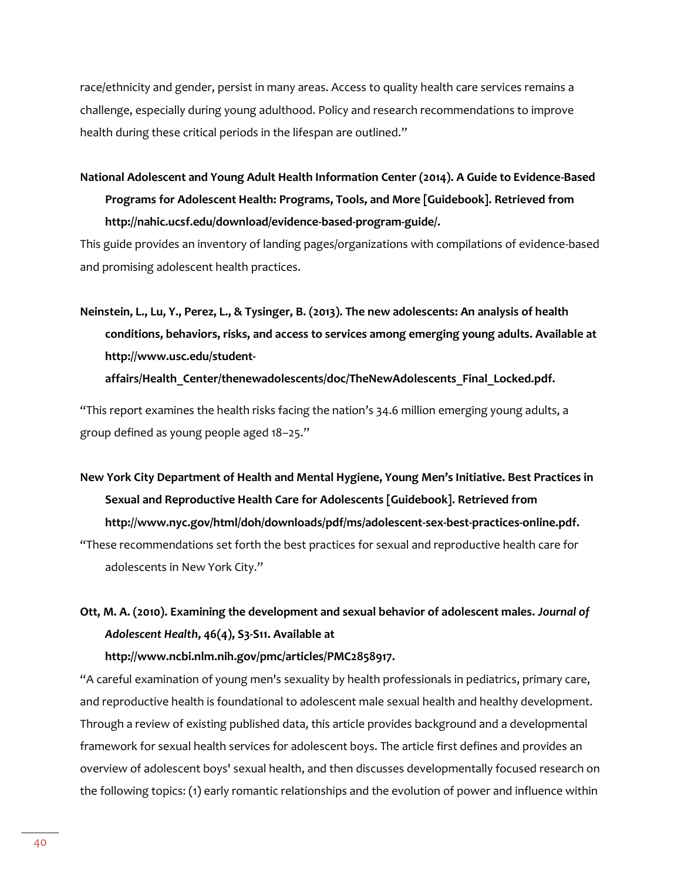race/ethnicity and gender, persist in many areas. Access to quality health care services remains a challenge, especially during young adulthood. Policy and research recommendations to improve health during these critical periods in the lifespan are outlined."

**National Adolescent and Young Adult Health Information Center (2014). A Guide to Evidence-Based Programs for Adolescent Health: Programs, Tools, and More [Guidebook]. Retrieved from http://nahic.ucsf.edu/download/evidence-based-program-guide/.**

This guide provides an inventory of landing pages/organizations with compilations of evidence-based and promising adolescent health practices.

**Neinstein, L., Lu, Y., Perez, L., & Tysinger, B. (2013). The new adolescents: An analysis of health conditions, behaviors, risks, and access to services among emerging young adults. Available at http://www.usc.edu/student-affairs/Health_Center/thenewadolescents/doc/TheNewAdolescents_Final_Locked.pdf.**

"This report examines the health risks facing the nation's 34.6 million emerging young adults, a group defined as young people aged 18–25."

**New York City Department of Health and Mental Hygiene, Young Men's Initiative. Best Practices in Sexual and Reproductive Health Care for Adolescents [Guidebook]. Retrieved from http://www.nyc.gov/html/doh/downloads/pdf/ms/adolescent-sex-best-practices-online.pdf.**

"These recommendations set forth the best practices for sexual and reproductive health care for adolescents in New York City."

**Ott, M. A. (2010). Examining the development and sexual behavior of adolescent males. *Journal of Adolescent Health*, 46(4), S3-S11. Available at http://www.ncbi.nlm.nih.gov/pmc/articles/PMC2858917.**

"A careful examination of young men's sexuality by health professionals in pediatrics, primary care, and reproductive health is foundational to adolescent male sexual health and healthy development. Through a review of existing published data, this article provides background and a developmental framework for sexual health services for adolescent boys. The article first defines and provides an overview of adolescent boys' sexual health, and then discusses developmentally focused research on the following topics: (1) early romantic relationships and the evolution of power and influence within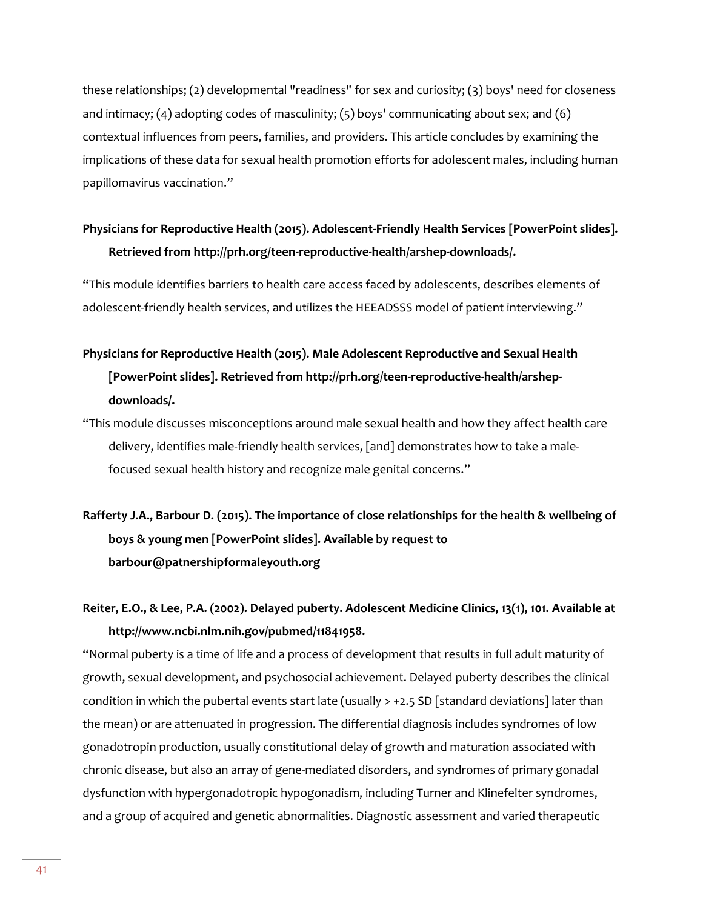these relationships; (2) developmental "readiness" for sex and curiosity; (3) boys' need for closeness and intimacy; (4) adopting codes of masculinity; (5) boys' communicating about sex; and (6) contextual influences from peers, families, and providers. This article concludes by examining the implications of these data for sexual health promotion efforts for adolescent males, including human papillomavirus vaccination."

**Physicians for Reproductive Health (2015). Adolescent-Friendly Health Services [PowerPoint slides]. Retrieved from http://prh.org/teen-reproductive-health/arshep-downloads/.**

"This module identifies barriers to health care access faced by adolescents, describes elements of adolescent-friendly health services, and utilizes the HEEADSSS model of patient interviewing."

**Physicians for Reproductive Health (2015). Male Adolescent Reproductive and Sexual Health [PowerPoint slides]. Retrieved from http://prh.org/teen-reproductive-health/arshep-downloads/.**

"This module discusses misconceptions around male sexual health and how they affect health care delivery, identifies male-friendly health services, [and] demonstrates how to take a male-focused sexual health history and recognize male genital concerns."

**Rafferty J.A., Barbour D. (2015). The importance of close relationships for the health & wellbeing of boys & young men [PowerPoint slides]. Available by request to barbour@patnershipformaleyouth.org**

**Reiter, E.O., & Lee, P.A. (2002). Delayed puberty. Adolescent Medicine Clinics, 13(1), 101. Available at http://www.ncbi.nlm.nih.gov/pubmed/11841958.**

"Normal puberty is a time of life and a process of development that results in full adult maturity of growth, sexual development, and psychosocial achievement. Delayed puberty describes the clinical condition in which the pubertal events start late (usually > +2.5 SD [standard deviations] later than the mean) or are attenuated in progression. The differential diagnosis includes syndromes of low gonadotropin production, usually constitutional delay of growth and maturation associated with chronic disease, but also an array of gene-mediated disorders, and syndromes of primary gonadal dysfunction with hypergonadotropic hypogonadism, including Turner and Klinefelter syndromes, and a group of acquired and genetic abnormalities. Diagnostic assessment and varied therapeutic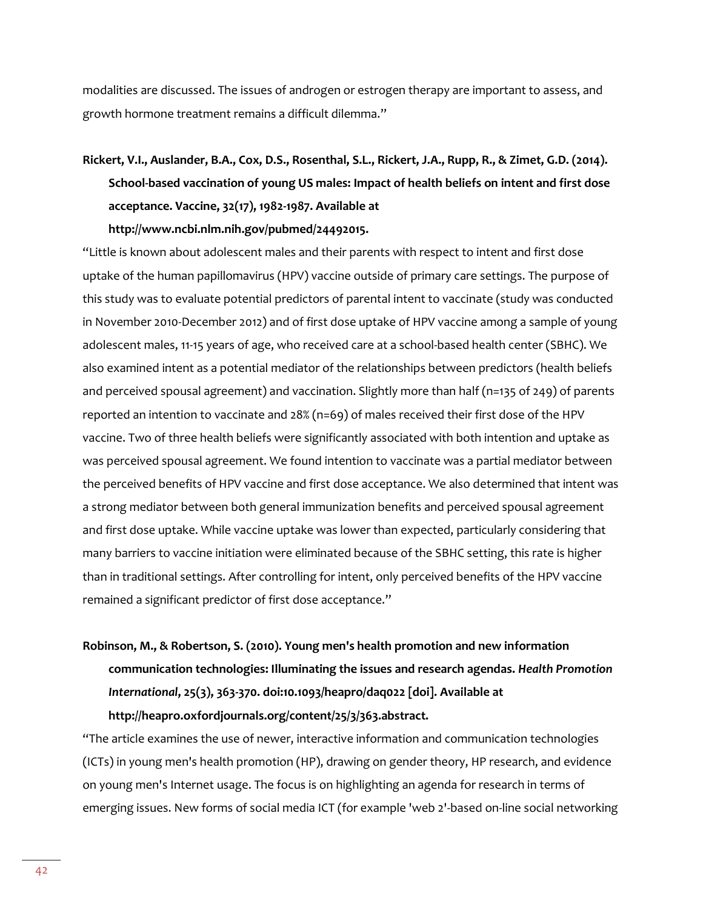modalities are discussed. The issues of androgen or estrogen therapy are important to assess, and growth hormone treatment remains a difficult dilemma."

**Rickert, V.I., Auslander, B.A., Cox, D.S., Rosenthal, S.L., Rickert, J.A., Rupp, R., & Zimet, G.D. (2014). School-based vaccination of young US males: Impact of health beliefs on intent and first dose acceptance. Vaccine, 32(17), 1982-1987. Available at http://www.ncbi.nlm.nih.gov/pubmed/24492015.**

"Little is known about adolescent males and their parents with respect to intent and first dose uptake of the human papillomavirus (HPV) vaccine outside of primary care settings. The purpose of this study was to evaluate potential predictors of parental intent to vaccinate (study was conducted in November 2010-December 2012) and of first dose uptake of HPV vaccine among a sample of young adolescent males, 11-15 years of age, who received care at a school-based health center (SBHC). We also examined intent as a potential mediator of the relationships between predictors (health beliefs and perceived spousal agreement) and vaccination. Slightly more than half (n=135 of 249) of parents reported an intention to vaccinate and 28% (n=69) of males received their first dose of the HPV vaccine. Two of three health beliefs were significantly associated with both intention and uptake as was perceived spousal agreement. We found intention to vaccinate was a partial mediator between the perceived benefits of HPV vaccine and first dose acceptance. We also determined that intent was a strong mediator between both general immunization benefits and perceived spousal agreement and first dose uptake. While vaccine uptake was lower than expected, particularly considering that many barriers to vaccine initiation were eliminated because of the SBHC setting, this rate is higher than in traditional settings. After controlling for intent, only perceived benefits of the HPV vaccine remained a significant predictor of first dose acceptance."

**Robinson, M., & Robertson, S. (2010). Young men's health promotion and new information communication technologies: Illuminating the issues and research agendas. *Health Promotion International*, 25(3), 363-370. doi:10.1093/heapro/daq022 [doi]. Available at http://heapro.oxfordjournals.org/content/25/3/363.abstract.**

"The article examines the use of newer, interactive information and communication technologies (ICTs) in young men's health promotion (HP), drawing on gender theory, HP research, and evidence on young men's Internet usage. The focus is on highlighting an agenda for research in terms of emerging issues. New forms of social media ICT (for example 'web 2'-based on-line social networking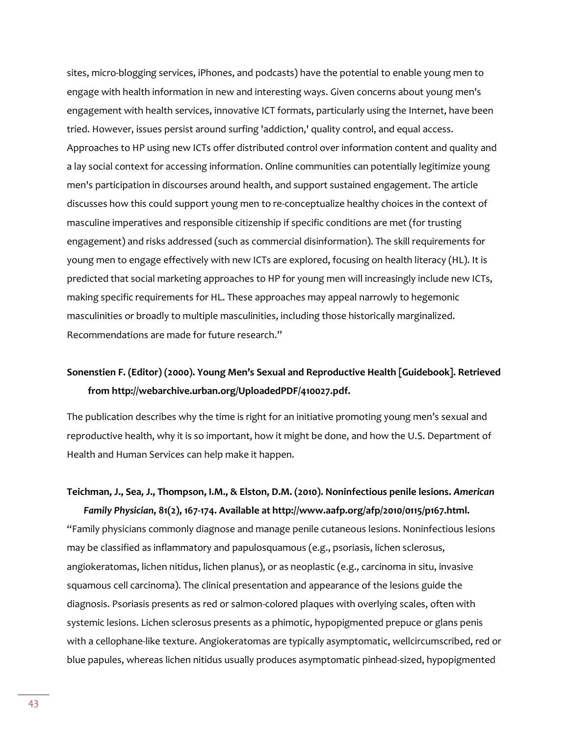sites, micro-blogging services, iPhones, and podcasts) have the potential to enable young men to engage with health information in new and interesting ways. Given concerns about young men's engagement with health services, innovative ICT formats, particularly using the Internet, have been tried. However, issues persist around surfing 'addiction,' quality control, and equal access. Approaches to HP using new ICTs offer distributed control over information content and quality and a lay social context for accessing information. Online communities can potentially legitimize young men's participation in discourses around health, and support sustained engagement. The article discusses how this could support young men to re-conceptualize healthy choices in the context of masculine imperatives and responsible citizenship if specific conditions are met (for trusting engagement) and risks addressed (such as commercial disinformation). The skill requirements for young men to engage effectively with new ICTs are explored, focusing on health literacy (HL). It is predicted that social marketing approaches to HP for young men will increasingly include new ICTs, making specific requirements for HL. These approaches may appeal narrowly to hegemonic masculinities or broadly to multiple masculinities, including those historically marginalized. Recommendations are made for future research."

**Sonenstien F. (Editor) (2000). Young Men's Sexual and Reproductive Health [Guidebook]. Retrieved from http://webarchive.urban.org/UploadedPDF/410027.pdf.**

The publication describes why the time is right for an initiative promoting young men's sexual and reproductive health, why it is so important, how it might be done, and how the U.S. Department of Health and Human Services can help make it happen.

**Teichman, J., Sea, J., Thompson, I.M., & Elston, D.M. (2010). Noninfectious penile lesions. *American Family Physician*, 81(2), 167-174. Available at http://www.aafp.org/afp/2010/0115/p167.html.**

"Family physicians commonly diagnose and manage penile cutaneous lesions. Noninfectious lesions may be classified as inflammatory and papulosquamous (e.g., psoriasis, lichen sclerosus, angiokeratomas, lichen nitidus, lichen planus), or as neoplastic (e.g., carcinoma in situ, invasive squamous cell carcinoma). The clinical presentation and appearance of the lesions guide the diagnosis. Psoriasis presents as red or salmon-colored plaques with overlying scales, often with systemic lesions. Lichen sclerosus presents as a phimotic, hypopigmented prepuce or glans penis with a cellophane-like texture. Angiokeratomas are typically asymptomatic, wellcircumscribed, red or blue papules, whereas lichen nitidus usually produces asymptomatic pinhead-sized, hypopigmented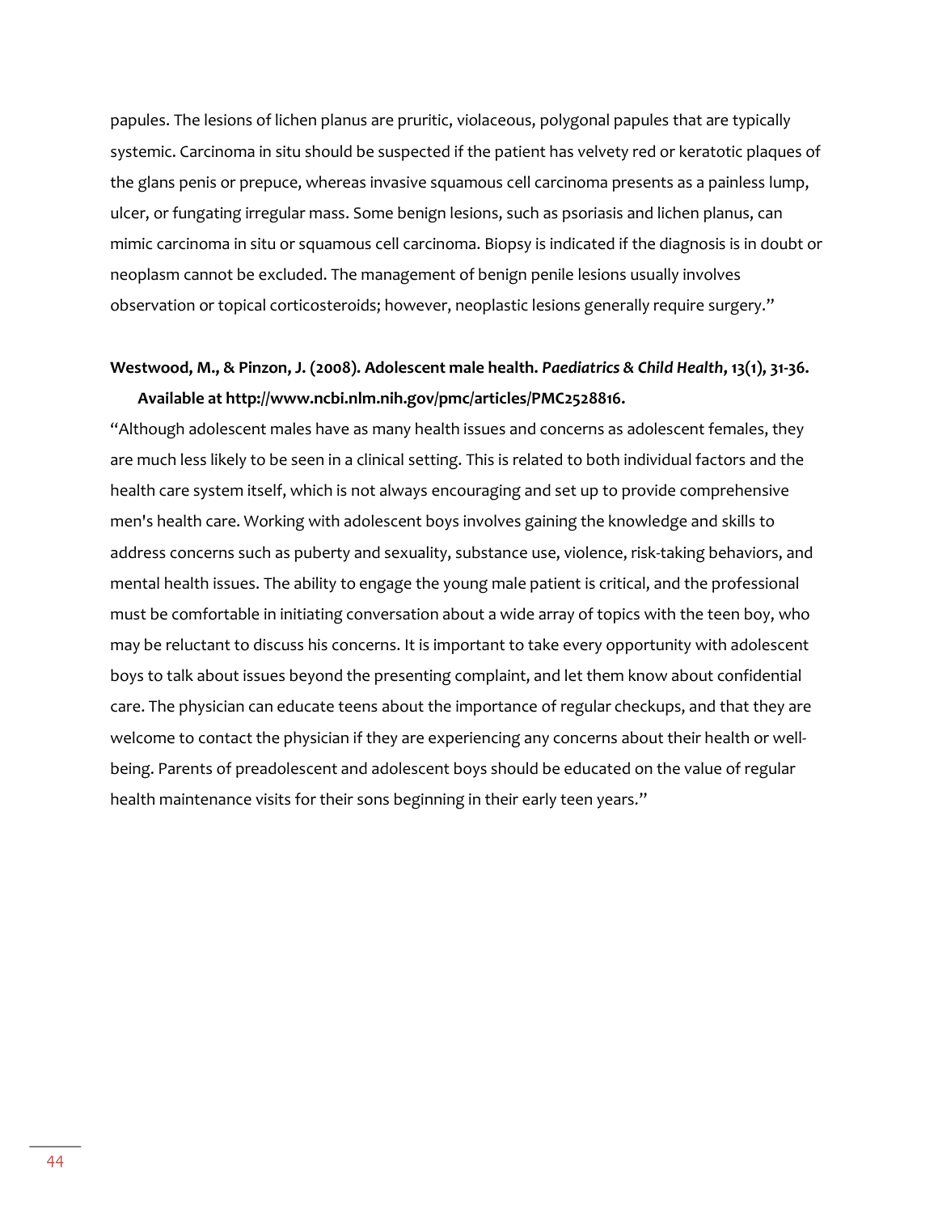papules. The lesions of lichen planus are pruritic, violaceous, polygonal papules that are typically systemic. Carcinoma in situ should be suspected if the patient has velvety red or keratotic plaques of the glans penis or prepuce, whereas invasive squamous cell carcinoma presents as a painless lump, ulcer, or fungating irregular mass. Some benign lesions, such as psoriasis and lichen planus, can mimic carcinoma in situ or squamous cell carcinoma. Biopsy is indicated if the diagnosis is in doubt or neoplasm cannot be excluded. The management of benign penile lesions usually involves observation or topical corticosteroids; however, neoplastic lesions generally require surgery."

**Westwood, M., & Pinzon, J. (2008). Adolescent male health. *Paediatrics & Child Health*, 13(1), 31-36. Available at http://www.ncbi.nlm.nih.gov/pmc/articles/PMC2528816.**

"Although adolescent males have as many health issues and concerns as adolescent females, they are much less likely to be seen in a clinical setting. This is related to both individual factors and the health care system itself, which is not always encouraging and set up to provide comprehensive men's health care. Working with adolescent boys involves gaining the knowledge and skills to address concerns such as puberty and sexuality, substance use, violence, risk-taking behaviors, and mental health issues. The ability to engage the young male patient is critical, and the professional must be comfortable in initiating conversation about a wide array of topics with the teen boy, who may be reluctant to discuss his concerns. It is important to take every opportunity with adolescent boys to talk about issues beyond the presenting complaint, and let them know about confidential care. The physician can educate teens about the importance of regular checkups, and that they are welcome to contact the physician if they are experiencing any concerns about their health or well-being. Parents of preadolescent and adolescent boys should be educated on the value of regular health maintenance visits for their sons beginning in their early teen years."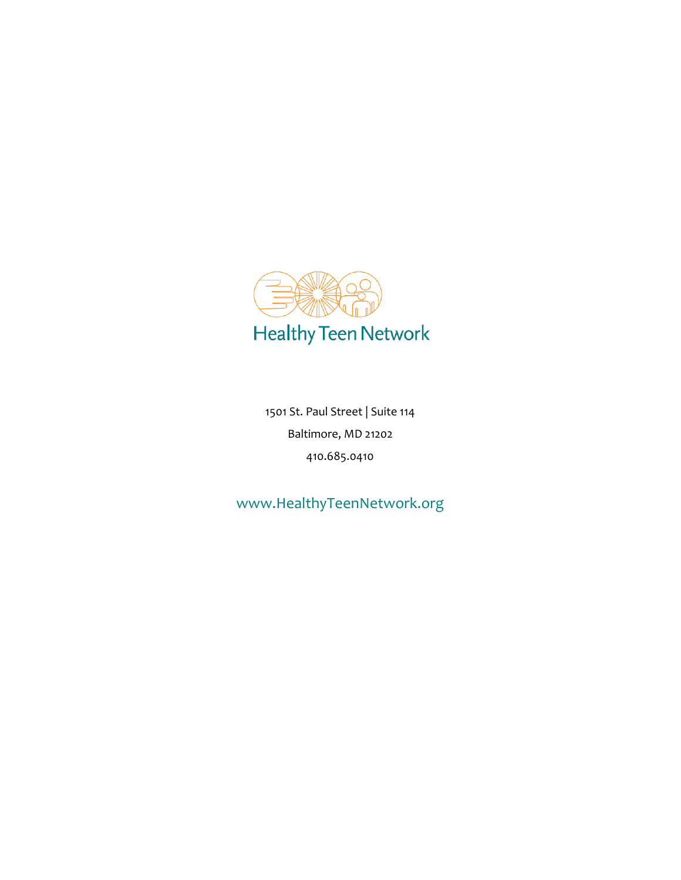Healthy Teen Network

1501 St. Paul Street | Suite 114

Baltimore, MD 21202

410.685.0410

www.HealthyTeenNetwork.org